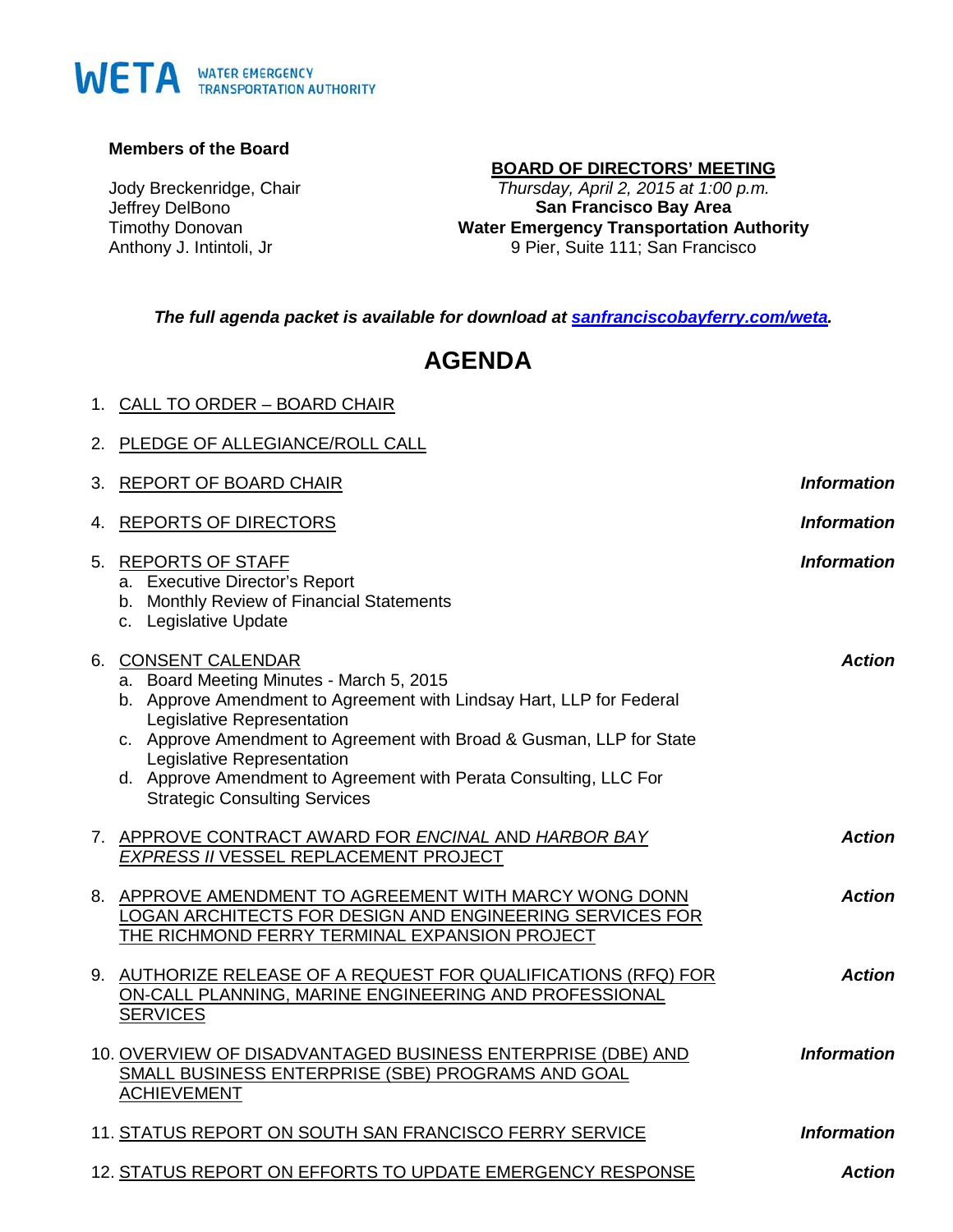WETA WATER EMERGENCY TRANSPORTATION AUTHORITY

**Members of the Board**

Jody Breckenridge, Chair
Jeffrey DelBono
Timothy Donovan
Anthony J. Intintoli, Jr

**BOARD OF DIRECTORS' MEETING**
*Thursday, April 2, 2015 at 1:00 p.m.*
**San Francisco Bay Area**
**Water Emergency Transportation Authority**
9 Pier, Suite 111; San Francisco

***The full agenda packet is available for download at sanfranciscobayferry.com/weta.***

# AGENDA

1. CALL TO ORDER – BOARD CHAIR

2. PLEDGE OF ALLEGIANCE/ROLL CALL

3. REPORT OF BOARD CHAIR — ***Information***

4. REPORTS OF DIRECTORS — ***Information***

5. REPORTS OF STAFF — ***Information***
   a. Executive Director's Report
   b. Monthly Review of Financial Statements
   c. Legislative Update

6. CONSENT CALENDAR — ***Action***
   a. Board Meeting Minutes - March 5, 2015
   b. Approve Amendment to Agreement with Lindsay Hart, LLP for Federal Legislative Representation
   c. Approve Amendment to Agreement with Broad & Gusman, LLP for State Legislative Representation
   d. Approve Amendment to Agreement with Perata Consulting, LLC For Strategic Consulting Services

7. APPROVE CONTRACT AWARD FOR *ENCINAL* AND *HARBOR BAY EXPRESS II* VESSEL REPLACEMENT PROJECT — ***Action***

8. APPROVE AMENDMENT TO AGREEMENT WITH MARCY WONG DONN LOGAN ARCHITECTS FOR DESIGN AND ENGINEERING SERVICES FOR THE RICHMOND FERRY TERMINAL EXPANSION PROJECT — ***Action***

9. AUTHORIZE RELEASE OF A REQUEST FOR QUALIFICATIONS (RFQ) FOR ON-CALL PLANNING, MARINE ENGINEERING AND PROFESSIONAL SERVICES — ***Action***

10. OVERVIEW OF DISADVANTAGED BUSINESS ENTERPRISE (DBE) AND SMALL BUSINESS ENTERPRISE (SBE) PROGRAMS AND GOAL ACHIEVEMENT — ***Information***

11. STATUS REPORT ON SOUTH SAN FRANCISCO FERRY SERVICE — ***Information***

12. STATUS REPORT ON EFFORTS TO UPDATE EMERGENCY RESPONSE — ***Action***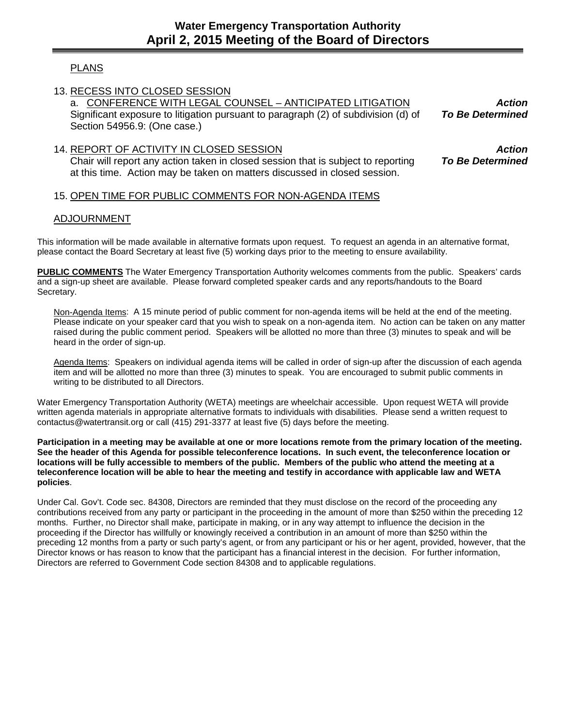PLANS

13. RECESS INTO CLOSED SESSION

    a. CONFERENCE WITH LEGAL COUNSEL – ANTICIPATED LITIGATION — ***Action To Be Determined***

    Significant exposure to litigation pursuant to paragraph (2) of subdivision (d) of Section 54956.9: (One case.)

14. REPORT OF ACTIVITY IN CLOSED SESSION — ***Action To Be Determined***

    Chair will report any action taken in closed session that is subject to reporting at this time. Action may be taken on matters discussed in closed session.

15. OPEN TIME FOR PUBLIC COMMENTS FOR NON-AGENDA ITEMS

ADJOURNMENT

This information will be made available in alternative formats upon request. To request an agenda in an alternative format, please contact the Board Secretary at least five (5) working days prior to the meeting to ensure availability.

**PUBLIC COMMENTS** The Water Emergency Transportation Authority welcomes comments from the public. Speakers' cards and a sign-up sheet are available. Please forward completed speaker cards and any reports/handouts to the Board Secretary.

Non-Agenda Items: A 15 minute period of public comment for non-agenda items will be held at the end of the meeting. Please indicate on your speaker card that you wish to speak on a non-agenda item. No action can be taken on any matter raised during the public comment period. Speakers will be allotted no more than three (3) minutes to speak and will be heard in the order of sign-up.

Agenda Items: Speakers on individual agenda items will be called in order of sign-up after the discussion of each agenda item and will be allotted no more than three (3) minutes to speak. You are encouraged to submit public comments in writing to be distributed to all Directors.

Water Emergency Transportation Authority (WETA) meetings are wheelchair accessible. Upon request WETA will provide written agenda materials in appropriate alternative formats to individuals with disabilities. Please send a written request to contactus@watertransit.org or call (415) 291-3377 at least five (5) days before the meeting.

**Participation in a meeting may be available at one or more locations remote from the primary location of the meeting. See the header of this Agenda for possible teleconference locations. In such event, the teleconference location or locations will be fully accessible to members of the public. Members of the public who attend the meeting at a teleconference location will be able to hear the meeting and testify in accordance with applicable law and WETA policies**.

Under Cal. Gov't. Code sec. 84308, Directors are reminded that they must disclose on the record of the proceeding any contributions received from any party or participant in the proceeding in the amount of more than $250 within the preceding 12 months. Further, no Director shall make, participate in making, or in any way attempt to influence the decision in the proceeding if the Director has willfully or knowingly received a contribution in an amount of more than $250 within the preceding 12 months from a party or such party's agent, or from any participant or his or her agent, provided, however, that the Director knows or has reason to know that the participant has a financial interest in the decision. For further information, Directors are referred to Government Code section 84308 and to applicable regulations.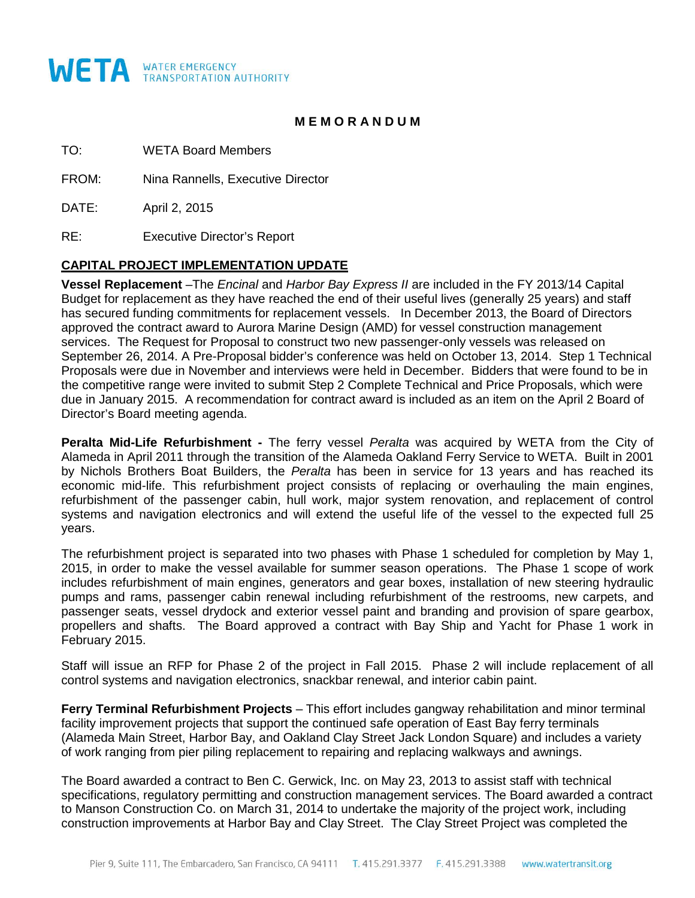**WETA** WATER EMERGENCY TRANSPORTATION AUTHORITY

**M E M O R A N D U M**

TO: WETA Board Members

FROM: Nina Rannells, Executive Director

DATE: April 2, 2015

RE: Executive Director's Report

## CAPITAL PROJECT IMPLEMENTATION UPDATE

**Vessel Replacement** –The *Encinal* and *Harbor Bay Express II* are included in the FY 2013/14 Capital Budget for replacement as they have reached the end of their useful lives (generally 25 years) and staff has secured funding commitments for replacement vessels. In December 2013, the Board of Directors approved the contract award to Aurora Marine Design (AMD) for vessel construction management services. The Request for Proposal to construct two new passenger-only vessels was released on September 26, 2014. A Pre-Proposal bidder's conference was held on October 13, 2014. Step 1 Technical Proposals were due in November and interviews were held in December. Bidders that were found to be in the competitive range were invited to submit Step 2 Complete Technical and Price Proposals, which were due in January 2015. A recommendation for contract award is included as an item on the April 2 Board of Director's Board meeting agenda.

**Peralta Mid-Life Refurbishment -** The ferry vessel *Peralta* was acquired by WETA from the City of Alameda in April 2011 through the transition of the Alameda Oakland Ferry Service to WETA. Built in 2001 by Nichols Brothers Boat Builders, the *Peralta* has been in service for 13 years and has reached its economic mid-life. This refurbishment project consists of replacing or overhauling the main engines, refurbishment of the passenger cabin, hull work, major system renovation, and replacement of control systems and navigation electronics and will extend the useful life of the vessel to the expected full 25 years.

The refurbishment project is separated into two phases with Phase 1 scheduled for completion by May 1, 2015, in order to make the vessel available for summer season operations. The Phase 1 scope of work includes refurbishment of main engines, generators and gear boxes, installation of new steering hydraulic pumps and rams, passenger cabin renewal including refurbishment of the restrooms, new carpets, and passenger seats, vessel drydock and exterior vessel paint and branding and provision of spare gearbox, propellers and shafts. The Board approved a contract with Bay Ship and Yacht for Phase 1 work in February 2015.

Staff will issue an RFP for Phase 2 of the project in Fall 2015. Phase 2 will include replacement of all control systems and navigation electronics, snackbar renewal, and interior cabin paint.

**Ferry Terminal Refurbishment Projects** – This effort includes gangway rehabilitation and minor terminal facility improvement projects that support the continued safe operation of East Bay ferry terminals (Alameda Main Street, Harbor Bay, and Oakland Clay Street Jack London Square) and includes a variety of work ranging from pier piling replacement to repairing and replacing walkways and awnings.

The Board awarded a contract to Ben C. Gerwick, Inc. on May 23, 2013 to assist staff with technical specifications, regulatory permitting and construction management services. The Board awarded a contract to Manson Construction Co. on March 31, 2014 to undertake the majority of the project work, including construction improvements at Harbor Bay and Clay Street. The Clay Street Project was completed the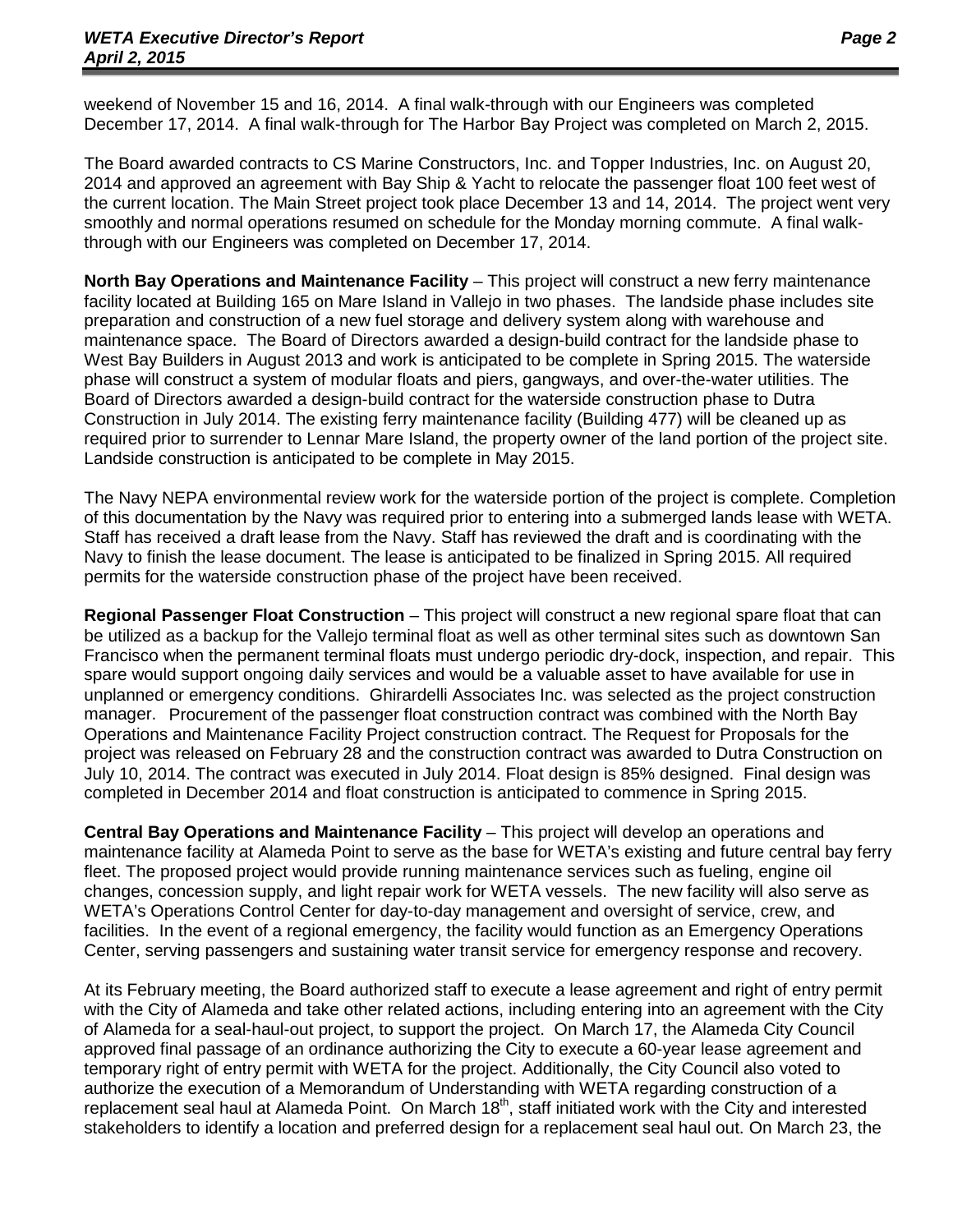weekend of November 15 and 16, 2014. A final walk-through with our Engineers was completed December 17, 2014. A final walk-through for The Harbor Bay Project was completed on March 2, 2015.

The Board awarded contracts to CS Marine Constructors, Inc. and Topper Industries, Inc. on August 20, 2014 and approved an agreement with Bay Ship & Yacht to relocate the passenger float 100 feet west of the current location. The Main Street project took place December 13 and 14, 2014. The project went very smoothly and normal operations resumed on schedule for the Monday morning commute. A final walk-through with our Engineers was completed on December 17, 2014.

**North Bay Operations and Maintenance Facility** – This project will construct a new ferry maintenance facility located at Building 165 on Mare Island in Vallejo in two phases. The landside phase includes site preparation and construction of a new fuel storage and delivery system along with warehouse and maintenance space. The Board of Directors awarded a design-build contract for the landside phase to West Bay Builders in August 2013 and work is anticipated to be complete in Spring 2015. The waterside phase will construct a system of modular floats and piers, gangways, and over-the-water utilities. The Board of Directors awarded a design-build contract for the waterside construction phase to Dutra Construction in July 2014. The existing ferry maintenance facility (Building 477) will be cleaned up as required prior to surrender to Lennar Mare Island, the property owner of the land portion of the project site. Landside construction is anticipated to be complete in May 2015.

The Navy NEPA environmental review work for the waterside portion of the project is complete. Completion of this documentation by the Navy was required prior to entering into a submerged lands lease with WETA. Staff has received a draft lease from the Navy. Staff has reviewed the draft and is coordinating with the Navy to finish the lease document. The lease is anticipated to be finalized in Spring 2015. All required permits for the waterside construction phase of the project have been received.

**Regional Passenger Float Construction** – This project will construct a new regional spare float that can be utilized as a backup for the Vallejo terminal float as well as other terminal sites such as downtown San Francisco when the permanent terminal floats must undergo periodic dry-dock, inspection, and repair. This spare would support ongoing daily services and would be a valuable asset to have available for use in unplanned or emergency conditions. Ghirardelli Associates Inc. was selected as the project construction manager. Procurement of the passenger float construction contract was combined with the North Bay Operations and Maintenance Facility Project construction contract. The Request for Proposals for the project was released on February 28 and the construction contract was awarded to Dutra Construction on July 10, 2014. The contract was executed in July 2014. Float design is 85% designed. Final design was completed in December 2014 and float construction is anticipated to commence in Spring 2015.

**Central Bay Operations and Maintenance Facility** – This project will develop an operations and maintenance facility at Alameda Point to serve as the base for WETA's existing and future central bay ferry fleet. The proposed project would provide running maintenance services such as fueling, engine oil changes, concession supply, and light repair work for WETA vessels. The new facility will also serve as WETA's Operations Control Center for day-to-day management and oversight of service, crew, and facilities. In the event of a regional emergency, the facility would function as an Emergency Operations Center, serving passengers and sustaining water transit service for emergency response and recovery.

At its February meeting, the Board authorized staff to execute a lease agreement and right of entry permit with the City of Alameda and take other related actions, including entering into an agreement with the City of Alameda for a seal-haul-out project, to support the project. On March 17, the Alameda City Council approved final passage of an ordinance authorizing the City to execute a 60-year lease agreement and temporary right of entry permit with WETA for the project. Additionally, the City Council also voted to authorize the execution of a Memorandum of Understanding with WETA regarding construction of a replacement seal haul at Alameda Point. On March 18th, staff initiated work with the City and interested stakeholders to identify a location and preferred design for a replacement seal haul out. On March 23, the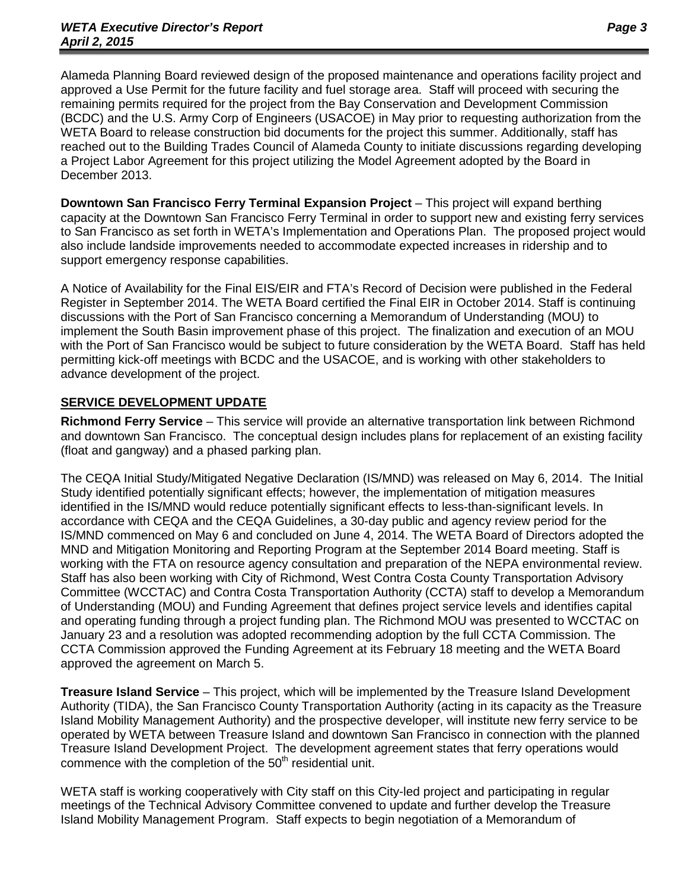Alameda Planning Board reviewed design of the proposed maintenance and operations facility project and approved a Use Permit for the future facility and fuel storage area. Staff will proceed with securing the remaining permits required for the project from the Bay Conservation and Development Commission (BCDC) and the U.S. Army Corp of Engineers (USACOE) in May prior to requesting authorization from the WETA Board to release construction bid documents for the project this summer. Additionally, staff has reached out to the Building Trades Council of Alameda County to initiate discussions regarding developing a Project Labor Agreement for this project utilizing the Model Agreement adopted by the Board in December 2013.

**Downtown San Francisco Ferry Terminal Expansion Project** – This project will expand berthing capacity at the Downtown San Francisco Ferry Terminal in order to support new and existing ferry services to San Francisco as set forth in WETA's Implementation and Operations Plan. The proposed project would also include landside improvements needed to accommodate expected increases in ridership and to support emergency response capabilities.

A Notice of Availability for the Final EIS/EIR and FTA's Record of Decision were published in the Federal Register in September 2014. The WETA Board certified the Final EIR in October 2014. Staff is continuing discussions with the Port of San Francisco concerning a Memorandum of Understanding (MOU) to implement the South Basin improvement phase of this project. The finalization and execution of an MOU with the Port of San Francisco would be subject to future consideration by the WETA Board. Staff has held permitting kick-off meetings with BCDC and the USACOE, and is working with other stakeholders to advance development of the project.

## SERVICE DEVELOPMENT UPDATE

**Richmond Ferry Service** – This service will provide an alternative transportation link between Richmond and downtown San Francisco. The conceptual design includes plans for replacement of an existing facility (float and gangway) and a phased parking plan.

The CEQA Initial Study/Mitigated Negative Declaration (IS/MND) was released on May 6, 2014. The Initial Study identified potentially significant effects; however, the implementation of mitigation measures identified in the IS/MND would reduce potentially significant effects to less-than-significant levels. In accordance with CEQA and the CEQA Guidelines, a 30-day public and agency review period for the IS/MND commenced on May 6 and concluded on June 4, 2014. The WETA Board of Directors adopted the MND and Mitigation Monitoring and Reporting Program at the September 2014 Board meeting. Staff is working with the FTA on resource agency consultation and preparation of the NEPA environmental review. Staff has also been working with City of Richmond, West Contra Costa County Transportation Advisory Committee (WCCTAC) and Contra Costa Transportation Authority (CCTA) staff to develop a Memorandum of Understanding (MOU) and Funding Agreement that defines project service levels and identifies capital and operating funding through a project funding plan. The Richmond MOU was presented to WCCTAC on January 23 and a resolution was adopted recommending adoption by the full CCTA Commission. The CCTA Commission approved the Funding Agreement at its February 18 meeting and the WETA Board approved the agreement on March 5.

**Treasure Island Service** – This project, which will be implemented by the Treasure Island Development Authority (TIDA), the San Francisco County Transportation Authority (acting in its capacity as the Treasure Island Mobility Management Authority) and the prospective developer, will institute new ferry service to be operated by WETA between Treasure Island and downtown San Francisco in connection with the planned Treasure Island Development Project. The development agreement states that ferry operations would commence with the completion of the 50th residential unit.

WETA staff is working cooperatively with City staff on this City-led project and participating in regular meetings of the Technical Advisory Committee convened to update and further develop the Treasure Island Mobility Management Program. Staff expects to begin negotiation of a Memorandum of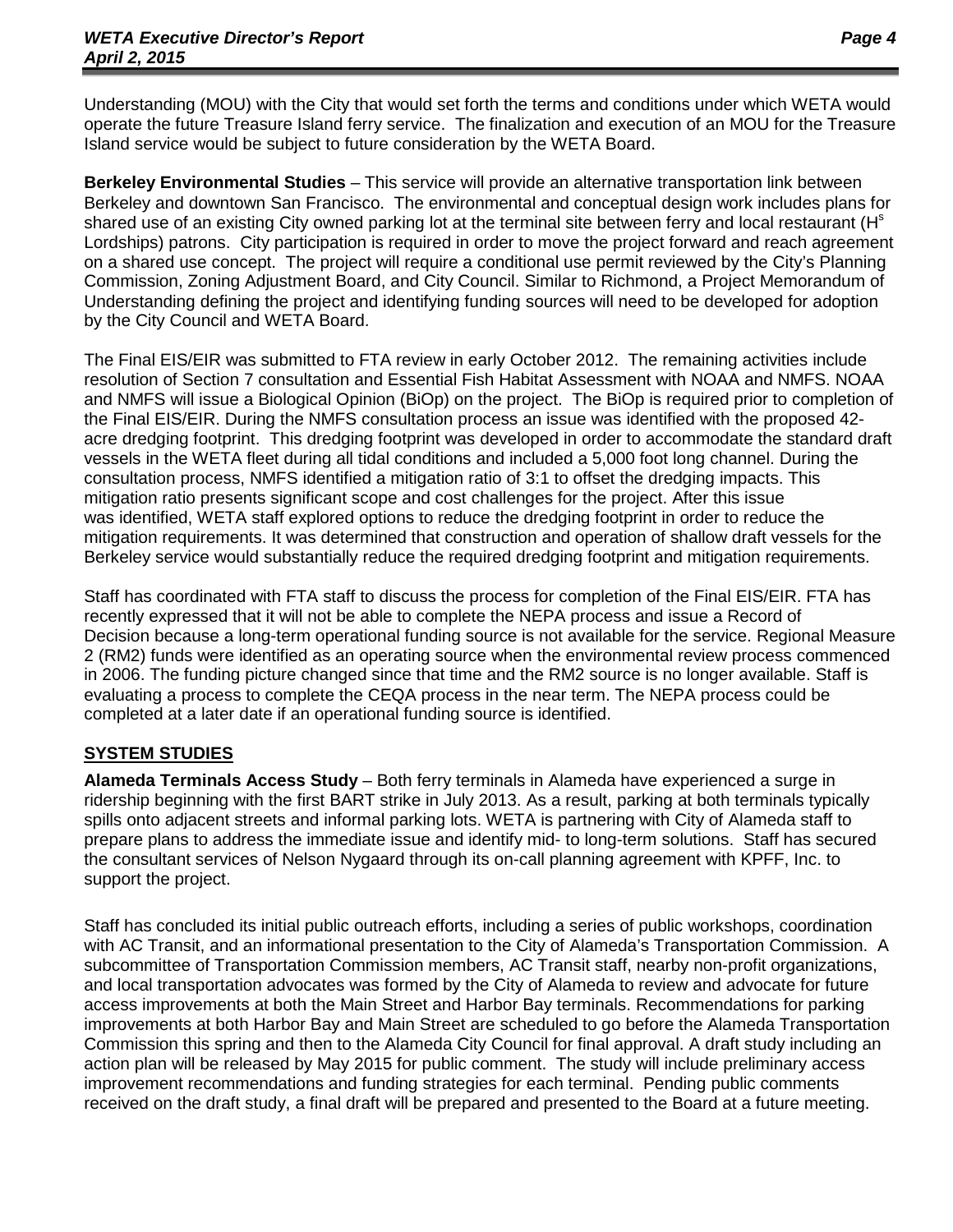Understanding (MOU) with the City that would set forth the terms and conditions under which WETA would operate the future Treasure Island ferry service. The finalization and execution of an MOU for the Treasure Island service would be subject to future consideration by the WETA Board.

**Berkeley Environmental Studies** – This service will provide an alternative transportation link between Berkeley and downtown San Francisco. The environmental and conceptual design work includes plans for shared use of an existing City owned parking lot at the terminal site between ferry and local restaurant (H$^s$ Lordships) patrons. City participation is required in order to move the project forward and reach agreement on a shared use concept. The project will require a conditional use permit reviewed by the City's Planning Commission, Zoning Adjustment Board, and City Council. Similar to Richmond, a Project Memorandum of Understanding defining the project and identifying funding sources will need to be developed for adoption by the City Council and WETA Board.

The Final EIS/EIR was submitted to FTA review in early October 2012. The remaining activities include resolution of Section 7 consultation and Essential Fish Habitat Assessment with NOAA and NMFS. NOAA and NMFS will issue a Biological Opinion (BiOp) on the project. The BiOp is required prior to completion of the Final EIS/EIR. During the NMFS consultation process an issue was identified with the proposed 42-acre dredging footprint. This dredging footprint was developed in order to accommodate the standard draft vessels in the WETA fleet during all tidal conditions and included a 5,000 foot long channel. During the consultation process, NMFS identified a mitigation ratio of 3:1 to offset the dredging impacts. This mitigation ratio presents significant scope and cost challenges for the project. After this issue was identified, WETA staff explored options to reduce the dredging footprint in order to reduce the mitigation requirements. It was determined that construction and operation of shallow draft vessels for the Berkeley service would substantially reduce the required dredging footprint and mitigation requirements.

Staff has coordinated with FTA staff to discuss the process for completion of the Final EIS/EIR. FTA has recently expressed that it will not be able to complete the NEPA process and issue a Record of Decision because a long-term operational funding source is not available for the service. Regional Measure 2 (RM2) funds were identified as an operating source when the environmental review process commenced in 2006. The funding picture changed since that time and the RM2 source is no longer available. Staff is evaluating a process to complete the CEQA process in the near term. The NEPA process could be completed at a later date if an operational funding source is identified.

## SYSTEM STUDIES

**Alameda Terminals Access Study** – Both ferry terminals in Alameda have experienced a surge in ridership beginning with the first BART strike in July 2013. As a result, parking at both terminals typically spills onto adjacent streets and informal parking lots. WETA is partnering with City of Alameda staff to prepare plans to address the immediate issue and identify mid- to long-term solutions. Staff has secured the consultant services of Nelson Nygaard through its on-call planning agreement with KPFF, Inc. to support the project.

Staff has concluded its initial public outreach efforts, including a series of public workshops, coordination with AC Transit, and an informational presentation to the City of Alameda's Transportation Commission. A subcommittee of Transportation Commission members, AC Transit staff, nearby non-profit organizations, and local transportation advocates was formed by the City of Alameda to review and advocate for future access improvements at both the Main Street and Harbor Bay terminals. Recommendations for parking improvements at both Harbor Bay and Main Street are scheduled to go before the Alameda Transportation Commission this spring and then to the Alameda City Council for final approval. A draft study including an action plan will be released by May 2015 for public comment. The study will include preliminary access improvement recommendations and funding strategies for each terminal. Pending public comments received on the draft study, a final draft will be prepared and presented to the Board at a future meeting.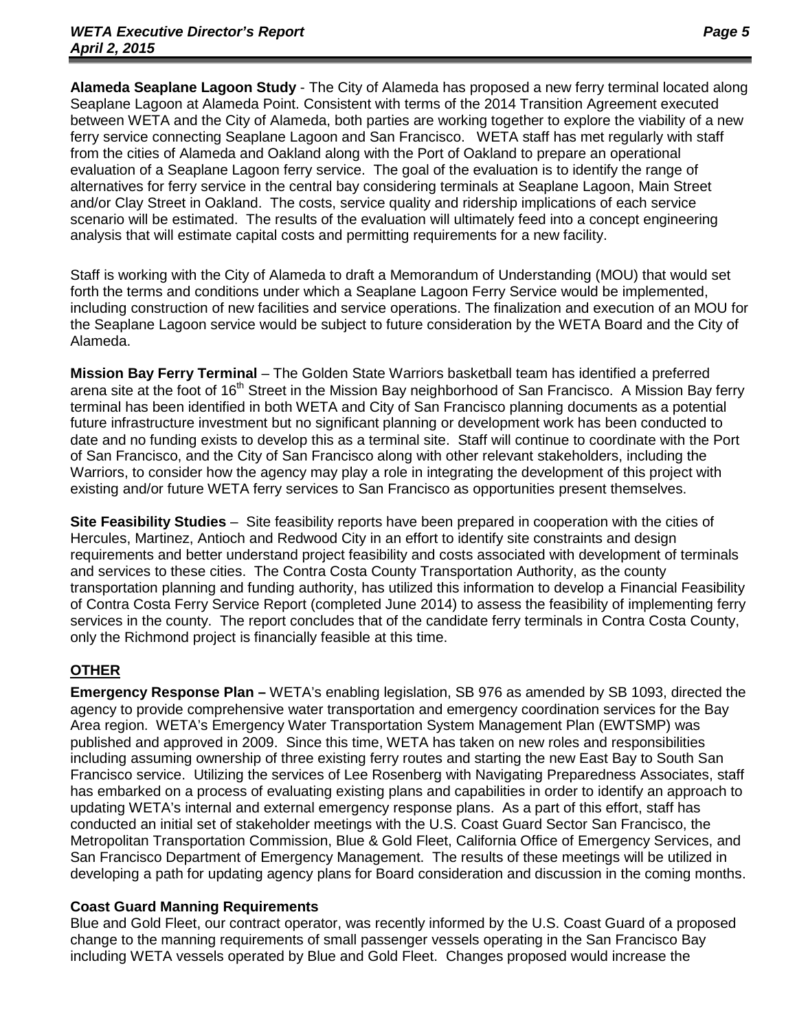**Alameda Seaplane Lagoon Study** - The City of Alameda has proposed a new ferry terminal located along Seaplane Lagoon at Alameda Point. Consistent with terms of the 2014 Transition Agreement executed between WETA and the City of Alameda, both parties are working together to explore the viability of a new ferry service connecting Seaplane Lagoon and San Francisco. WETA staff has met regularly with staff from the cities of Alameda and Oakland along with the Port of Oakland to prepare an operational evaluation of a Seaplane Lagoon ferry service. The goal of the evaluation is to identify the range of alternatives for ferry service in the central bay considering terminals at Seaplane Lagoon, Main Street and/or Clay Street in Oakland. The costs, service quality and ridership implications of each service scenario will be estimated. The results of the evaluation will ultimately feed into a concept engineering analysis that will estimate capital costs and permitting requirements for a new facility.

Staff is working with the City of Alameda to draft a Memorandum of Understanding (MOU) that would set forth the terms and conditions under which a Seaplane Lagoon Ferry Service would be implemented, including construction of new facilities and service operations. The finalization and execution of an MOU for the Seaplane Lagoon service would be subject to future consideration by the WETA Board and the City of Alameda.

**Mission Bay Ferry Terminal** – The Golden State Warriors basketball team has identified a preferred arena site at the foot of 16th Street in the Mission Bay neighborhood of San Francisco. A Mission Bay ferry terminal has been identified in both WETA and City of San Francisco planning documents as a potential future infrastructure investment but no significant planning or development work has been conducted to date and no funding exists to develop this as a terminal site. Staff will continue to coordinate with the Port of San Francisco, and the City of San Francisco along with other relevant stakeholders, including the Warriors, to consider how the agency may play a role in integrating the development of this project with existing and/or future WETA ferry services to San Francisco as opportunities present themselves.

**Site Feasibility Studies** – Site feasibility reports have been prepared in cooperation with the cities of Hercules, Martinez, Antioch and Redwood City in an effort to identify site constraints and design requirements and better understand project feasibility and costs associated with development of terminals and services to these cities. The Contra Costa County Transportation Authority, as the county transportation planning and funding authority, has utilized this information to develop a Financial Feasibility of Contra Costa Ferry Service Report (completed June 2014) to assess the feasibility of implementing ferry services in the county. The report concludes that of the candidate ferry terminals in Contra Costa County, only the Richmond project is financially feasible at this time.

## OTHER

**Emergency Response Plan –** WETA's enabling legislation, SB 976 as amended by SB 1093, directed the agency to provide comprehensive water transportation and emergency coordination services for the Bay Area region. WETA's Emergency Water Transportation System Management Plan (EWTSMP) was published and approved in 2009. Since this time, WETA has taken on new roles and responsibilities including assuming ownership of three existing ferry routes and starting the new East Bay to South San Francisco service. Utilizing the services of Lee Rosenberg with Navigating Preparedness Associates, staff has embarked on a process of evaluating existing plans and capabilities in order to identify an approach to updating WETA's internal and external emergency response plans. As a part of this effort, staff has conducted an initial set of stakeholder meetings with the U.S. Coast Guard Sector San Francisco, the Metropolitan Transportation Commission, Blue & Gold Fleet, California Office of Emergency Services, and San Francisco Department of Emergency Management. The results of these meetings will be utilized in developing a path for updating agency plans for Board consideration and discussion in the coming months.

**Coast Guard Manning Requirements**

Blue and Gold Fleet, our contract operator, was recently informed by the U.S. Coast Guard of a proposed change to the manning requirements of small passenger vessels operating in the San Francisco Bay including WETA vessels operated by Blue and Gold Fleet. Changes proposed would increase the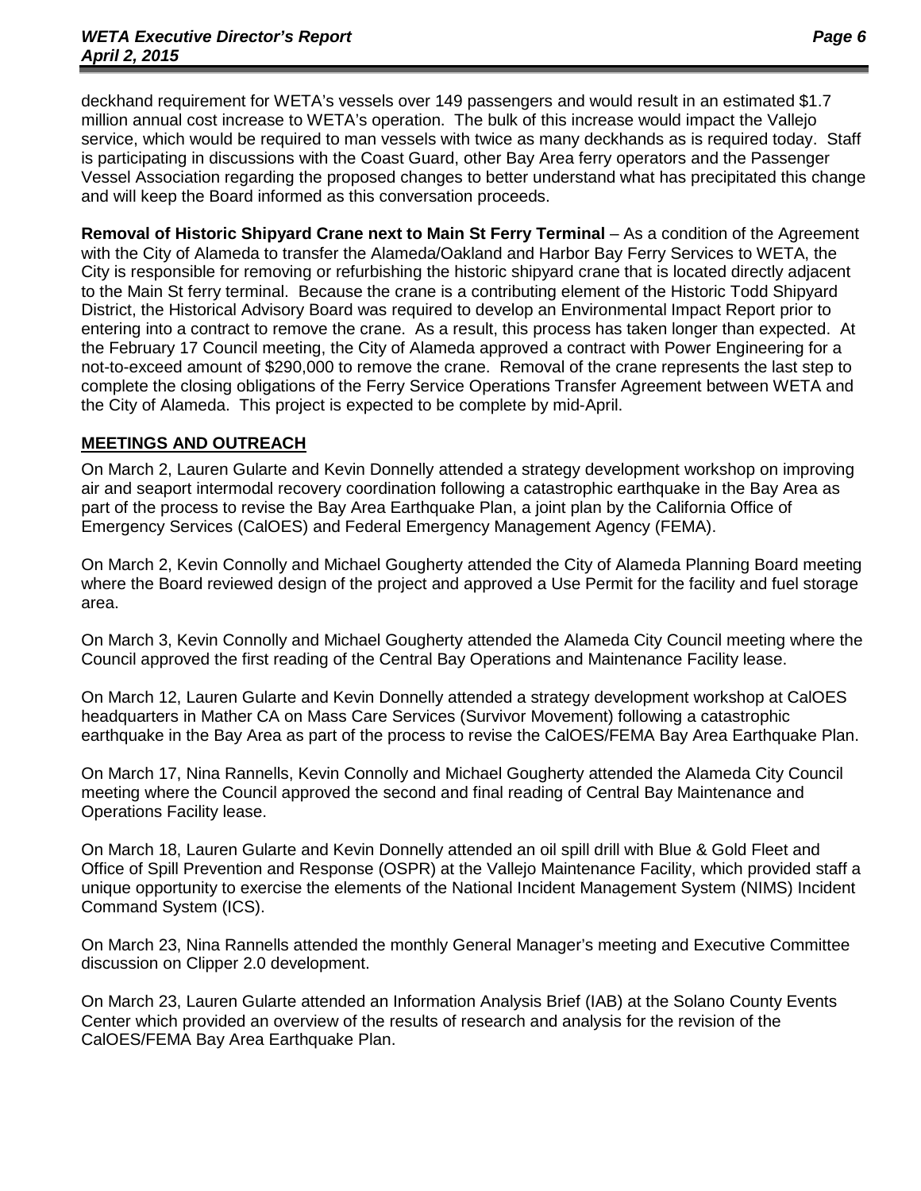deckhand requirement for WETA's vessels over 149 passengers and would result in an estimated $1.7 million annual cost increase to WETA's operation. The bulk of this increase would impact the Vallejo service, which would be required to man vessels with twice as many deckhands as is required today. Staff is participating in discussions with the Coast Guard, other Bay Area ferry operators and the Passenger Vessel Association regarding the proposed changes to better understand what has precipitated this change and will keep the Board informed as this conversation proceeds.

**Removal of Historic Shipyard Crane next to Main St Ferry Terminal** – As a condition of the Agreement with the City of Alameda to transfer the Alameda/Oakland and Harbor Bay Ferry Services to WETA, the City is responsible for removing or refurbishing the historic shipyard crane that is located directly adjacent to the Main St ferry terminal. Because the crane is a contributing element of the Historic Todd Shipyard District, the Historical Advisory Board was required to develop an Environmental Impact Report prior to entering into a contract to remove the crane. As a result, this process has taken longer than expected. At the February 17 Council meeting, the City of Alameda approved a contract with Power Engineering for a not-to-exceed amount of $290,000 to remove the crane. Removal of the crane represents the last step to complete the closing obligations of the Ferry Service Operations Transfer Agreement between WETA and the City of Alameda. This project is expected to be complete by mid-April.

## MEETINGS AND OUTREACH

On March 2, Lauren Gularte and Kevin Donnelly attended a strategy development workshop on improving air and seaport intermodal recovery coordination following a catastrophic earthquake in the Bay Area as part of the process to revise the Bay Area Earthquake Plan, a joint plan by the California Office of Emergency Services (CalOES) and Federal Emergency Management Agency (FEMA).

On March 2, Kevin Connolly and Michael Gougherty attended the City of Alameda Planning Board meeting where the Board reviewed design of the project and approved a Use Permit for the facility and fuel storage area.

On March 3, Kevin Connolly and Michael Gougherty attended the Alameda City Council meeting where the Council approved the first reading of the Central Bay Operations and Maintenance Facility lease.

On March 12, Lauren Gularte and Kevin Donnelly attended a strategy development workshop at CalOES headquarters in Mather CA on Mass Care Services (Survivor Movement) following a catastrophic earthquake in the Bay Area as part of the process to revise the CalOES/FEMA Bay Area Earthquake Plan.

On March 17, Nina Rannells, Kevin Connolly and Michael Gougherty attended the Alameda City Council meeting where the Council approved the second and final reading of Central Bay Maintenance and Operations Facility lease.

On March 18, Lauren Gularte and Kevin Donnelly attended an oil spill drill with Blue & Gold Fleet and Office of Spill Prevention and Response (OSPR) at the Vallejo Maintenance Facility, which provided staff a unique opportunity to exercise the elements of the National Incident Management System (NIMS) Incident Command System (ICS).

On March 23, Nina Rannells attended the monthly General Manager's meeting and Executive Committee discussion on Clipper 2.0 development.

On March 23, Lauren Gularte attended an Information Analysis Brief (IAB) at the Solano County Events Center which provided an overview of the results of research and analysis for the revision of the CalOES/FEMA Bay Area Earthquake Plan.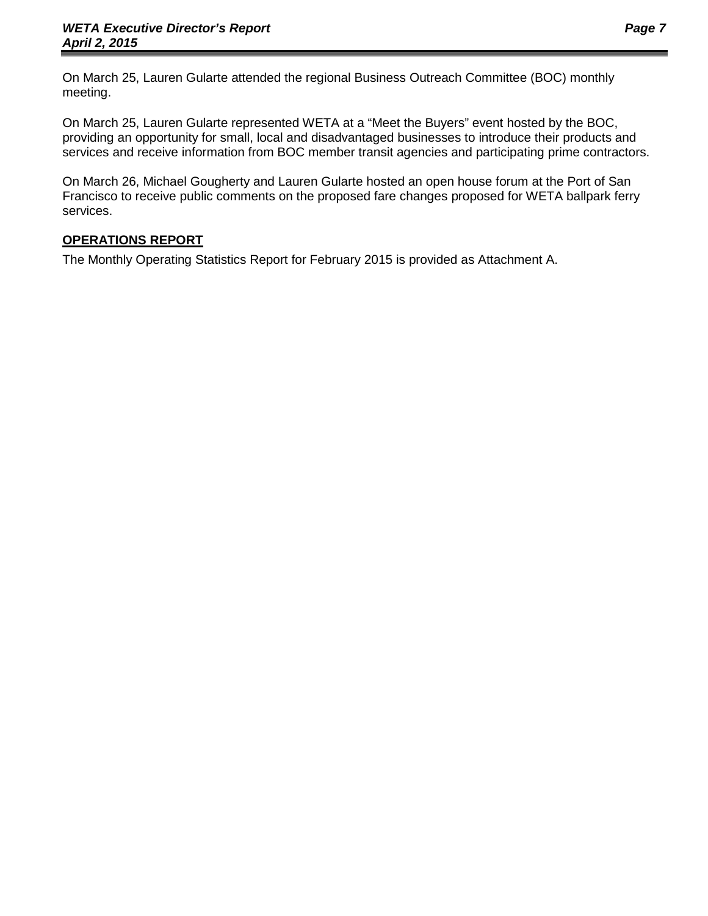On March 25, Lauren Gularte attended the regional Business Outreach Committee (BOC) monthly meeting.

On March 25, Lauren Gularte represented WETA at a “Meet the Buyers” event hosted by the BOC, providing an opportunity for small, local and disadvantaged businesses to introduce their products and services and receive information from BOC member transit agencies and participating prime contractors.

On March 26, Michael Gougherty and Lauren Gularte hosted an open house forum at the Port of San Francisco to receive public comments on the proposed fare changes proposed for WETA ballpark ferry services.

**OPERATIONS REPORT**

The Monthly Operating Statistics Report for February 2015 is provided as Attachment A.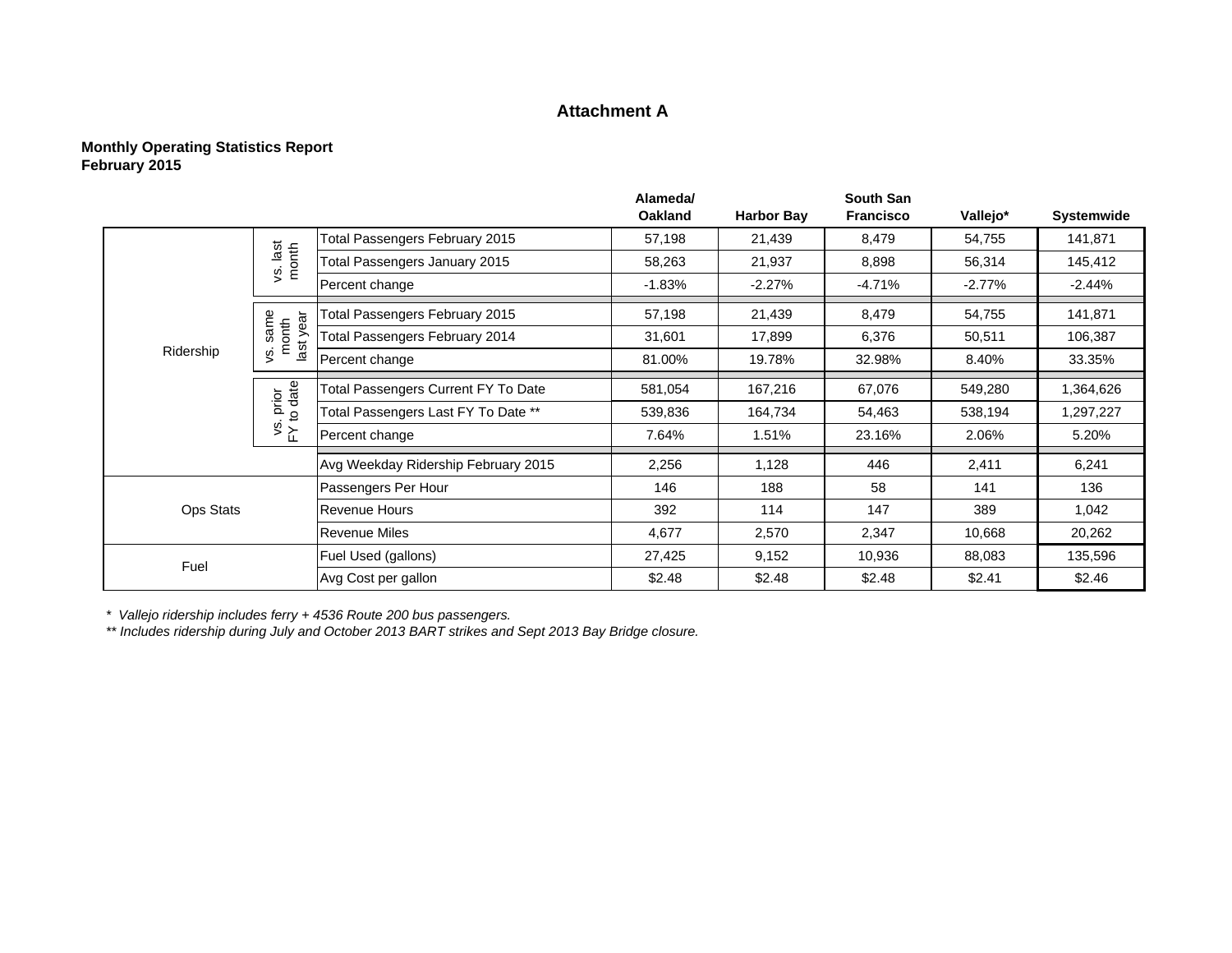# Attachment A

**Monthly Operating Statistics Report**
**February 2015**

| | | | Alameda/ Oakland | Harbor Bay | South San Francisco | Vallejo* | Systemwide |
|---|---|---|---|---|---|---|---|
| Ridership | vs. last month | Total Passengers February 2015 | 57,198 | 21,439 | 8,479 | 54,755 | 141,871 |
| | | Total Passengers January 2015 | 58,263 | 21,937 | 8,898 | 56,314 | 145,412 |
| | | Percent change | -1.83% | -2.27% | -4.71% | -2.77% | -2.44% |
| | vs. same month last year | Total Passengers February 2015 | 57,198 | 21,439 | 8,479 | 54,755 | 141,871 |
| | | Total Passengers February 2014 | 31,601 | 17,899 | 6,376 | 50,511 | 106,387 |
| | | Percent change | 81.00% | 19.78% | 32.98% | 8.40% | 33.35% |
| | vs. prior FY to date | Total Passengers Current FY To Date | 581,054 | 167,216 | 67,076 | 549,280 | 1,364,626 |
| | | Total Passengers Last FY To Date ** | 539,836 | 164,734 | 54,463 | 538,194 | 1,297,227 |
| | | Percent change | 7.64% | 1.51% | 23.16% | 2.06% | 5.20% |
| | | Avg Weekday Ridership February 2015 | 2,256 | 1,128 | 446 | 2,411 | 6,241 |
| Ops Stats | | Passengers Per Hour | 146 | 188 | 58 | 141 | 136 |
| | | Revenue Hours | 392 | 114 | 147 | 389 | 1,042 |
| | | Revenue Miles | 4,677 | 2,570 | 2,347 | 10,668 | 20,262 |
| Fuel | | Fuel Used (gallons) | 27,425 | 9,152 | 10,936 | 88,083 | 135,596 |
| | | Avg Cost per gallon | $2.48 | $2.48 | $2.48 | $2.41 | $2.46 |

*\* Vallejo ridership includes ferry + 4536 Route 200 bus passengers.*
*\*\* Includes ridership during July and October 2013 BART strikes and Sept 2013 Bay Bridge closure.*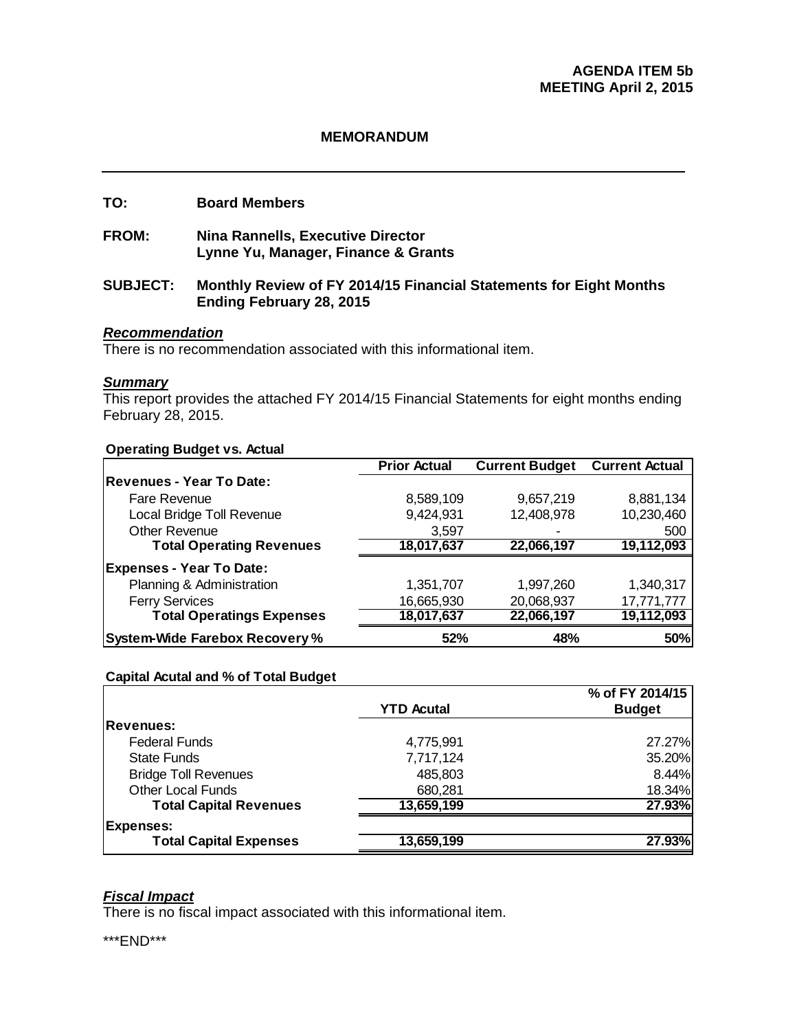**AGENDA ITEM 5b**
**MEETING April 2, 2015**

## MEMORANDUM

---

**TO:** **Board Members**

**FROM:** **Nina Rannells, Executive Director**
**Lynne Yu, Manager, Finance & Grants**

**SUBJECT:** **Monthly Review of FY 2014/15 Financial Statements for Eight Months Ending February 28, 2015**

***Recommendation***
There is no recommendation associated with this informational item.

***Summary***
This report provides the attached FY 2014/15 Financial Statements for eight months ending February 28, 2015.

**Operating Budget vs. Actual**

| | Prior Actual | Current Budget | Current Actual |
|---|---|---|---|
| **Revenues - Year To Date:** | | | |
| Fare Revenue | 8,589,109 | 9,657,219 | 8,881,134 |
| Local Bridge Toll Revenue | 9,424,931 | 12,408,978 | 10,230,460 |
| Other Revenue | 3,597 | - | 500 |
| **Total Operating Revenues** | **18,017,637** | **22,066,197** | **19,112,093** |
| **Expenses - Year To Date:** | | | |
| Planning & Administration | 1,351,707 | 1,997,260 | 1,340,317 |
| Ferry Services | 16,665,930 | 20,068,937 | 17,771,777 |
| **Total Operatings Expenses** | **18,017,637** | **22,066,197** | **19,112,093** |
| **System-Wide Farebox Recovery %** | **52%** | **48%** | **50%** |

**Capital Acutal and % of Total Budget**

| | YTD Acutal | % of FY 2014/15 Budget |
|---|---|---|
| **Revenues:** | | |
| Federal Funds | 4,775,991 | 27.27% |
| State Funds | 7,717,124 | 35.20% |
| Bridge Toll Revenues | 485,803 | 8.44% |
| Other Local Funds | 680,281 | 18.34% |
| **Total Capital Revenues** | **13,659,199** | **27.93%** |
| **Expenses:** | | |
| **Total Capital Expenses** | **13,659,199** | **27.93%** |

***Fiscal Impact***
There is no fiscal impact associated with this informational item.

***END***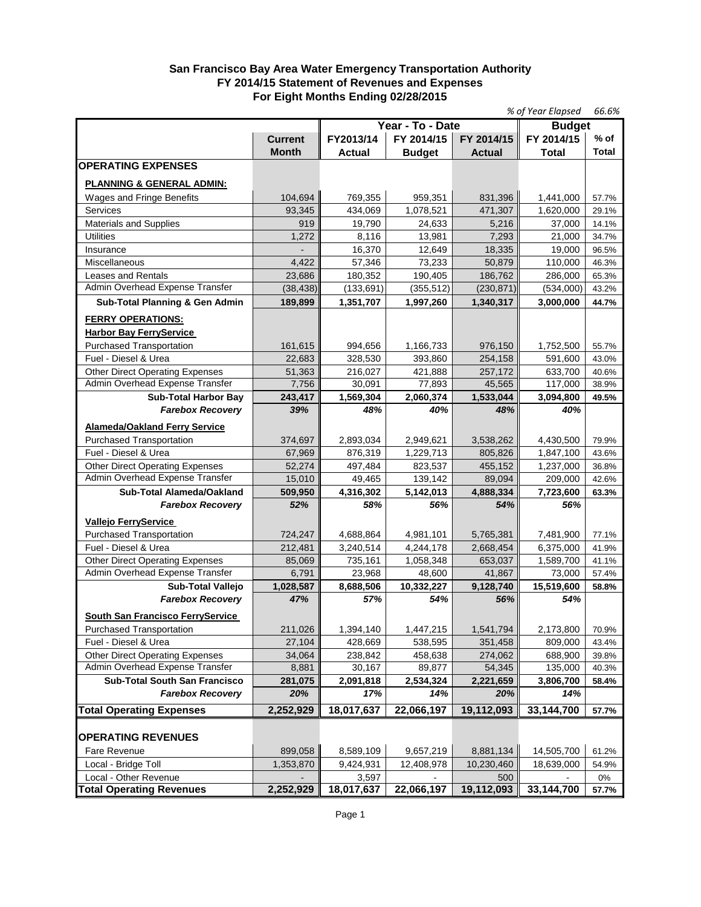# San Francisco Bay Area Water Emergency Transportation Authority
## FY 2014/15 Statement of Revenues and Expenses
## For Eight Months Ending 02/28/2015

*% of Year Elapsed* 66.6%

| | Current Month | Year - To - Date | | | Budget | |
|---|---|---|---|---|---|---|
| | | FY2013/14 Actual | FY 2014/15 Budget | FY 2014/15 Actual | FY 2014/15 Total | % of Total |
| **OPERATING EXPENSES** | | | | | | |
| **PLANNING & GENERAL ADMIN:** | | | | | | |
| Wages and Fringe Benefits | 104,694 | 769,355 | 959,351 | 831,396 | 1,441,000 | 57.7% |
| Services | 93,345 | 434,069 | 1,078,521 | 471,307 | 1,620,000 | 29.1% |
| Materials and Supplies | 919 | 19,790 | 24,633 | 5,216 | 37,000 | 14.1% |
| Utilities | 1,272 | 8,116 | 13,981 | 7,293 | 21,000 | 34.7% |
| Insurance | - | 16,370 | 12,649 | 18,335 | 19,000 | 96.5% |
| Miscellaneous | 4,422 | 57,346 | 73,233 | 50,879 | 110,000 | 46.3% |
| Leases and Rentals | 23,686 | 180,352 | 190,405 | 186,762 | 286,000 | 65.3% |
| Admin Overhead Expense Transfer | (38,438) | (133,691) | (355,512) | (230,871) | (534,000) | 43.2% |
| **Sub-Total Planning & Gen Admin** | **189,899** | **1,351,707** | **1,997,260** | **1,340,317** | **3,000,000** | **44.7%** |
| **FERRY OPERATIONS:** | | | | | | |
| **Harbor Bay FerryService** | | | | | | |
| Purchased Transportation | 161,615 | 994,656 | 1,166,733 | 976,150 | 1,752,500 | 55.7% |
| Fuel - Diesel & Urea | 22,683 | 328,530 | 393,860 | 254,158 | 591,600 | 43.0% |
| Other Direct Operating Expenses | 51,363 | 216,027 | 421,888 | 257,172 | 633,700 | 40.6% |
| Admin Overhead Expense Transfer | 7,756 | 30,091 | 77,893 | 45,565 | 117,000 | 38.9% |
| **Sub-Total Harbor Bay** | **243,417** | **1,569,304** | **2,060,374** | **1,533,044** | **3,094,800** | **49.5%** |
| ***Farebox Recovery*** | ***39%*** | ***48%*** | ***40%*** | ***48%*** | ***40%*** | |
| **Alameda/Oakland Ferry Service** | | | | | | |
| Purchased Transportation | 374,697 | 2,893,034 | 2,949,621 | 3,538,262 | 4,430,500 | 79.9% |
| Fuel - Diesel & Urea | 67,969 | 876,319 | 1,229,713 | 805,826 | 1,847,100 | 43.6% |
| Other Direct Operating Expenses | 52,274 | 497,484 | 823,537 | 455,152 | 1,237,000 | 36.8% |
| Admin Overhead Expense Transfer | 15,010 | 49,465 | 139,142 | 89,094 | 209,000 | 42.6% |
| **Sub-Total Alameda/Oakland** | **509,950** | **4,316,302** | **5,142,013** | **4,888,334** | **7,723,600** | **63.3%** |
| ***Farebox Recovery*** | ***52%*** | ***58%*** | ***56%*** | ***54%*** | ***56%*** | |
| **Vallejo FerryService** | | | | | | |
| Purchased Transportation | 724,247 | 4,688,864 | 4,981,101 | 5,765,381 | 7,481,900 | 77.1% |
| Fuel - Diesel & Urea | 212,481 | 3,240,514 | 4,244,178 | 2,668,454 | 6,375,000 | 41.9% |
| Other Direct Operating Expenses | 85,069 | 735,161 | 1,058,348 | 653,037 | 1,589,700 | 41.1% |
| Admin Overhead Expense Transfer | 6,791 | 23,968 | 48,600 | 41,867 | 73,000 | 57.4% |
| **Sub-Total Vallejo** | **1,028,587** | **8,688,506** | **10,332,227** | **9,128,740** | **15,519,600** | **58.8%** |
| ***Farebox Recovery*** | ***47%*** | ***57%*** | ***54%*** | ***56%*** | ***54%*** | |
| **South San Francisco FerryService** | | | | | | |
| Purchased Transportation | 211,026 | 1,394,140 | 1,447,215 | 1,541,794 | 2,173,800 | 70.9% |
| Fuel - Diesel & Urea | 27,104 | 428,669 | 538,595 | 351,458 | 809,000 | 43.4% |
| Other Direct Operating Expenses | 34,064 | 238,842 | 458,638 | 274,062 | 688,900 | 39.8% |
| Admin Overhead Expense Transfer | 8,881 | 30,167 | 89,877 | 54,345 | 135,000 | 40.3% |
| **Sub-Total South San Francisco** | **281,075** | **2,091,818** | **2,534,324** | **2,221,659** | **3,806,700** | **58.4%** |
| ***Farebox Recovery*** | ***20%*** | ***17%*** | ***14%*** | ***20%*** | ***14%*** | |
| **Total Operating Expenses** | **2,252,929** | **18,017,637** | **22,066,197** | **19,112,093** | **33,144,700** | **57.7%** |
| **OPERATING REVENUES** | | | | | | |
| Fare Revenue | 899,058 | 8,589,109 | 9,657,219 | 8,881,134 | 14,505,700 | 61.2% |
| Local - Bridge Toll | 1,353,870 | 9,424,931 | 12,408,978 | 10,230,460 | 18,639,000 | 54.9% |
| Local - Other Revenue | - | 3,597 | - | 500 | - | 0% |
| **Total Operating Revenues** | **2,252,929** | **18,017,637** | **22,066,197** | **19,112,093** | **33,144,700** | **57.7%** |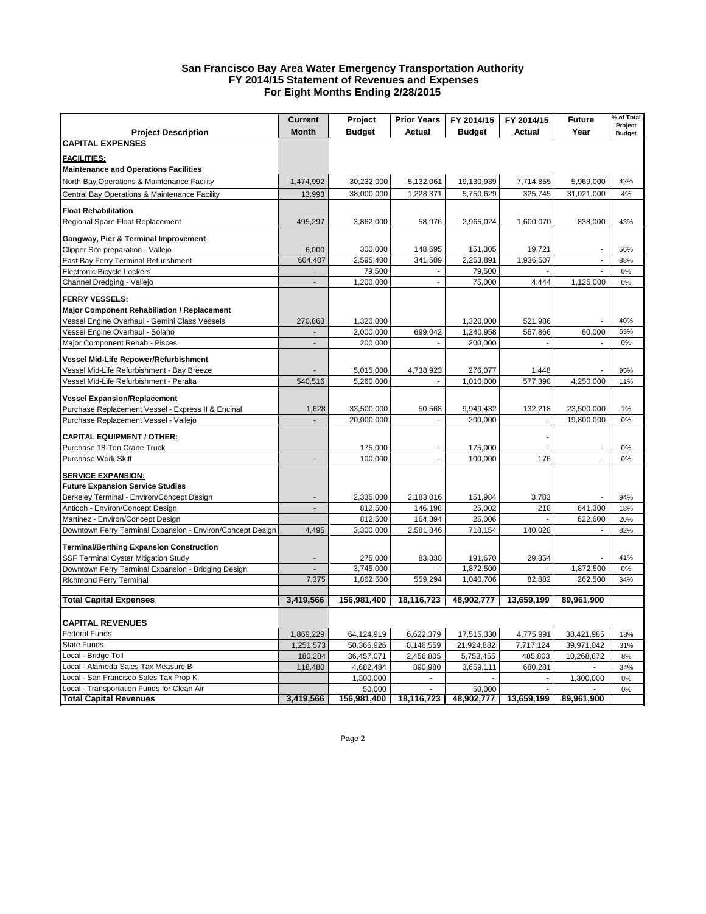# San Francisco Bay Area Water Emergency Transportation Authority
## FY 2014/15 Statement of Revenues and Expenses
## For Eight Months Ending 2/28/2015

| Project Description | Current Month | Project Budget | Prior Years Actual | FY 2014/15 Budget | FY 2014/15 Actual | Future Year | % of Total Project Budget |
|---|---|---|---|---|---|---|---|
| **CAPITAL EXPENSES** | | | | | | | |
| **FACILITIES:** | | | | | | | |
| **Maintenance and Operations Facilities** | | | | | | | |
| North Bay Operations & Maintenance Facility | 1,474,992 | 30,232,000 | 5,132,061 | 19,130,939 | 7,714,855 | 5,969,000 | 42% |
| Central Bay Operations & Maintenance Facility | 13,993 | 38,000,000 | 1,228,371 | 5,750,629 | 325,745 | 31,021,000 | 4% |
| **Float Rehabilitation** | | | | | | | |
| Regional Spare Float Replacement | 495,297 | 3,862,000 | 58,976 | 2,965,024 | 1,600,070 | 838,000 | 43% |
| **Gangway, Pier & Terminal Improvement** | | | | | | | |
| Clipper Site preparation - Vallejo | 6,000 | 300,000 | 148,695 | 151,305 | 19,721 | - | 56% |
| East Bay Ferry Terminal Refurishment | 604,407 | 2,595,400 | 341,509 | 2,253,891 | 1,936,507 | - | 88% |
| Electronic Bicycle Lockers | - | 79,500 | - | 79,500 | - | - | 0% |
| Channel Dredging - Vallejo | - | 1,200,000 | - | 75,000 | 4,444 | 1,125,000 | 0% |
| **FERRY VESSELS:** | | | | | | | |
| **Major Component Rehabiliation / Replacement** | | | | | | | |
| Vessel Engine Overhaul - Gemini Class Vessels | 270,863 | 1,320,000 | | 1,320,000 | 521,986 | - | 40% |
| Vessel Engine Overhaul - Solano | - | 2,000,000 | 699,042 | 1,240,958 | 567,866 | 60,000 | 63% |
| Major Component Rehab - Pisces | - | 200,000 | - | 200,000 | - | - | 0% |
| **Vessel Mid-Life Repower/Refurbishment** | | | | | | | |
| Vessel Mid-Life Refurbishment - Bay Breeze | - | 5,015,000 | 4,738,923 | 276,077 | 1,448 | - | 95% |
| Vessel Mid-Life Refurbishment - Peralta | 540,516 | 5,260,000 | - | 1,010,000 | 577,398 | 4,250,000 | 11% |
| **Vessel Expansion/Replacement** | | | | | | | |
| Purchase Replacement Vessel - Express II & Encinal | 1,628 | 33,500,000 | 50,568 | 9,949,432 | 132,218 | 23,500,000 | 1% |
| Purchase Replacement Vessel - Vallejo | - | 20,000,000 | - | 200,000 | - | 19,800,000 | 0% |
| **CAPITAL EQUIPMENT / OTHER:** | | | | | - | | |
| Purchase 18-Ton Crane Truck | | 175,000 | - | 175,000 | - | - | 0% |
| Purchase Work Skiff | - | 100,000 | - | 100,000 | 176 | - | 0% |
| **SERVICE EXPANSION:** | | | | | | | |
| **Future Expansion Service Studies** | | | | | | | |
| Berkeley Terminal - Environ/Concept Design | - | 2,335,000 | 2,183,016 | 151,984 | 3,783 | - | 94% |
| Antioch - Environ/Concept Design | - | 812,500 | 146,198 | 25,002 | 218 | 641,300 | 18% |
| Martinez - Environ/Concept Design | | 812,500 | 164,894 | 25,006 | - | 622,600 | 20% |
| Downtown Ferry Terminal Expansion - Environ/Concept Design | 4,495 | 3,300,000 | 2,581,846 | 718,154 | 140,028 | - | 82% |
| **Terminal/Berthing Expansion Construction** | | | | | | | |
| SSF Terminal Oyster Mitigation Study | - | 275,000 | 83,330 | 191,670 | 29,854 | - | 41% |
| Downtown Ferry Terminal Expansion - Bridging Design | - | 3,745,000 | - | 1,872,500 | - | 1,872,500 | 0% |
| Richmond Ferry Terminal | 7,375 | 1,862,500 | 559,294 | 1,040,706 | 82,882 | 262,500 | 34% |
| **Total Capital Expenses** | **3,419,566** | **156,981,400** | **18,116,723** | **48,902,777** | **13,659,199** | **89,961,900** | |
| **CAPITAL REVENUES** | | | | | | | |
| Federal Funds | 1,869,229 | 64,124,919 | 6,622,379 | 17,515,330 | 4,775,991 | 38,421,985 | 18% |
| State Funds | 1,251,573 | 50,366,926 | 8,146,559 | 21,924,882 | 7,717,124 | 39,971,042 | 31% |
| Local - Bridge Toll | 180,284 | 36,457,071 | 2,456,805 | 5,753,455 | 485,803 | 10,268,872 | 8% |
| Local - Alameda Sales Tax Measure B | 118,480 | 4,682,484 | 890,980 | 3,659,111 | 680,281 | - | 34% |
| Local - San Francisco Sales Tax Prop K | | 1,300,000 | - | - | - | 1,300,000 | 0% |
| Local - Transportation Funds for Clean Air | | 50,000 | - | 50,000 | - | - | 0% |
| **Total Capital Revenues** | **3,419,566** | **156,981,400** | **18,116,723** | **48,902,777** | **13,659,199** | **89,961,900** | |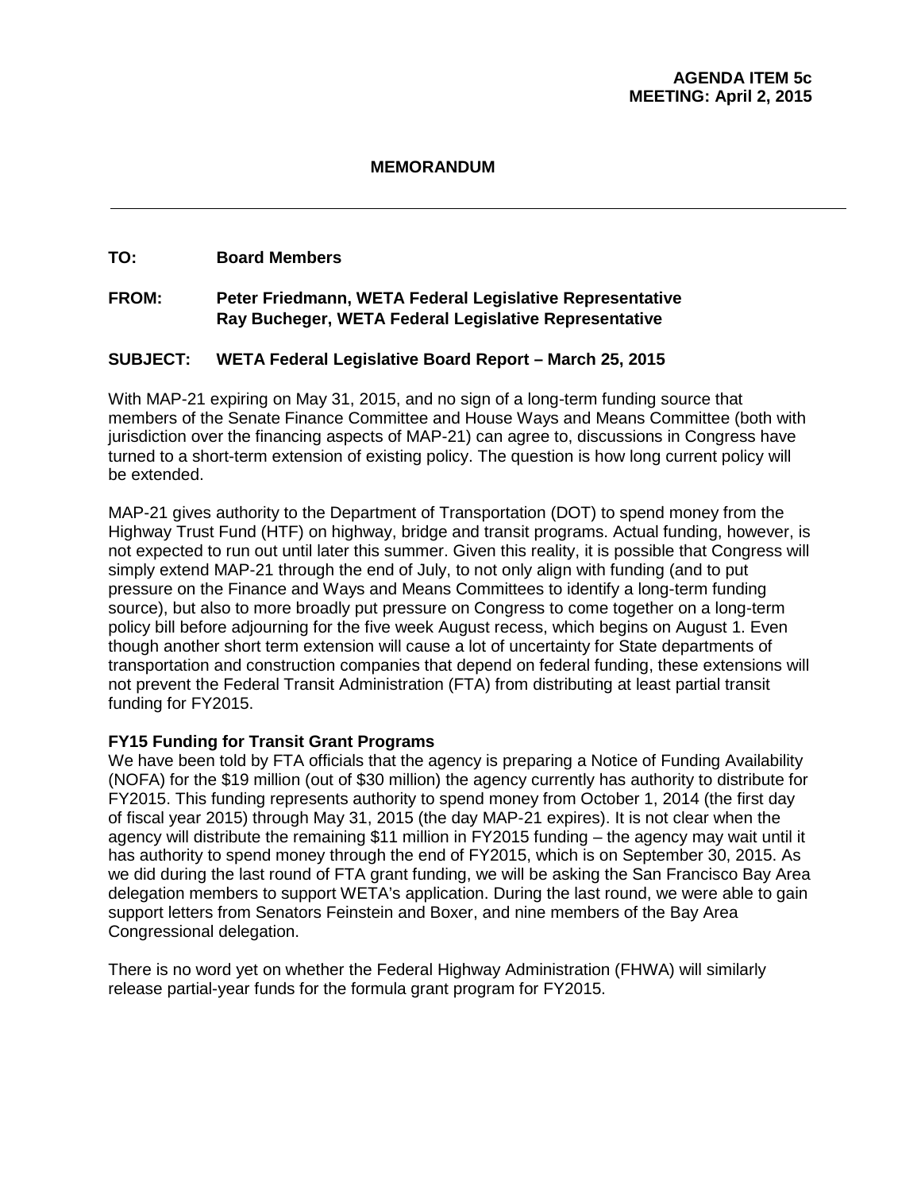**AGENDA ITEM 5c**
**MEETING: April 2, 2015**

**MEMORANDUM**

---

**TO:** **Board Members**

**FROM:** **Peter Friedmann, WETA Federal Legislative Representative**
**Ray Bucheger, WETA Federal Legislative Representative**

**SUBJECT:** **WETA Federal Legislative Board Report – March 25, 2015**

With MAP-21 expiring on May 31, 2015, and no sign of a long-term funding source that members of the Senate Finance Committee and House Ways and Means Committee (both with jurisdiction over the financing aspects of MAP-21) can agree to, discussions in Congress have turned to a short-term extension of existing policy. The question is how long current policy will be extended.

MAP-21 gives authority to the Department of Transportation (DOT) to spend money from the Highway Trust Fund (HTF) on highway, bridge and transit programs. Actual funding, however, is not expected to run out until later this summer. Given this reality, it is possible that Congress will simply extend MAP-21 through the end of July, to not only align with funding (and to put pressure on the Finance and Ways and Means Committees to identify a long-term funding source), but also to more broadly put pressure on Congress to come together on a long-term policy bill before adjourning for the five week August recess, which begins on August 1. Even though another short term extension will cause a lot of uncertainty for State departments of transportation and construction companies that depend on federal funding, these extensions will not prevent the Federal Transit Administration (FTA) from distributing at least partial transit funding for FY2015.

**FY15 Funding for Transit Grant Programs**

We have been told by FTA officials that the agency is preparing a Notice of Funding Availability (NOFA) for the $19 million (out of $30 million) the agency currently has authority to distribute for FY2015. This funding represents authority to spend money from October 1, 2014 (the first day of fiscal year 2015) through May 31, 2015 (the day MAP-21 expires). It is not clear when the agency will distribute the remaining $11 million in FY2015 funding – the agency may wait until it has authority to spend money through the end of FY2015, which is on September 30, 2015. As we did during the last round of FTA grant funding, we will be asking the San Francisco Bay Area delegation members to support WETA's application. During the last round, we were able to gain support letters from Senators Feinstein and Boxer, and nine members of the Bay Area Congressional delegation.

There is no word yet on whether the Federal Highway Administration (FHWA) will similarly release partial-year funds for the formula grant program for FY2015.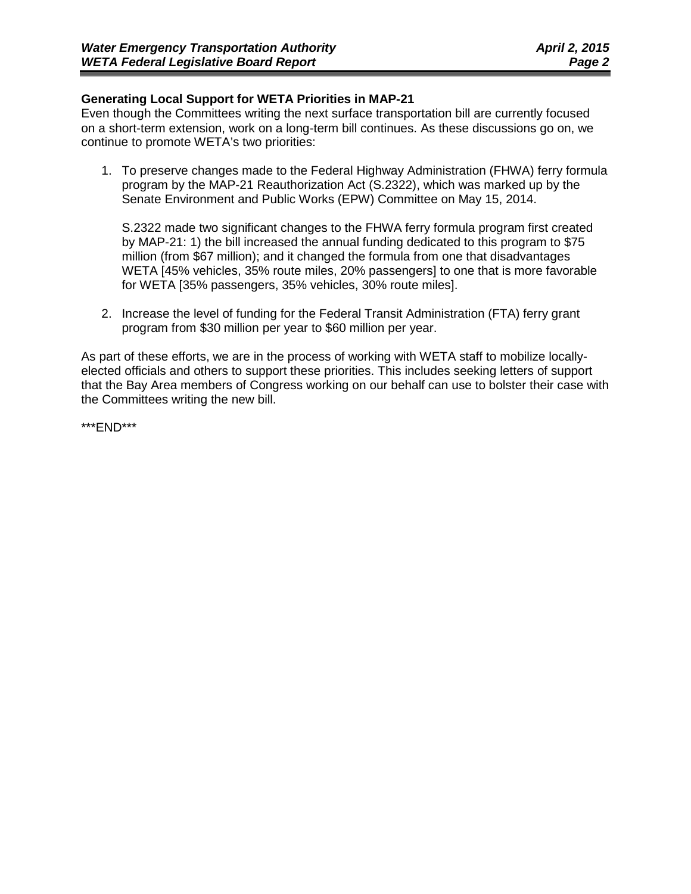**Generating Local Support for WETA Priorities in MAP-21**

Even though the Committees writing the next surface transportation bill are currently focused on a short-term extension, work on a long-term bill continues. As these discussions go on, we continue to promote WETA's two priorities:

1. To preserve changes made to the Federal Highway Administration (FHWA) ferry formula program by the MAP-21 Reauthorization Act (S.2322), which was marked up by the Senate Environment and Public Works (EPW) Committee on May 15, 2014.

   S.2322 made two significant changes to the FHWA ferry formula program first created by MAP-21: 1) the bill increased the annual funding dedicated to this program to $75 million (from $67 million); and it changed the formula from one that disadvantages WETA [45% vehicles, 35% route miles, 20% passengers] to one that is more favorable for WETA [35% passengers, 35% vehicles, 30% route miles].

2. Increase the level of funding for the Federal Transit Administration (FTA) ferry grant program from $30 million per year to $60 million per year.

As part of these efforts, we are in the process of working with WETA staff to mobilize locally-elected officials and others to support these priorities. This includes seeking letters of support that the Bay Area members of Congress working on our behalf can use to bolster their case with the Committees writing the new bill.

***END***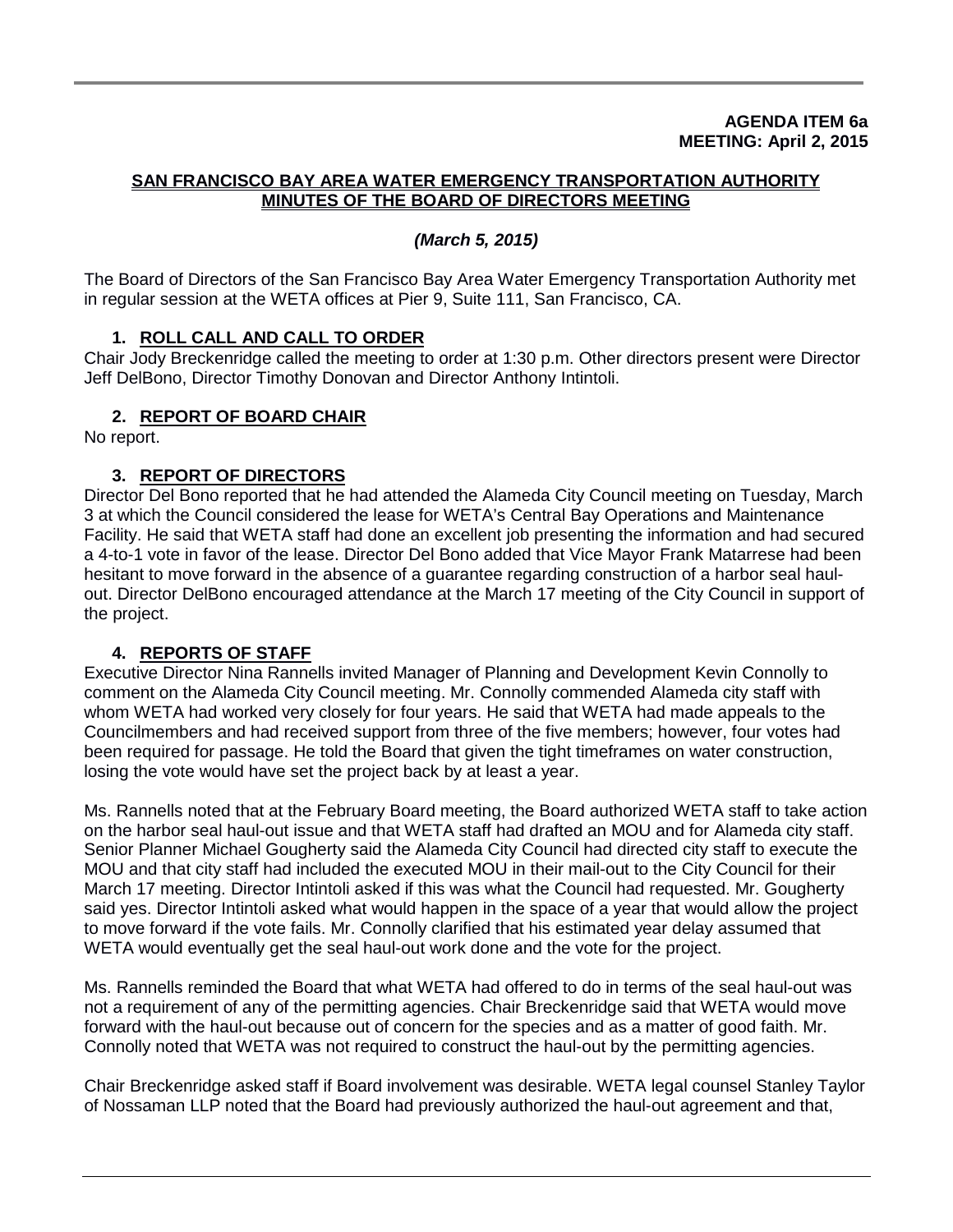**AGENDA ITEM 6a**
**MEETING: April 2, 2015**

**SAN FRANCISCO BAY AREA WATER EMERGENCY TRANSPORTATION AUTHORITY**
**MINUTES OF THE BOARD OF DIRECTORS MEETING**

***(March 5, 2015)***

The Board of Directors of the San Francisco Bay Area Water Emergency Transportation Authority met in regular session at the WETA offices at Pier 9, Suite 111, San Francisco, CA.

## 1. ROLL CALL AND CALL TO ORDER

Chair Jody Breckenridge called the meeting to order at 1:30 p.m. Other directors present were Director Jeff DelBono, Director Timothy Donovan and Director Anthony Intintoli.

## 2. REPORT OF BOARD CHAIR

No report.

## 3. REPORT OF DIRECTORS

Director Del Bono reported that he had attended the Alameda City Council meeting on Tuesday, March 3 at which the Council considered the lease for WETA's Central Bay Operations and Maintenance Facility. He said that WETA staff had done an excellent job presenting the information and had secured a 4-to-1 vote in favor of the lease. Director Del Bono added that Vice Mayor Frank Matarrese had been hesitant to move forward in the absence of a guarantee regarding construction of a harbor seal haul-out. Director DelBono encouraged attendance at the March 17 meeting of the City Council in support of the project.

## 4. REPORTS OF STAFF

Executive Director Nina Rannells invited Manager of Planning and Development Kevin Connolly to comment on the Alameda City Council meeting. Mr. Connolly commended Alameda city staff with whom WETA had worked very closely for four years. He said that WETA had made appeals to the Councilmembers and had received support from three of the five members; however, four votes had been required for passage. He told the Board that given the tight timeframes on water construction, losing the vote would have set the project back by at least a year.

Ms. Rannells noted that at the February Board meeting, the Board authorized WETA staff to take action on the harbor seal haul-out issue and that WETA staff had drafted an MOU and for Alameda city staff. Senior Planner Michael Gougherty said the Alameda City Council had directed city staff to execute the MOU and that city staff had included the executed MOU in their mail-out to the City Council for their March 17 meeting. Director Intintoli asked if this was what the Council had requested. Mr. Gougherty said yes. Director Intintoli asked what would happen in the space of a year that would allow the project to move forward if the vote fails. Mr. Connolly clarified that his estimated year delay assumed that WETA would eventually get the seal haul-out work done and the vote for the project.

Ms. Rannells reminded the Board that what WETA had offered to do in terms of the seal haul-out was not a requirement of any of the permitting agencies. Chair Breckenridge said that WETA would move forward with the haul-out because out of concern for the species and as a matter of good faith. Mr. Connolly noted that WETA was not required to construct the haul-out by the permitting agencies.

Chair Breckenridge asked staff if Board involvement was desirable. WETA legal counsel Stanley Taylor of Nossaman LLP noted that the Board had previously authorized the haul-out agreement and that,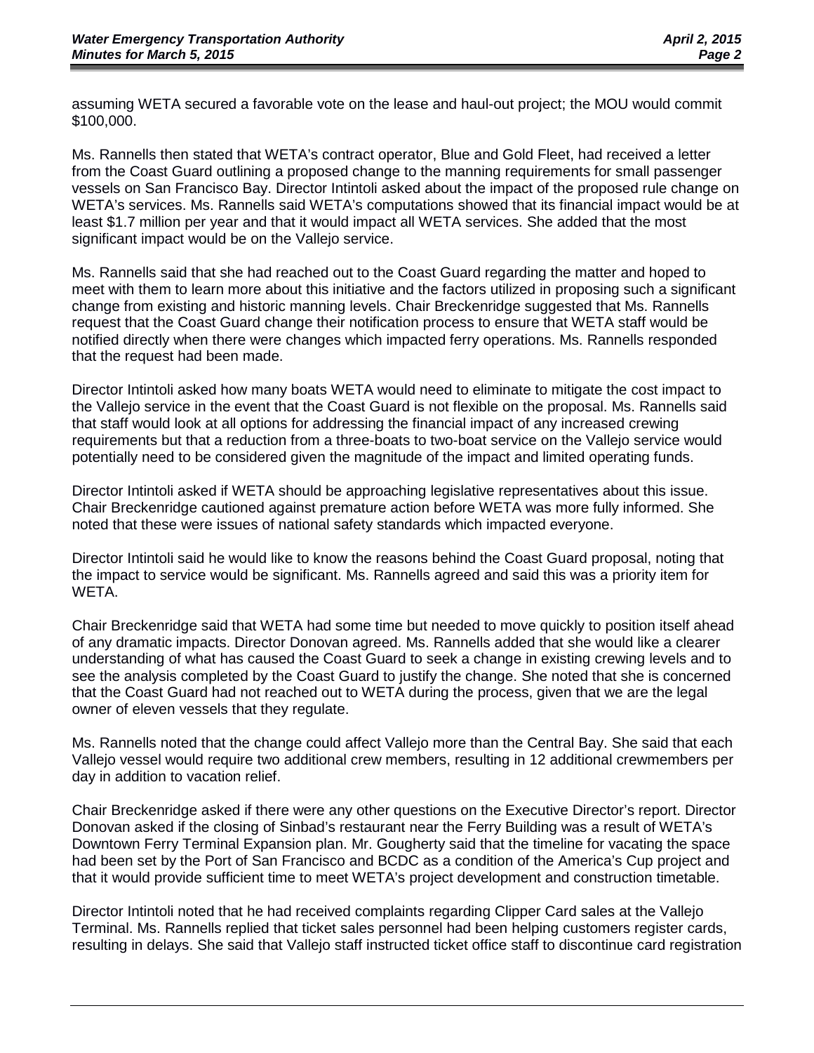assuming WETA secured a favorable vote on the lease and haul-out project; the MOU would commit $100,000.

Ms. Rannells then stated that WETA's contract operator, Blue and Gold Fleet, had received a letter from the Coast Guard outlining a proposed change to the manning requirements for small passenger vessels on San Francisco Bay. Director Intintoli asked about the impact of the proposed rule change on WETA's services. Ms. Rannells said WETA's computations showed that its financial impact would be at least $1.7 million per year and that it would impact all WETA services. She added that the most significant impact would be on the Vallejo service.

Ms. Rannells said that she had reached out to the Coast Guard regarding the matter and hoped to meet with them to learn more about this initiative and the factors utilized in proposing such a significant change from existing and historic manning levels. Chair Breckenridge suggested that Ms. Rannells request that the Coast Guard change their notification process to ensure that WETA staff would be notified directly when there were changes which impacted ferry operations. Ms. Rannells responded that the request had been made.

Director Intintoli asked how many boats WETA would need to eliminate to mitigate the cost impact to the Vallejo service in the event that the Coast Guard is not flexible on the proposal. Ms. Rannells said that staff would look at all options for addressing the financial impact of any increased crewing requirements but that a reduction from a three-boats to two-boat service on the Vallejo service would potentially need to be considered given the magnitude of the impact and limited operating funds.

Director Intintoli asked if WETA should be approaching legislative representatives about this issue. Chair Breckenridge cautioned against premature action before WETA was more fully informed. She noted that these were issues of national safety standards which impacted everyone.

Director Intintoli said he would like to know the reasons behind the Coast Guard proposal, noting that the impact to service would be significant. Ms. Rannells agreed and said this was a priority item for WETA.

Chair Breckenridge said that WETA had some time but needed to move quickly to position itself ahead of any dramatic impacts. Director Donovan agreed. Ms. Rannells added that she would like a clearer understanding of what has caused the Coast Guard to seek a change in existing crewing levels and to see the analysis completed by the Coast Guard to justify the change. She noted that she is concerned that the Coast Guard had not reached out to WETA during the process, given that we are the legal owner of eleven vessels that they regulate.

Ms. Rannells noted that the change could affect Vallejo more than the Central Bay. She said that each Vallejo vessel would require two additional crew members, resulting in 12 additional crewmembers per day in addition to vacation relief.

Chair Breckenridge asked if there were any other questions on the Executive Director's report. Director Donovan asked if the closing of Sinbad's restaurant near the Ferry Building was a result of WETA's Downtown Ferry Terminal Expansion plan. Mr. Gougherty said that the timeline for vacating the space had been set by the Port of San Francisco and BCDC as a condition of the America's Cup project and that it would provide sufficient time to meet WETA's project development and construction timetable.

Director Intintoli noted that he had received complaints regarding Clipper Card sales at the Vallejo Terminal. Ms. Rannells replied that ticket sales personnel had been helping customers register cards, resulting in delays. She said that Vallejo staff instructed ticket office staff to discontinue card registration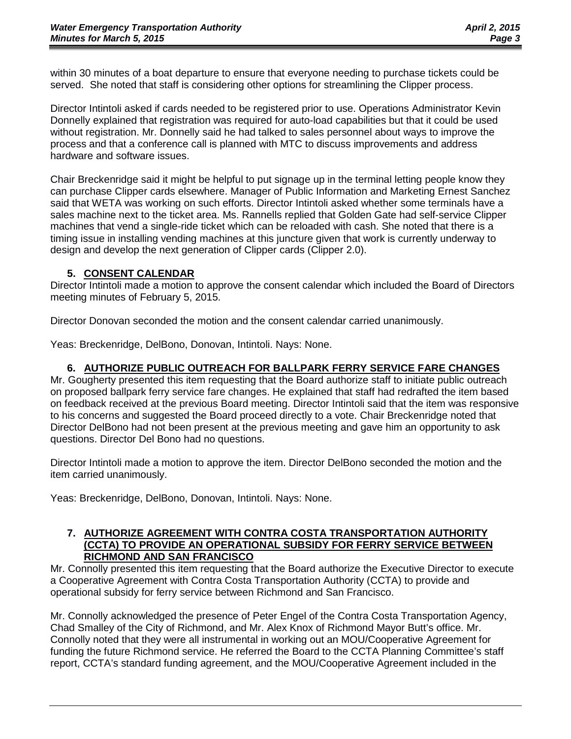within 30 minutes of a boat departure to ensure that everyone needing to purchase tickets could be served. She noted that staff is considering other options for streamlining the Clipper process.

Director Intintoli asked if cards needed to be registered prior to use. Operations Administrator Kevin Donnelly explained that registration was required for auto-load capabilities but that it could be used without registration. Mr. Donnelly said he had talked to sales personnel about ways to improve the process and that a conference call is planned with MTC to discuss improvements and address hardware and software issues.

Chair Breckenridge said it might be helpful to put signage up in the terminal letting people know they can purchase Clipper cards elsewhere. Manager of Public Information and Marketing Ernest Sanchez said that WETA was working on such efforts. Director Intintoli asked whether some terminals have a sales machine next to the ticket area. Ms. Rannells replied that Golden Gate had self-service Clipper machines that vend a single-ride ticket which can be reloaded with cash. She noted that there is a timing issue in installing vending machines at this juncture given that work is currently underway to design and develop the next generation of Clipper cards (Clipper 2.0).

### 5. CONSENT CALENDAR

Director Intintoli made a motion to approve the consent calendar which included the Board of Directors meeting minutes of February 5, 2015.

Director Donovan seconded the motion and the consent calendar carried unanimously.

Yeas: Breckenridge, DelBono, Donovan, Intintoli. Nays: None.

### 6. AUTHORIZE PUBLIC OUTREACH FOR BALLPARK FERRY SERVICE FARE CHANGES

Mr. Gougherty presented this item requesting that the Board authorize staff to initiate public outreach on proposed ballpark ferry service fare changes. He explained that staff had redrafted the item based on feedback received at the previous Board meeting. Director Intintoli said that the item was responsive to his concerns and suggested the Board proceed directly to a vote. Chair Breckenridge noted that Director DelBono had not been present at the previous meeting and gave him an opportunity to ask questions. Director Del Bono had no questions.

Director Intintoli made a motion to approve the item. Director DelBono seconded the motion and the item carried unanimously.

Yeas: Breckenridge, DelBono, Donovan, Intintoli. Nays: None.

### 7. AUTHORIZE AGREEMENT WITH CONTRA COSTA TRANSPORTATION AUTHORITY (CCTA) TO PROVIDE AN OPERATIONAL SUBSIDY FOR FERRY SERVICE BETWEEN RICHMOND AND SAN FRANCISCO

Mr. Connolly presented this item requesting that the Board authorize the Executive Director to execute a Cooperative Agreement with Contra Costa Transportation Authority (CCTA) to provide and operational subsidy for ferry service between Richmond and San Francisco.

Mr. Connolly acknowledged the presence of Peter Engel of the Contra Costa Transportation Agency, Chad Smalley of the City of Richmond, and Mr. Alex Knox of Richmond Mayor Butt's office. Mr. Connolly noted that they were all instrumental in working out an MOU/Cooperative Agreement for funding the future Richmond service. He referred the Board to the CCTA Planning Committee's staff report, CCTA's standard funding agreement, and the MOU/Cooperative Agreement included in the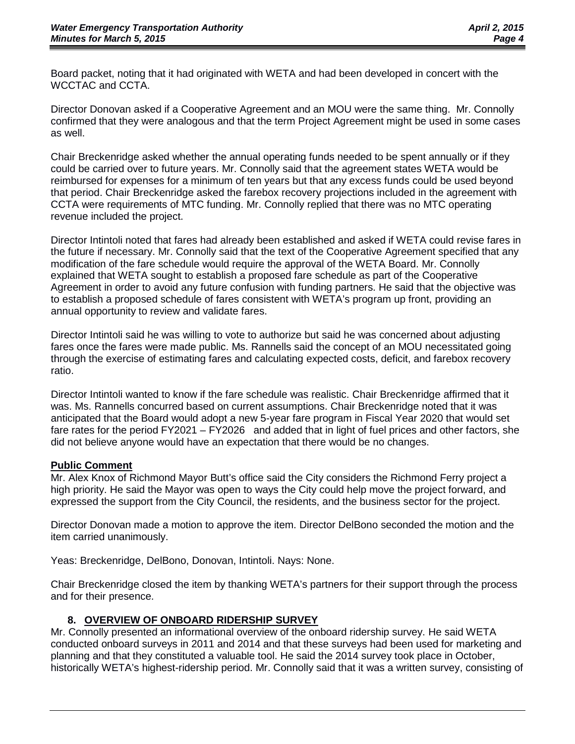Board packet, noting that it had originated with WETA and had been developed in concert with the WCCTAC and CCTA.

Director Donovan asked if a Cooperative Agreement and an MOU were the same thing. Mr. Connolly confirmed that they were analogous and that the term Project Agreement might be used in some cases as well.

Chair Breckenridge asked whether the annual operating funds needed to be spent annually or if they could be carried over to future years. Mr. Connolly said that the agreement states WETA would be reimbursed for expenses for a minimum of ten years but that any excess funds could be used beyond that period. Chair Breckenridge asked the farebox recovery projections included in the agreement with CCTA were requirements of MTC funding. Mr. Connolly replied that there was no MTC operating revenue included the project.

Director Intintoli noted that fares had already been established and asked if WETA could revise fares in the future if necessary. Mr. Connolly said that the text of the Cooperative Agreement specified that any modification of the fare schedule would require the approval of the WETA Board. Mr. Connolly explained that WETA sought to establish a proposed fare schedule as part of the Cooperative Agreement in order to avoid any future confusion with funding partners. He said that the objective was to establish a proposed schedule of fares consistent with WETA's program up front, providing an annual opportunity to review and validate fares.

Director Intintoli said he was willing to vote to authorize but said he was concerned about adjusting fares once the fares were made public. Ms. Rannells said the concept of an MOU necessitated going through the exercise of estimating fares and calculating expected costs, deficit, and farebox recovery ratio.

Director Intintoli wanted to know if the fare schedule was realistic. Chair Breckenridge affirmed that it was. Ms. Rannells concurred based on current assumptions. Chair Breckenridge noted that it was anticipated that the Board would adopt a new 5-year fare program in Fiscal Year 2020 that would set fare rates for the period FY2021 – FY2026 and added that in light of fuel prices and other factors, she did not believe anyone would have an expectation that there would be no changes.

**Public Comment**

Mr. Alex Knox of Richmond Mayor Butt's office said the City considers the Richmond Ferry project a high priority. He said the Mayor was open to ways the City could help move the project forward, and expressed the support from the City Council, the residents, and the business sector for the project.

Director Donovan made a motion to approve the item. Director DelBono seconded the motion and the item carried unanimously.

Yeas: Breckenridge, DelBono, Donovan, Intintoli. Nays: None.

Chair Breckenridge closed the item by thanking WETA's partners for their support through the process and for their presence.

## 8. OVERVIEW OF ONBOARD RIDERSHIP SURVEY

Mr. Connolly presented an informational overview of the onboard ridership survey. He said WETA conducted onboard surveys in 2011 and 2014 and that these surveys had been used for marketing and planning and that they constituted a valuable tool. He said the 2014 survey took place in October, historically WETA's highest-ridership period. Mr. Connolly said that it was a written survey, consisting of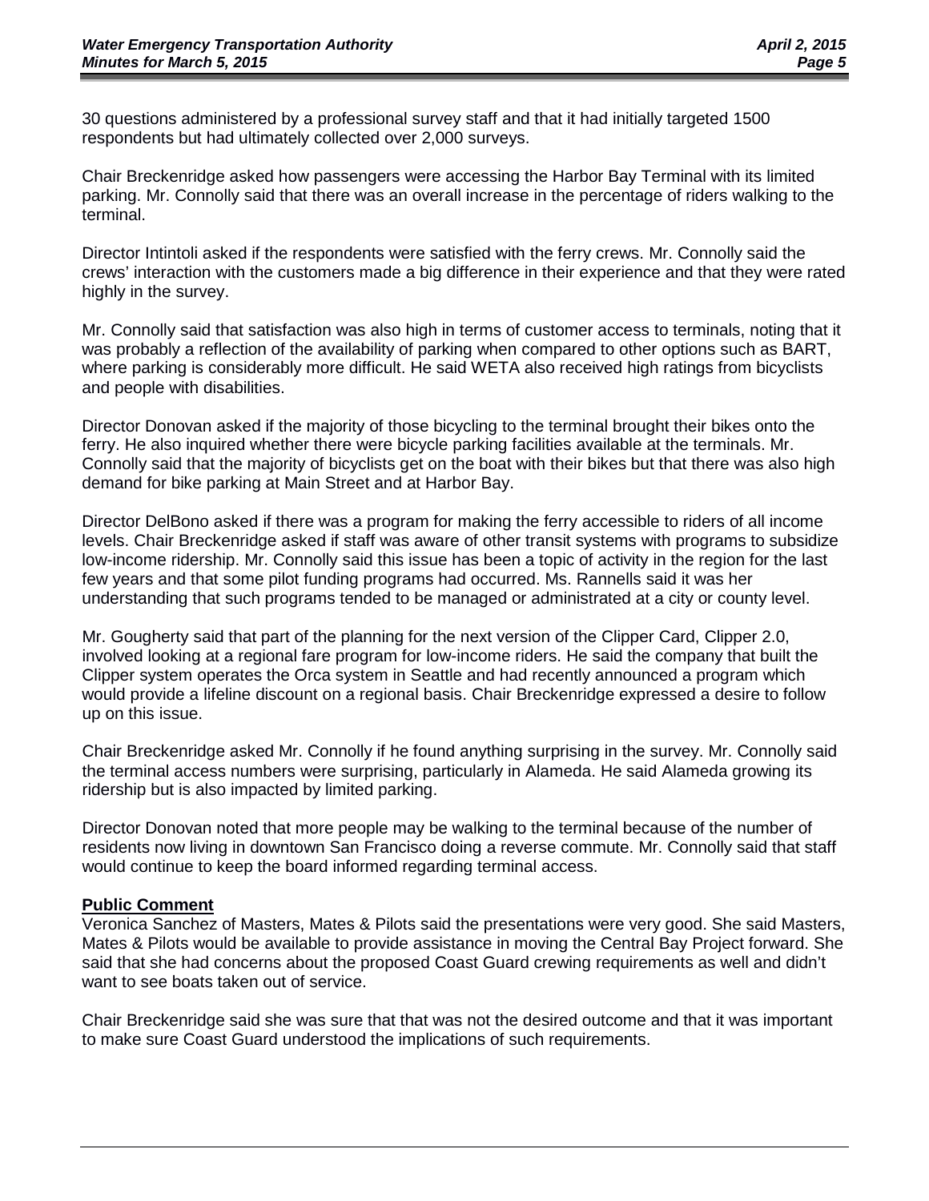30 questions administered by a professional survey staff and that it had initially targeted 1500 respondents but had ultimately collected over 2,000 surveys.

Chair Breckenridge asked how passengers were accessing the Harbor Bay Terminal with its limited parking. Mr. Connolly said that there was an overall increase in the percentage of riders walking to the terminal.

Director Intintoli asked if the respondents were satisfied with the ferry crews. Mr. Connolly said the crews' interaction with the customers made a big difference in their experience and that they were rated highly in the survey.

Mr. Connolly said that satisfaction was also high in terms of customer access to terminals, noting that it was probably a reflection of the availability of parking when compared to other options such as BART, where parking is considerably more difficult. He said WETA also received high ratings from bicyclists and people with disabilities.

Director Donovan asked if the majority of those bicycling to the terminal brought their bikes onto the ferry. He also inquired whether there were bicycle parking facilities available at the terminals. Mr. Connolly said that the majority of bicyclists get on the boat with their bikes but that there was also high demand for bike parking at Main Street and at Harbor Bay.

Director DelBono asked if there was a program for making the ferry accessible to riders of all income levels. Chair Breckenridge asked if staff was aware of other transit systems with programs to subsidize low-income ridership. Mr. Connolly said this issue has been a topic of activity in the region for the last few years and that some pilot funding programs had occurred. Ms. Rannells said it was her understanding that such programs tended to be managed or administrated at a city or county level.

Mr. Gougherty said that part of the planning for the next version of the Clipper Card, Clipper 2.0, involved looking at a regional fare program for low-income riders. He said the company that built the Clipper system operates the Orca system in Seattle and had recently announced a program which would provide a lifeline discount on a regional basis. Chair Breckenridge expressed a desire to follow up on this issue.

Chair Breckenridge asked Mr. Connolly if he found anything surprising in the survey. Mr. Connolly said the terminal access numbers were surprising, particularly in Alameda. He said Alameda growing its ridership but is also impacted by limited parking.

Director Donovan noted that more people may be walking to the terminal because of the number of residents now living in downtown San Francisco doing a reverse commute. Mr. Connolly said that staff would continue to keep the board informed regarding terminal access.

**Public Comment**

Veronica Sanchez of Masters, Mates & Pilots said the presentations were very good. She said Masters, Mates & Pilots would be available to provide assistance in moving the Central Bay Project forward. She said that she had concerns about the proposed Coast Guard crewing requirements as well and didn't want to see boats taken out of service.

Chair Breckenridge said she was sure that that was not the desired outcome and that it was important to make sure Coast Guard understood the implications of such requirements.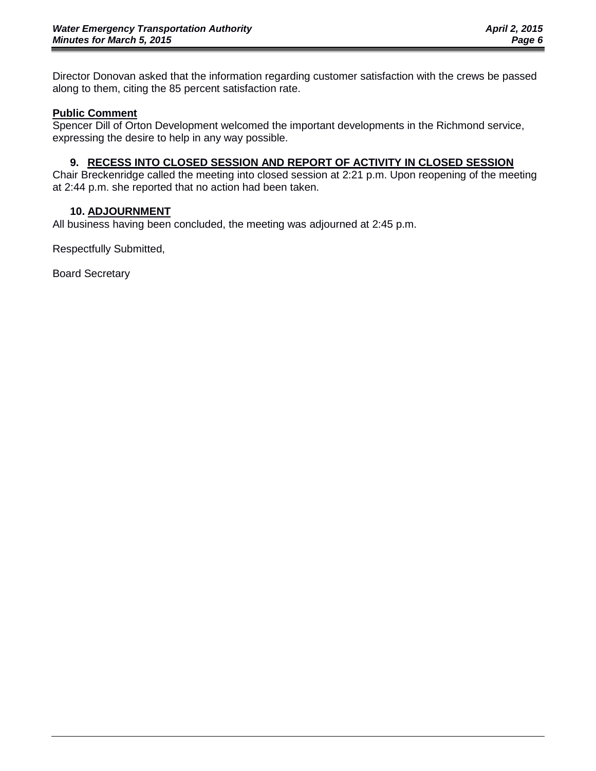Director Donovan asked that the information regarding customer satisfaction with the crews be passed along to them, citing the 85 percent satisfaction rate.

**Public Comment**

Spencer Dill of Orton Development welcomed the important developments in the Richmond service, expressing the desire to help in any way possible.

## 9. RECESS INTO CLOSED SESSION AND REPORT OF ACTIVITY IN CLOSED SESSION

Chair Breckenridge called the meeting into closed session at 2:21 p.m. Upon reopening of the meeting at 2:44 p.m. she reported that no action had been taken.

## 10. ADJOURNMENT

All business having been concluded, the meeting was adjourned at 2:45 p.m.

Respectfully Submitted,

Board Secretary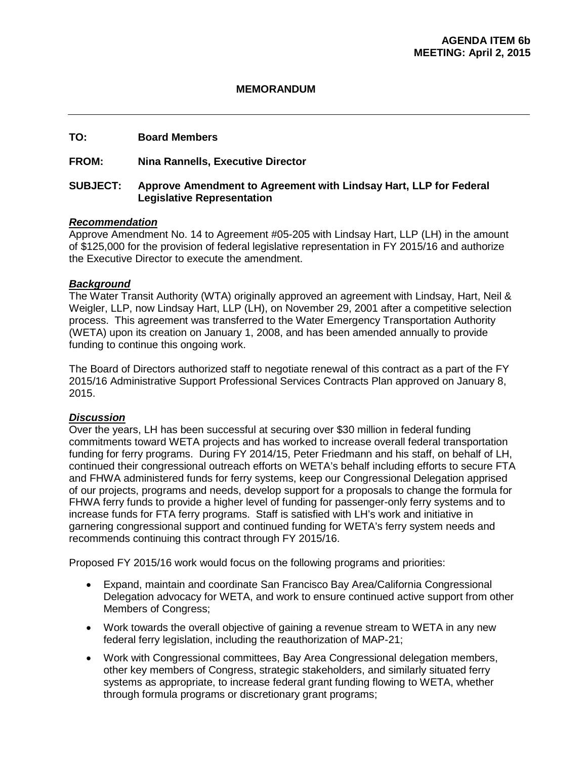**AGENDA ITEM 6b**
**MEETING: April 2, 2015**

**MEMORANDUM**

---

**TO:** Board Members

**FROM:** Nina Rannells, Executive Director

**SUBJECT:** Approve Amendment to Agreement with Lindsay Hart, LLP for Federal Legislative Representation

***Recommendation***

Approve Amendment No. 14 to Agreement #05-205 with Lindsay Hart, LLP (LH) in the amount of $125,000 for the provision of federal legislative representation in FY 2015/16 and authorize the Executive Director to execute the amendment.

***Background***

The Water Transit Authority (WTA) originally approved an agreement with Lindsay, Hart, Neil & Weigler, LLP, now Lindsay Hart, LLP (LH), on November 29, 2001 after a competitive selection process. This agreement was transferred to the Water Emergency Transportation Authority (WETA) upon its creation on January 1, 2008, and has been amended annually to provide funding to continue this ongoing work.

The Board of Directors authorized staff to negotiate renewal of this contract as a part of the FY 2015/16 Administrative Support Professional Services Contracts Plan approved on January 8, 2015.

***Discussion***

Over the years, LH has been successful at securing over $30 million in federal funding commitments toward WETA projects and has worked to increase overall federal transportation funding for ferry programs. During FY 2014/15, Peter Friedmann and his staff, on behalf of LH, continued their congressional outreach efforts on WETA's behalf including efforts to secure FTA and FHWA administered funds for ferry systems, keep our Congressional Delegation apprised of our projects, programs and needs, develop support for a proposals to change the formula for FHWA ferry funds to provide a higher level of funding for passenger-only ferry systems and to increase funds for FTA ferry programs. Staff is satisfied with LH's work and initiative in garnering congressional support and continued funding for WETA's ferry system needs and recommends continuing this contract through FY 2015/16.

Proposed FY 2015/16 work would focus on the following programs and priorities:

- Expand, maintain and coordinate San Francisco Bay Area/California Congressional Delegation advocacy for WETA, and work to ensure continued active support from other Members of Congress;
- Work towards the overall objective of gaining a revenue stream to WETA in any new federal ferry legislation, including the reauthorization of MAP-21;
- Work with Congressional committees, Bay Area Congressional delegation members, other key members of Congress, strategic stakeholders, and similarly situated ferry systems as appropriate, to increase federal grant funding flowing to WETA, whether through formula programs or discretionary grant programs;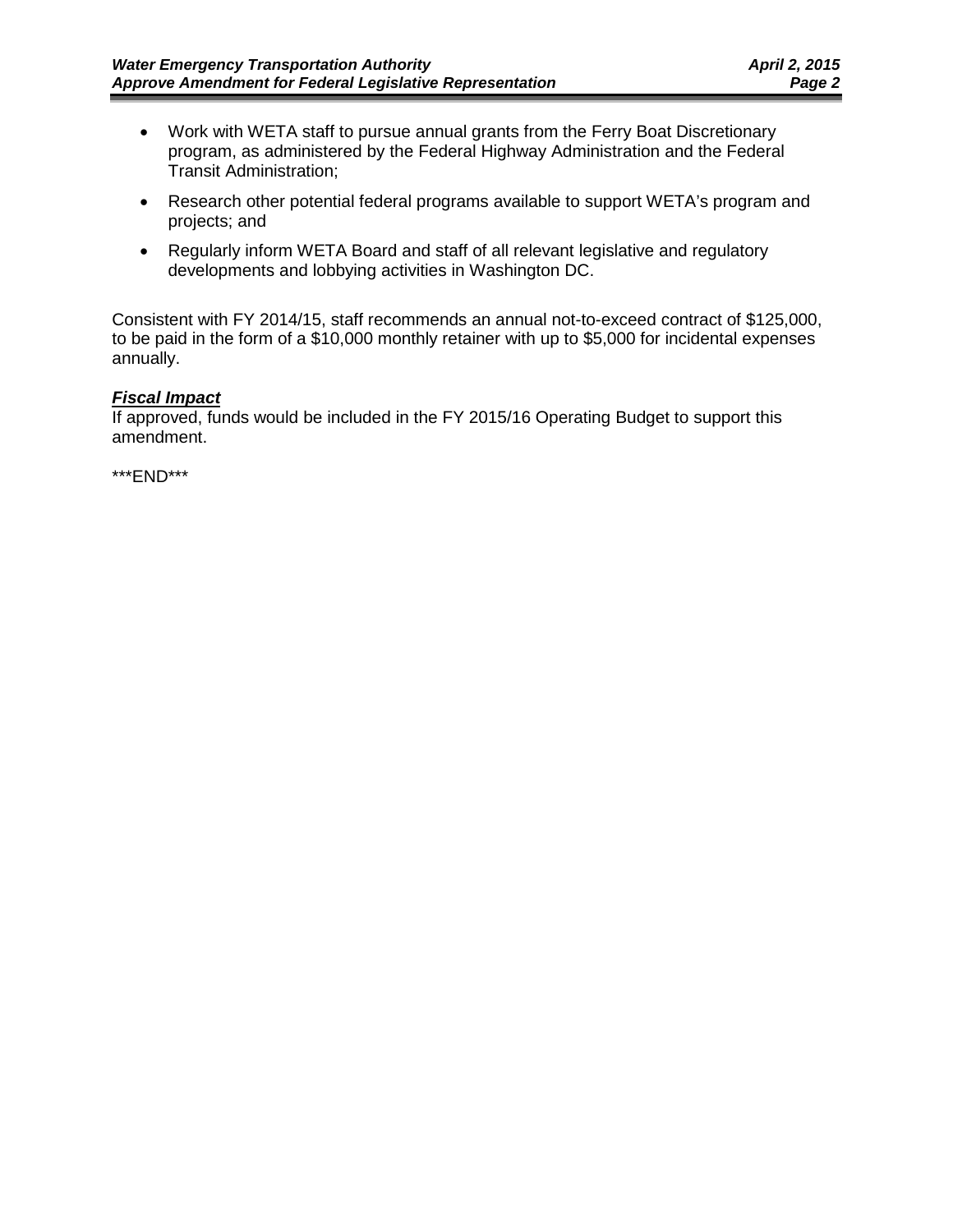- Work with WETA staff to pursue annual grants from the Ferry Boat Discretionary program, as administered by the Federal Highway Administration and the Federal Transit Administration;
- Research other potential federal programs available to support WETA's program and projects; and
- Regularly inform WETA Board and staff of all relevant legislative and regulatory developments and lobbying activities in Washington DC.

Consistent with FY 2014/15, staff recommends an annual not-to-exceed contract of $125,000, to be paid in the form of a $10,000 monthly retainer with up to $5,000 for incidental expenses annually.

***Fiscal Impact***

If approved, funds would be included in the FY 2015/16 Operating Budget to support this amendment.

***END***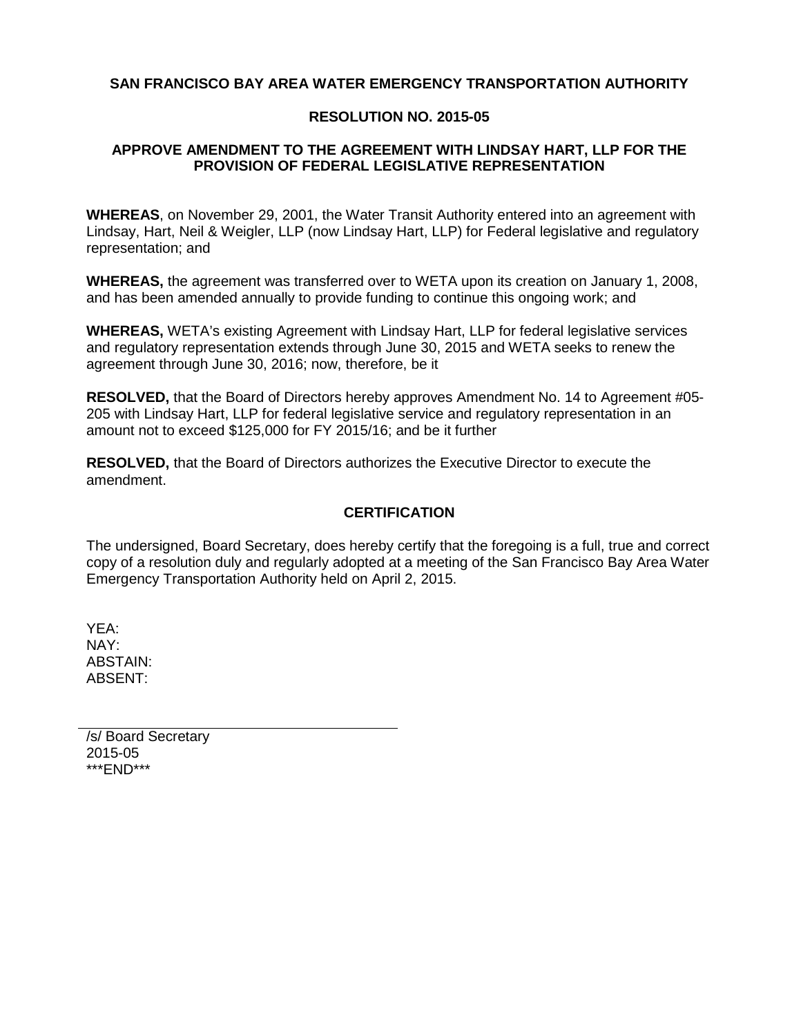**SAN FRANCISCO BAY AREA WATER EMERGENCY TRANSPORTATION AUTHORITY**

**RESOLUTION NO. 2015-05**

**APPROVE AMENDMENT TO THE AGREEMENT WITH LINDSAY HART, LLP FOR THE PROVISION OF FEDERAL LEGISLATIVE REPRESENTATION**

**WHEREAS**, on November 29, 2001, the Water Transit Authority entered into an agreement with Lindsay, Hart, Neil & Weigler, LLP (now Lindsay Hart, LLP) for Federal legislative and regulatory representation; and

**WHEREAS,** the agreement was transferred over to WETA upon its creation on January 1, 2008, and has been amended annually to provide funding to continue this ongoing work; and

**WHEREAS,** WETA's existing Agreement with Lindsay Hart, LLP for federal legislative services and regulatory representation extends through June 30, 2015 and WETA seeks to renew the agreement through June 30, 2016; now, therefore, be it

**RESOLVED,** that the Board of Directors hereby approves Amendment No. 14 to Agreement #05-205 with Lindsay Hart, LLP for federal legislative service and regulatory representation in an amount not to exceed $125,000 for FY 2015/16; and be it further

**RESOLVED,** that the Board of Directors authorizes the Executive Director to execute the amendment.

**CERTIFICATION**

The undersigned, Board Secretary, does hereby certify that the foregoing is a full, true and correct copy of a resolution duly and regularly adopted at a meeting of the San Francisco Bay Area Water Emergency Transportation Authority held on April 2, 2015.

YEA:
NAY:
ABSTAIN:
ABSENT:

/s/ Board Secretary
2015-05
***END***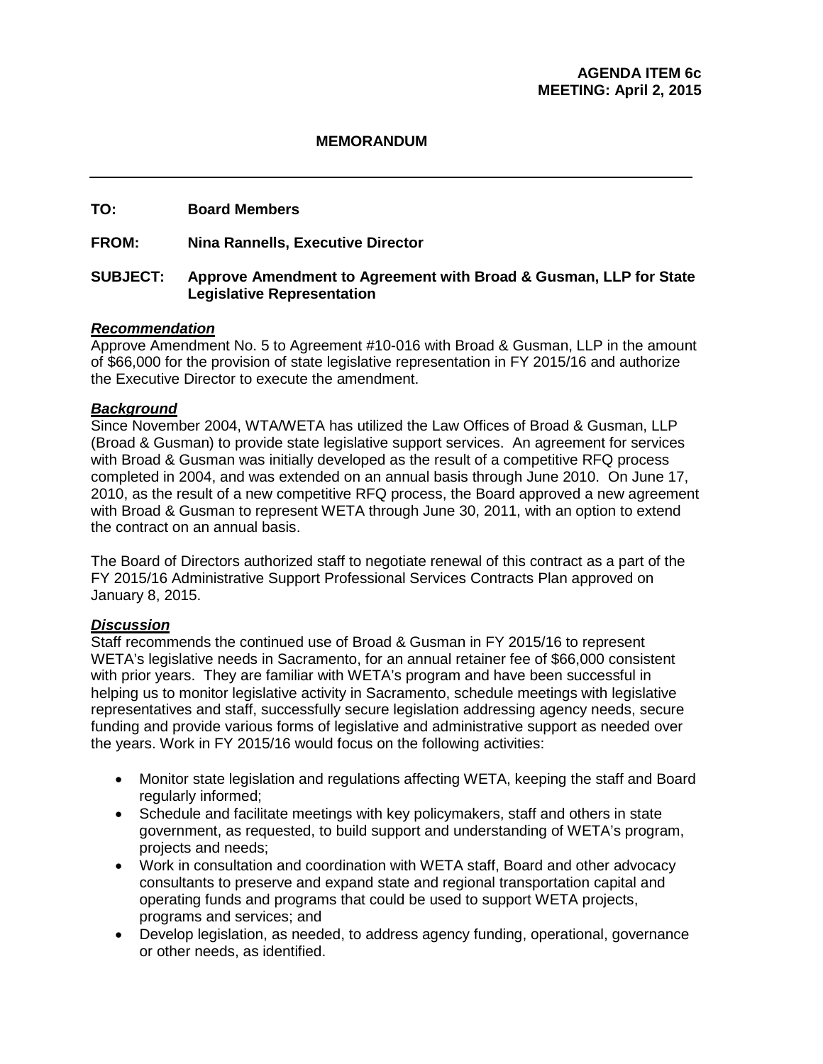**AGENDA ITEM 6c**
**MEETING: April 2, 2015**

**MEMORANDUM**

---

**TO:** Board Members

**FROM:** Nina Rannells, Executive Director

**SUBJECT:** Approve Amendment to Agreement with Broad & Gusman, LLP for State Legislative Representation

***Recommendation***

Approve Amendment No. 5 to Agreement #10-016 with Broad & Gusman, LLP in the amount of $66,000 for the provision of state legislative representation in FY 2015/16 and authorize the Executive Director to execute the amendment.

***Background***

Since November 2004, WTA/WETA has utilized the Law Offices of Broad & Gusman, LLP (Broad & Gusman) to provide state legislative support services. An agreement for services with Broad & Gusman was initially developed as the result of a competitive RFQ process completed in 2004, and was extended on an annual basis through June 2010. On June 17, 2010, as the result of a new competitive RFQ process, the Board approved a new agreement with Broad & Gusman to represent WETA through June 30, 2011, with an option to extend the contract on an annual basis.

The Board of Directors authorized staff to negotiate renewal of this contract as a part of the FY 2015/16 Administrative Support Professional Services Contracts Plan approved on January 8, 2015.

***Discussion***

Staff recommends the continued use of Broad & Gusman in FY 2015/16 to represent WETA's legislative needs in Sacramento, for an annual retainer fee of $66,000 consistent with prior years. They are familiar with WETA's program and have been successful in helping us to monitor legislative activity in Sacramento, schedule meetings with legislative representatives and staff, successfully secure legislation addressing agency needs, secure funding and provide various forms of legislative and administrative support as needed over the years. Work in FY 2015/16 would focus on the following activities:

- Monitor state legislation and regulations affecting WETA, keeping the staff and Board regularly informed;
- Schedule and facilitate meetings with key policymakers, staff and others in state government, as requested, to build support and understanding of WETA's program, projects and needs;
- Work in consultation and coordination with WETA staff, Board and other advocacy consultants to preserve and expand state and regional transportation capital and operating funds and programs that could be used to support WETA projects, programs and services; and
- Develop legislation, as needed, to address agency funding, operational, governance or other needs, as identified.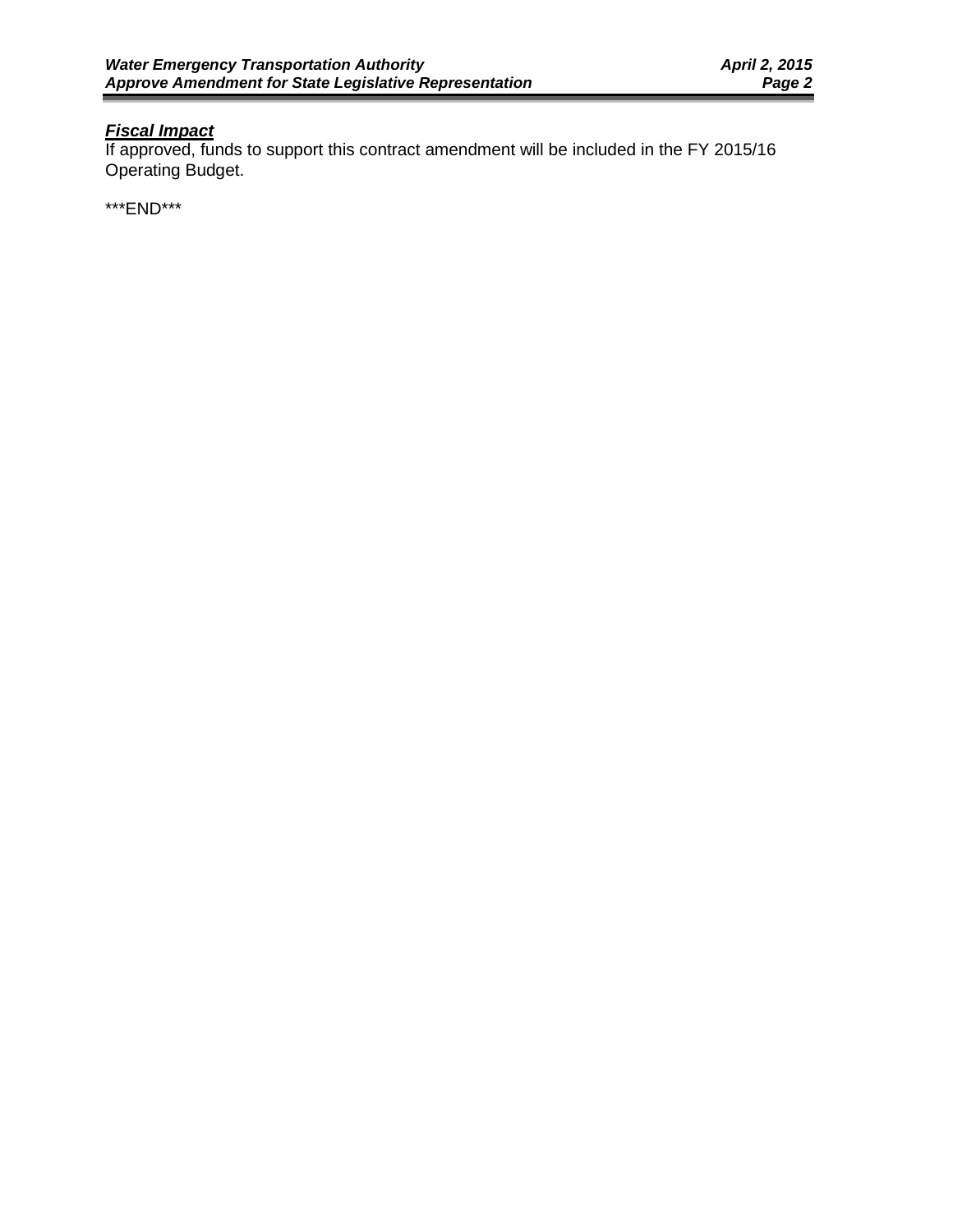***Fiscal Impact***

If approved, funds to support this contract amendment will be included in the FY 2015/16 Operating Budget.

***END***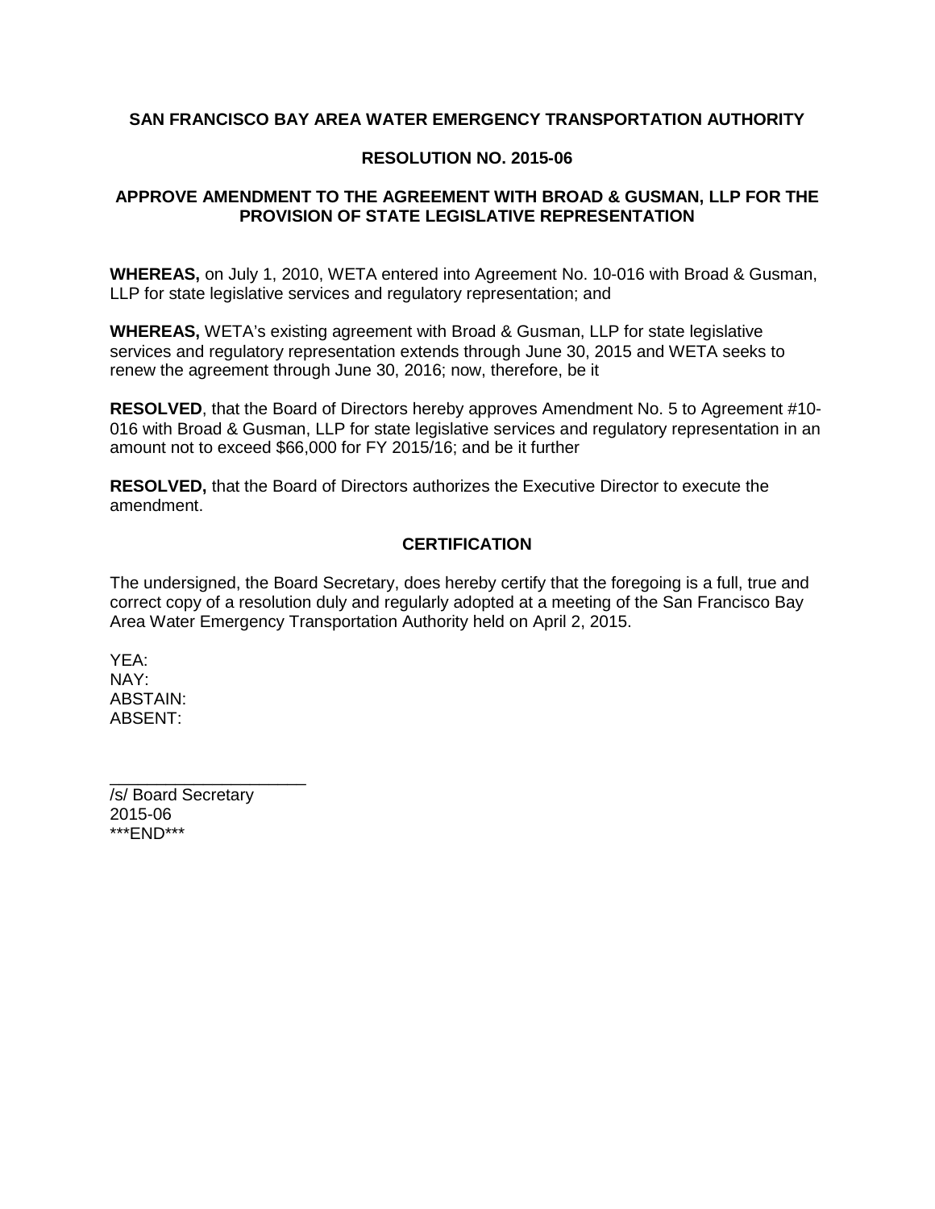**SAN FRANCISCO BAY AREA WATER EMERGENCY TRANSPORTATION AUTHORITY**

**RESOLUTION NO. 2015-06**

**APPROVE AMENDMENT TO THE AGREEMENT WITH BROAD & GUSMAN, LLP FOR THE PROVISION OF STATE LEGISLATIVE REPRESENTATION**

**WHEREAS,** on July 1, 2010, WETA entered into Agreement No. 10-016 with Broad & Gusman, LLP for state legislative services and regulatory representation; and

**WHEREAS,** WETA's existing agreement with Broad & Gusman, LLP for state legislative services and regulatory representation extends through June 30, 2015 and WETA seeks to renew the agreement through June 30, 2016; now, therefore, be it

**RESOLVED**, that the Board of Directors hereby approves Amendment No. 5 to Agreement #10-016 with Broad & Gusman, LLP for state legislative services and regulatory representation in an amount not to exceed $66,000 for FY 2015/16; and be it further

**RESOLVED,** that the Board of Directors authorizes the Executive Director to execute the amendment.

**CERTIFICATION**

The undersigned, the Board Secretary, does hereby certify that the foregoing is a full, true and correct copy of a resolution duly and regularly adopted at a meeting of the San Francisco Bay Area Water Emergency Transportation Authority held on April 2, 2015.

YEA:
NAY:
ABSTAIN:
ABSENT:

\_\_\_\_\_\_\_\_\_\_\_\_\_\_\_\_\_\_\_\_\_\_
/s/ Board Secretary
2015-06
***END***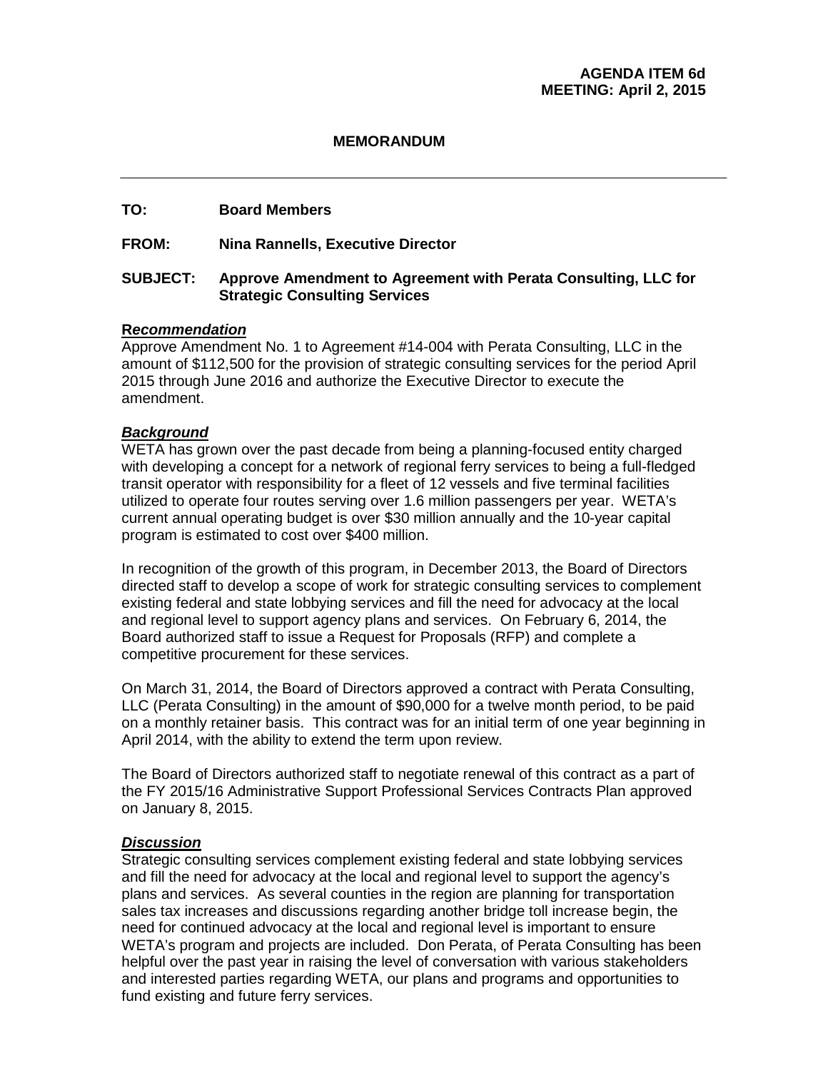**AGENDA ITEM 6d**
**MEETING: April 2, 2015**

**MEMORANDUM**

---

**TO:** Board Members

**FROM:** Nina Rannells, Executive Director

**SUBJECT:** Approve Amendment to Agreement with Perata Consulting, LLC for Strategic Consulting Services

***Recommendation***

Approve Amendment No. 1 to Agreement #14-004 with Perata Consulting, LLC in the amount of $112,500 for the provision of strategic consulting services for the period April 2015 through June 2016 and authorize the Executive Director to execute the amendment.

***Background***

WETA has grown over the past decade from being a planning-focused entity charged with developing a concept for a network of regional ferry services to being a full-fledged transit operator with responsibility for a fleet of 12 vessels and five terminal facilities utilized to operate four routes serving over 1.6 million passengers per year. WETA's current annual operating budget is over $30 million annually and the 10-year capital program is estimated to cost over $400 million.

In recognition of the growth of this program, in December 2013, the Board of Directors directed staff to develop a scope of work for strategic consulting services to complement existing federal and state lobbying services and fill the need for advocacy at the local and regional level to support agency plans and services. On February 6, 2014, the Board authorized staff to issue a Request for Proposals (RFP) and complete a competitive procurement for these services.

On March 31, 2014, the Board of Directors approved a contract with Perata Consulting, LLC (Perata Consulting) in the amount of $90,000 for a twelve month period, to be paid on a monthly retainer basis. This contract was for an initial term of one year beginning in April 2014, with the ability to extend the term upon review.

The Board of Directors authorized staff to negotiate renewal of this contract as a part of the FY 2015/16 Administrative Support Professional Services Contracts Plan approved on January 8, 2015.

***Discussion***

Strategic consulting services complement existing federal and state lobbying services and fill the need for advocacy at the local and regional level to support the agency's plans and services. As several counties in the region are planning for transportation sales tax increases and discussions regarding another bridge toll increase begin, the need for continued advocacy at the local and regional level is important to ensure WETA's program and projects are included. Don Perata, of Perata Consulting has been helpful over the past year in raising the level of conversation with various stakeholders and interested parties regarding WETA, our plans and programs and opportunities to fund existing and future ferry services.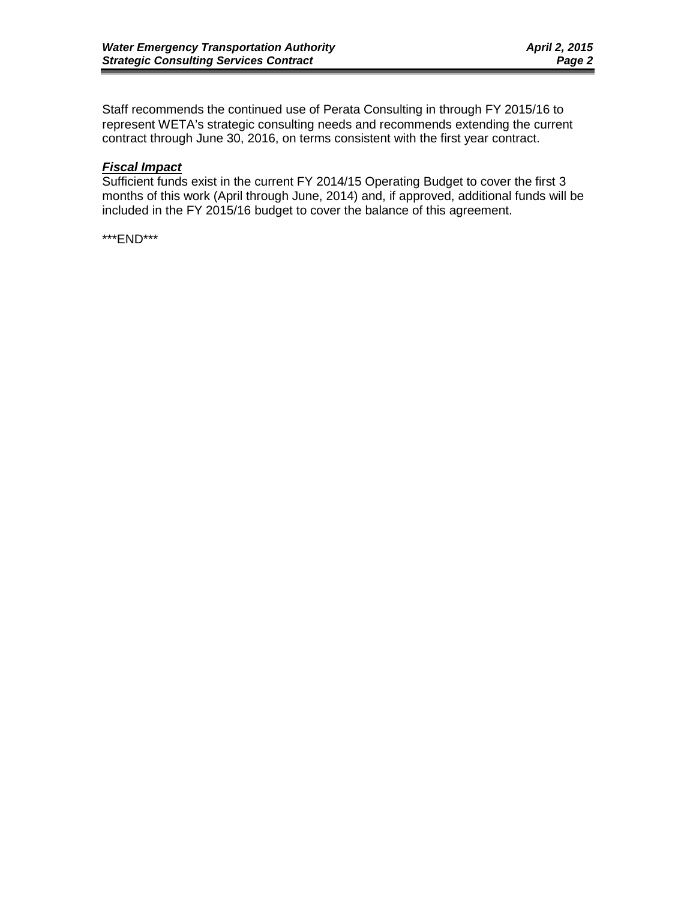Staff recommends the continued use of Perata Consulting in through FY 2015/16 to represent WETA's strategic consulting needs and recommends extending the current contract through June 30, 2016, on terms consistent with the first year contract.

***Fiscal Impact***

Sufficient funds exist in the current FY 2014/15 Operating Budget to cover the first 3 months of this work (April through June, 2014) and, if approved, additional funds will be included in the FY 2015/16 budget to cover the balance of this agreement.

***END***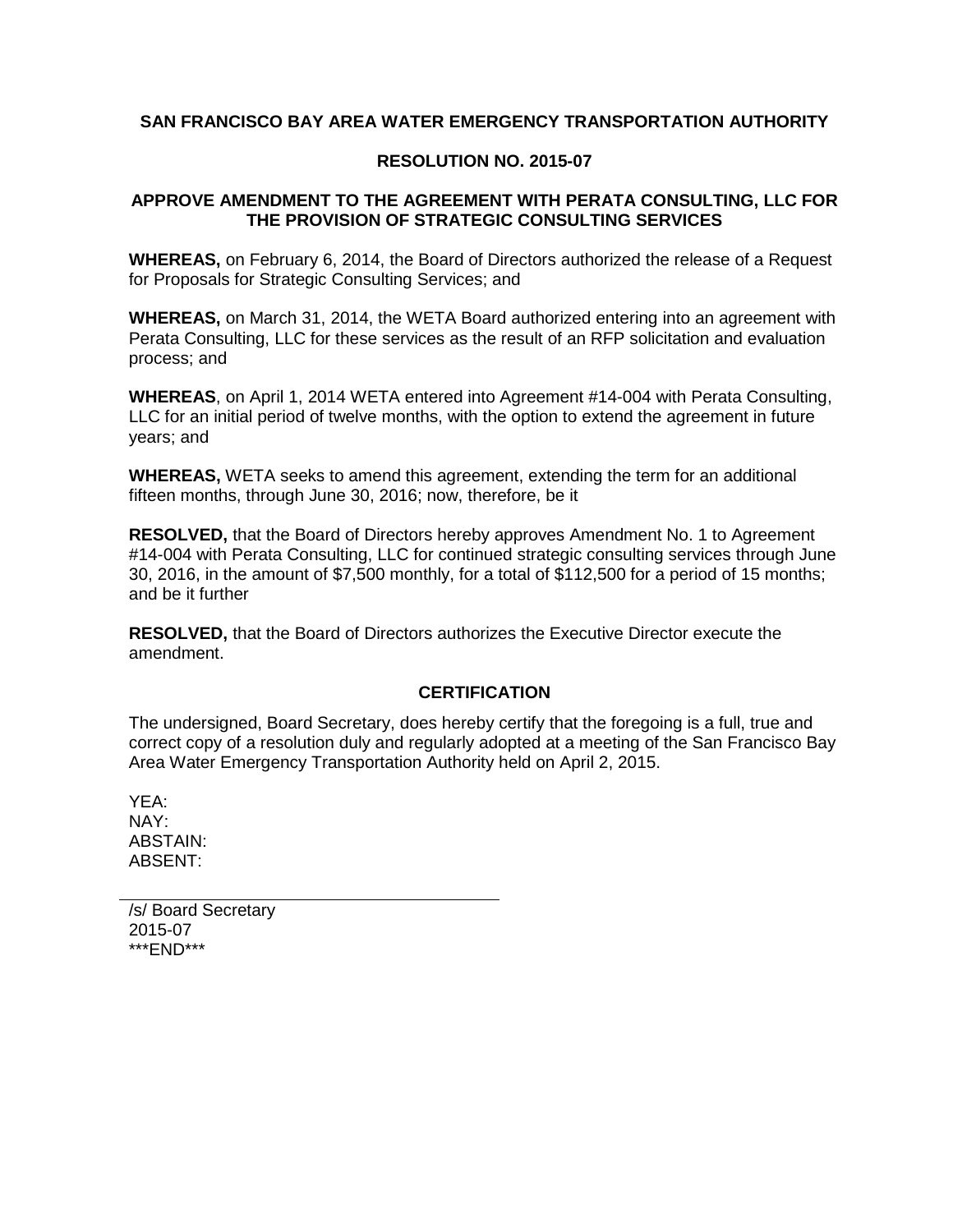**SAN FRANCISCO BAY AREA WATER EMERGENCY TRANSPORTATION AUTHORITY**

**RESOLUTION NO. 2015-07**

**APPROVE AMENDMENT TO THE AGREEMENT WITH PERATA CONSULTING, LLC FOR THE PROVISION OF STRATEGIC CONSULTING SERVICES**

**WHEREAS,** on February 6, 2014, the Board of Directors authorized the release of a Request for Proposals for Strategic Consulting Services; and

**WHEREAS,** on March 31, 2014, the WETA Board authorized entering into an agreement with Perata Consulting, LLC for these services as the result of an RFP solicitation and evaluation process; and

**WHEREAS**, on April 1, 2014 WETA entered into Agreement #14-004 with Perata Consulting, LLC for an initial period of twelve months, with the option to extend the agreement in future years; and

**WHEREAS,** WETA seeks to amend this agreement, extending the term for an additional fifteen months, through June 30, 2016; now, therefore, be it

**RESOLVED,** that the Board of Directors hereby approves Amendment No. 1 to Agreement #14-004 with Perata Consulting, LLC for continued strategic consulting services through June 30, 2016, in the amount of $7,500 monthly, for a total of $112,500 for a period of 15 months; and be it further

**RESOLVED,** that the Board of Directors authorizes the Executive Director execute the amendment.

**CERTIFICATION**

The undersigned, Board Secretary, does hereby certify that the foregoing is a full, true and correct copy of a resolution duly and regularly adopted at a meeting of the San Francisco Bay Area Water Emergency Transportation Authority held on April 2, 2015.

YEA:
NAY:
ABSTAIN:
ABSENT:

/s/ Board Secretary
2015-07
***END***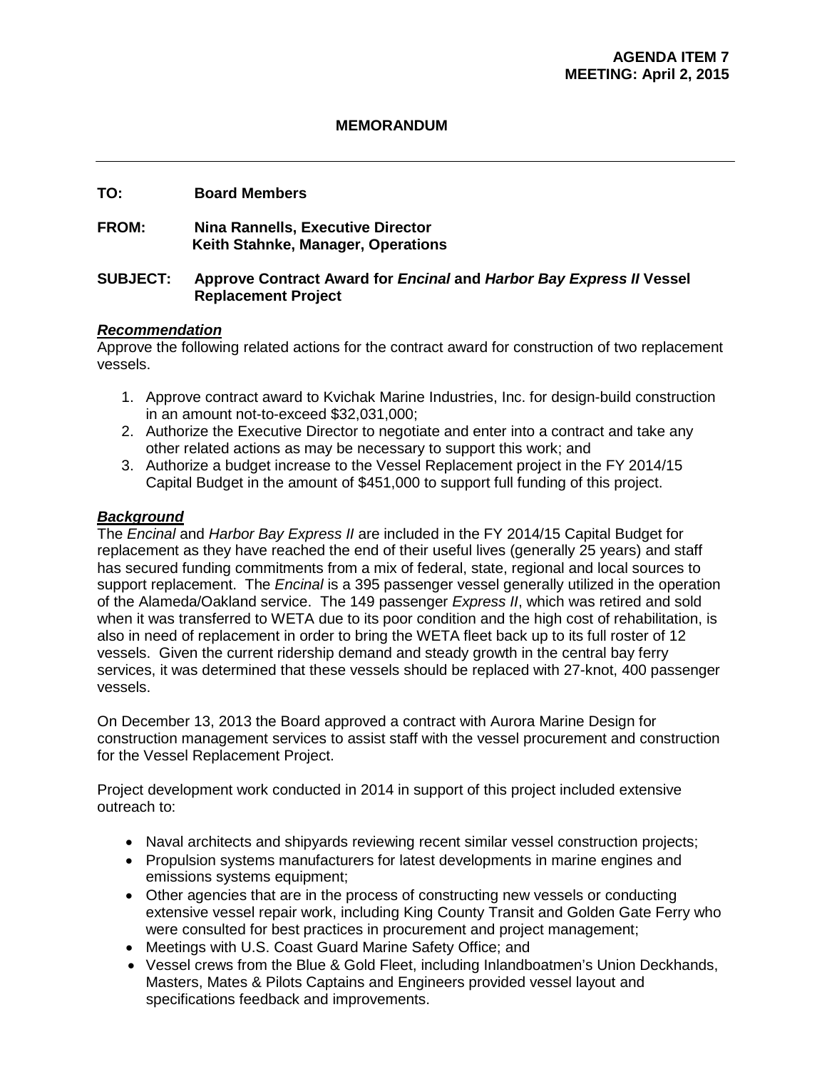**AGENDA ITEM 7**
**MEETING: April 2, 2015**

**MEMORANDUM**

---

**TO:** Board Members

**FROM:** Nina Rannells, Executive Director
Keith Stahnke, Manager, Operations

**SUBJECT: Approve Contract Award for *Encinal* and *Harbor Bay Express II* Vessel Replacement Project**

***Recommendation***

Approve the following related actions for the contract award for construction of two replacement vessels.

1. Approve contract award to Kvichak Marine Industries, Inc. for design-build construction in an amount not-to-exceed $32,031,000;
2. Authorize the Executive Director to negotiate and enter into a contract and take any other related actions as may be necessary to support this work; and
3. Authorize a budget increase to the Vessel Replacement project in the FY 2014/15 Capital Budget in the amount of $451,000 to support full funding of this project.

***Background***

The *Encinal* and *Harbor Bay Express II* are included in the FY 2014/15 Capital Budget for replacement as they have reached the end of their useful lives (generally 25 years) and staff has secured funding commitments from a mix of federal, state, regional and local sources to support replacement. The *Encinal* is a 395 passenger vessel generally utilized in the operation of the Alameda/Oakland service. The 149 passenger *Express II*, which was retired and sold when it was transferred to WETA due to its poor condition and the high cost of rehabilitation, is also in need of replacement in order to bring the WETA fleet back up to its full roster of 12 vessels. Given the current ridership demand and steady growth in the central bay ferry services, it was determined that these vessels should be replaced with 27-knot, 400 passenger vessels.

On December 13, 2013 the Board approved a contract with Aurora Marine Design for construction management services to assist staff with the vessel procurement and construction for the Vessel Replacement Project.

Project development work conducted in 2014 in support of this project included extensive outreach to:

- Naval architects and shipyards reviewing recent similar vessel construction projects;
- Propulsion systems manufacturers for latest developments in marine engines and emissions systems equipment;
- Other agencies that are in the process of constructing new vessels or conducting extensive vessel repair work, including King County Transit and Golden Gate Ferry who were consulted for best practices in procurement and project management;
- Meetings with U.S. Coast Guard Marine Safety Office; and
- Vessel crews from the Blue & Gold Fleet, including Inlandboatmen's Union Deckhands, Masters, Mates & Pilots Captains and Engineers provided vessel layout and specifications feedback and improvements.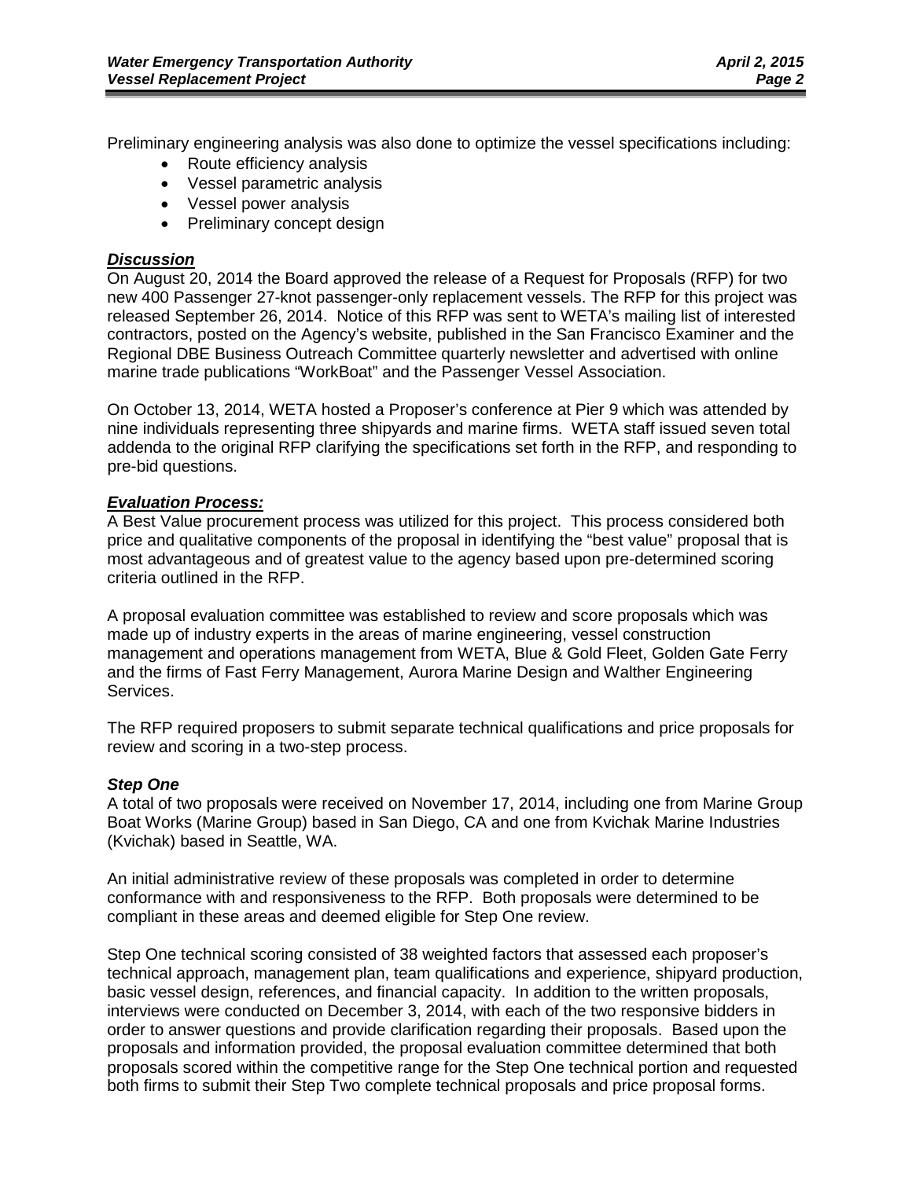Preliminary engineering analysis was also done to optimize the vessel specifications including:

- Route efficiency analysis
- Vessel parametric analysis
- Vessel power analysis
- Preliminary concept design

***Discussion***

On August 20, 2014 the Board approved the release of a Request for Proposals (RFP) for two new 400 Passenger 27-knot passenger-only replacement vessels. The RFP for this project was released September 26, 2014. Notice of this RFP was sent to WETA's mailing list of interested contractors, posted on the Agency's website, published in the San Francisco Examiner and the Regional DBE Business Outreach Committee quarterly newsletter and advertised with online marine trade publications "WorkBoat" and the Passenger Vessel Association.

On October 13, 2014, WETA hosted a Proposer's conference at Pier 9 which was attended by nine individuals representing three shipyards and marine firms. WETA staff issued seven total addenda to the original RFP clarifying the specifications set forth in the RFP, and responding to pre-bid questions.

***Evaluation Process:***

A Best Value procurement process was utilized for this project. This process considered both price and qualitative components of the proposal in identifying the "best value" proposal that is most advantageous and of greatest value to the agency based upon pre-determined scoring criteria outlined in the RFP.

A proposal evaluation committee was established to review and score proposals which was made up of industry experts in the areas of marine engineering, vessel construction management and operations management from WETA, Blue & Gold Fleet, Golden Gate Ferry and the firms of Fast Ferry Management, Aurora Marine Design and Walther Engineering Services.

The RFP required proposers to submit separate technical qualifications and price proposals for review and scoring in a two-step process.

***Step One***

A total of two proposals were received on November 17, 2014, including one from Marine Group Boat Works (Marine Group) based in San Diego, CA and one from Kvichak Marine Industries (Kvichak) based in Seattle, WA.

An initial administrative review of these proposals was completed in order to determine conformance with and responsiveness to the RFP. Both proposals were determined to be compliant in these areas and deemed eligible for Step One review.

Step One technical scoring consisted of 38 weighted factors that assessed each proposer's technical approach, management plan, team qualifications and experience, shipyard production, basic vessel design, references, and financial capacity. In addition to the written proposals, interviews were conducted on December 3, 2014, with each of the two responsive bidders in order to answer questions and provide clarification regarding their proposals. Based upon the proposals and information provided, the proposal evaluation committee determined that both proposals scored within the competitive range for the Step One technical portion and requested both firms to submit their Step Two complete technical proposals and price proposal forms.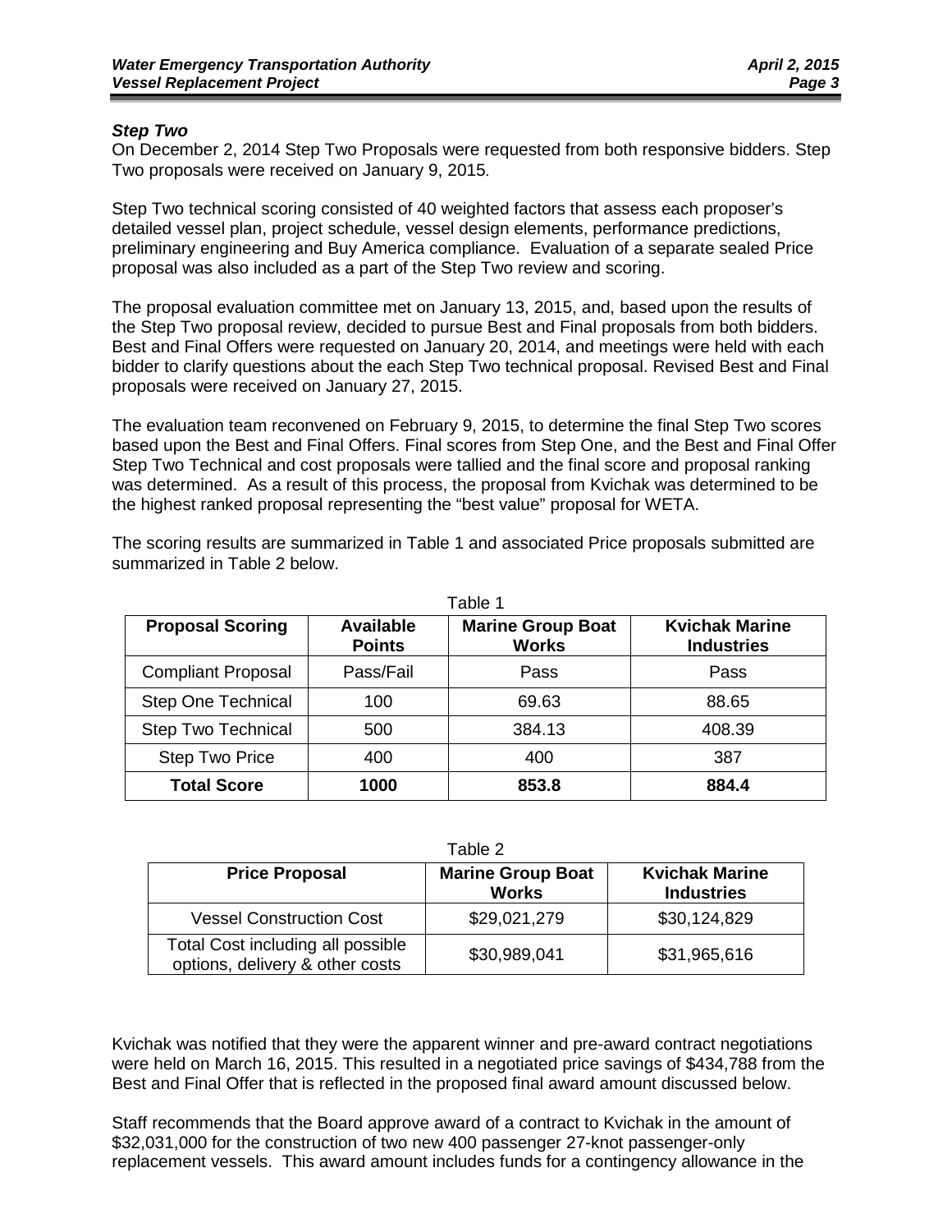### *Step Two*

On December 2, 2014 Step Two Proposals were requested from both responsive bidders. Step Two proposals were received on January 9, 2015.

Step Two technical scoring consisted of 40 weighted factors that assess each proposer's detailed vessel plan, project schedule, vessel design elements, performance predictions, preliminary engineering and Buy America compliance. Evaluation of a separate sealed Price proposal was also included as a part of the Step Two review and scoring.

The proposal evaluation committee met on January 13, 2015, and, based upon the results of the Step Two proposal review, decided to pursue Best and Final proposals from both bidders. Best and Final Offers were requested on January 20, 2014, and meetings were held with each bidder to clarify questions about the each Step Two technical proposal. Revised Best and Final proposals were received on January 27, 2015.

The evaluation team reconvened on February 9, 2015, to determine the final Step Two scores based upon the Best and Final Offers. Final scores from Step One, and the Best and Final Offer Step Two Technical and cost proposals were tallied and the final score and proposal ranking was determined. As a result of this process, the proposal from Kvichak was determined to be the highest ranked proposal representing the "best value" proposal for WETA.

The scoring results are summarized in Table 1 and associated Price proposals submitted are summarized in Table 2 below.

Table 1

| Proposal Scoring | Available Points | Marine Group Boat Works | Kvichak Marine Industries |
|---|---|---|---|
| Compliant Proposal | Pass/Fail | Pass | Pass |
| Step One Technical | 100 | 69.63 | 88.65 |
| Step Two Technical | 500 | 384.13 | 408.39 |
| Step Two Price | 400 | 400 | 387 |
| **Total Score** | **1000** | **853.8** | **884.4** |

Table 2

| Price Proposal | Marine Group Boat Works | Kvichak Marine Industries |
|---|---|---|
| Vessel Construction Cost | $29,021,279 | $30,124,829 |
| Total Cost including all possible options, delivery & other costs | $30,989,041 | $31,965,616 |

Kvichak was notified that they were the apparent winner and pre-award contract negotiations were held on March 16, 2015. This resulted in a negotiated price savings of $434,788 from the Best and Final Offer that is reflected in the proposed final award amount discussed below.

Staff recommends that the Board approve award of a contract to Kvichak in the amount of $32,031,000 for the construction of two new 400 passenger 27-knot passenger-only replacement vessels. This award amount includes funds for a contingency allowance in the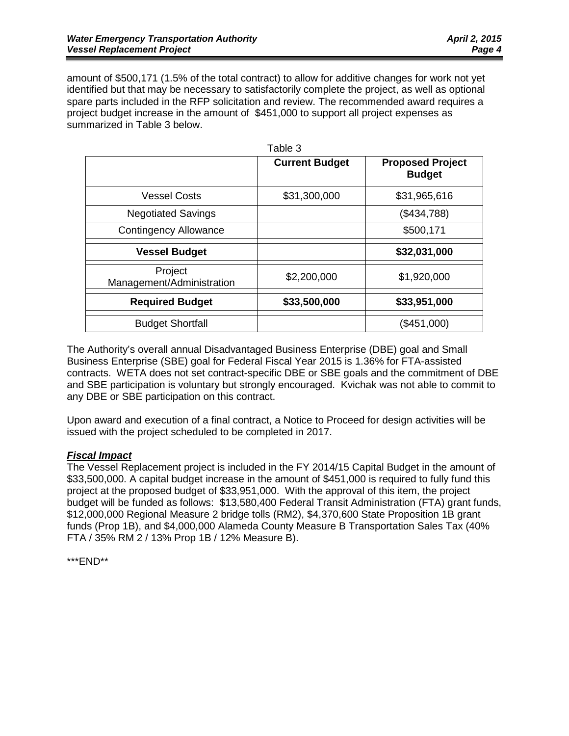amount of $500,171 (1.5% of the total contract) to allow for additive changes for work not yet identified but that may be necessary to satisfactorily complete the project, as well as optional spare parts included in the RFP solicitation and review. The recommended award requires a project budget increase in the amount of $451,000 to support all project expenses as summarized in Table 3 below.

Table 3

| | Current Budget | Proposed Project Budget |
|---|---|---|
| Vessel Costs | $31,300,000 | $31,965,616 |
| Negotiated Savings | | ($434,788) |
| Contingency Allowance | | $500,171 |
| **Vessel Budget** | | **$32,031,000** |
| Project Management/Administration | $2,200,000 | $1,920,000 |
| **Required Budget** | **$33,500,000** | **$33,951,000** |
| Budget Shortfall | | ($451,000) |

The Authority's overall annual Disadvantaged Business Enterprise (DBE) goal and Small Business Enterprise (SBE) goal for Federal Fiscal Year 2015 is 1.36% for FTA-assisted contracts. WETA does not set contract-specific DBE or SBE goals and the commitment of DBE and SBE participation is voluntary but strongly encouraged. Kvichak was not able to commit to any DBE or SBE participation on this contract.

Upon award and execution of a final contract, a Notice to Proceed for design activities will be issued with the project scheduled to be completed in 2017.

***Fiscal Impact***

The Vessel Replacement project is included in the FY 2014/15 Capital Budget in the amount of $33,500,000. A capital budget increase in the amount of $451,000 is required to fully fund this project at the proposed budget of $33,951,000. With the approval of this item, the project budget will be funded as follows: $13,580,400 Federal Transit Administration (FTA) grant funds, $12,000,000 Regional Measure 2 bridge tolls (RM2), $4,370,600 State Proposition 1B grant funds (Prop 1B), and $4,000,000 Alameda County Measure B Transportation Sales Tax (40% FTA / 35% RM 2 / 13% Prop 1B / 12% Measure B).

***END**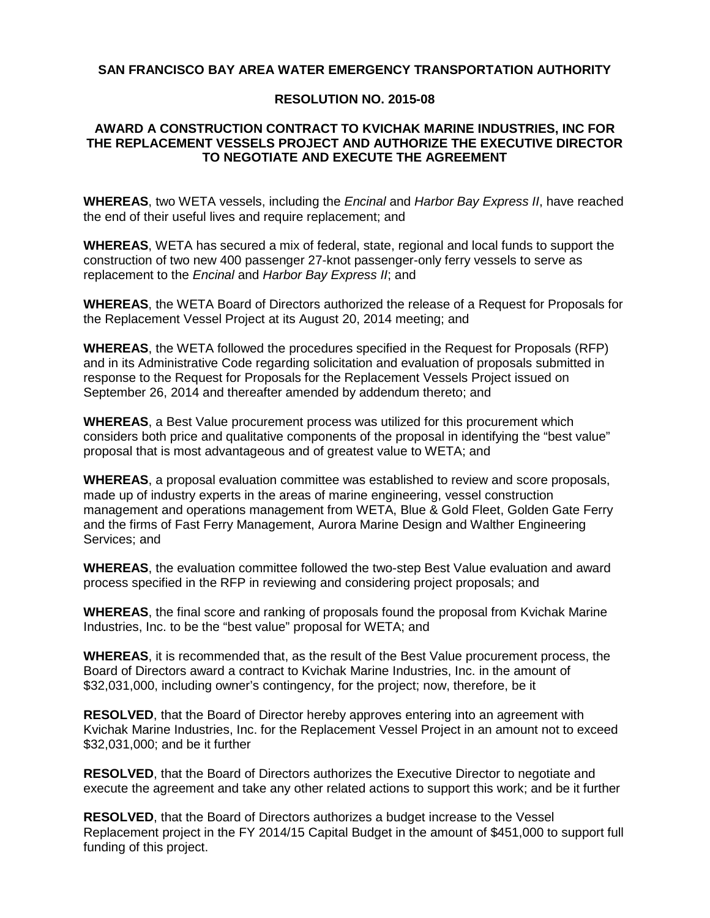**SAN FRANCISCO BAY AREA WATER EMERGENCY TRANSPORTATION AUTHORITY**

**RESOLUTION NO. 2015-08**

**AWARD A CONSTRUCTION CONTRACT TO KVICHAK MARINE INDUSTRIES, INC FOR THE REPLACEMENT VESSELS PROJECT AND AUTHORIZE THE EXECUTIVE DIRECTOR TO NEGOTIATE AND EXECUTE THE AGREEMENT**

**WHEREAS**, two WETA vessels, including the *Encinal* and *Harbor Bay Express II*, have reached the end of their useful lives and require replacement; and

**WHEREAS**, WETA has secured a mix of federal, state, regional and local funds to support the construction of two new 400 passenger 27-knot passenger-only ferry vessels to serve as replacement to the *Encinal* and *Harbor Bay Express II*; and

**WHEREAS**, the WETA Board of Directors authorized the release of a Request for Proposals for the Replacement Vessel Project at its August 20, 2014 meeting; and

**WHEREAS**, the WETA followed the procedures specified in the Request for Proposals (RFP) and in its Administrative Code regarding solicitation and evaluation of proposals submitted in response to the Request for Proposals for the Replacement Vessels Project issued on September 26, 2014 and thereafter amended by addendum thereto; and

**WHEREAS**, a Best Value procurement process was utilized for this procurement which considers both price and qualitative components of the proposal in identifying the "best value" proposal that is most advantageous and of greatest value to WETA; and

**WHEREAS**, a proposal evaluation committee was established to review and score proposals, made up of industry experts in the areas of marine engineering, vessel construction management and operations management from WETA, Blue & Gold Fleet, Golden Gate Ferry and the firms of Fast Ferry Management, Aurora Marine Design and Walther Engineering Services; and

**WHEREAS**, the evaluation committee followed the two-step Best Value evaluation and award process specified in the RFP in reviewing and considering project proposals; and

**WHEREAS**, the final score and ranking of proposals found the proposal from Kvichak Marine Industries, Inc. to be the "best value" proposal for WETA; and

**WHEREAS**, it is recommended that, as the result of the Best Value procurement process, the Board of Directors award a contract to Kvichak Marine Industries, Inc. in the amount of $32,031,000, including owner's contingency, for the project; now, therefore, be it

**RESOLVED**, that the Board of Director hereby approves entering into an agreement with Kvichak Marine Industries, Inc. for the Replacement Vessel Project in an amount not to exceed $32,031,000; and be it further

**RESOLVED**, that the Board of Directors authorizes the Executive Director to negotiate and execute the agreement and take any other related actions to support this work; and be it further

**RESOLVED**, that the Board of Directors authorizes a budget increase to the Vessel Replacement project in the FY 2014/15 Capital Budget in the amount of $451,000 to support full funding of this project.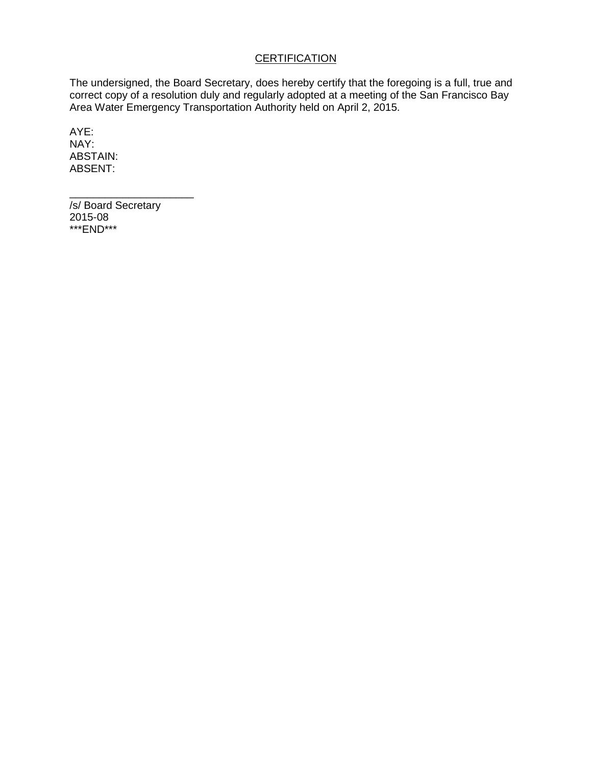## CERTIFICATION

The undersigned, the Board Secretary, does hereby certify that the foregoing is a full, true and correct copy of a resolution duly and regularly adopted at a meeting of the San Francisco Bay Area Water Emergency Transportation Authority held on April 2, 2015.

AYE:
NAY:
ABSTAIN:
ABSENT:

_____________________
/s/ Board Secretary
2015-08
***END***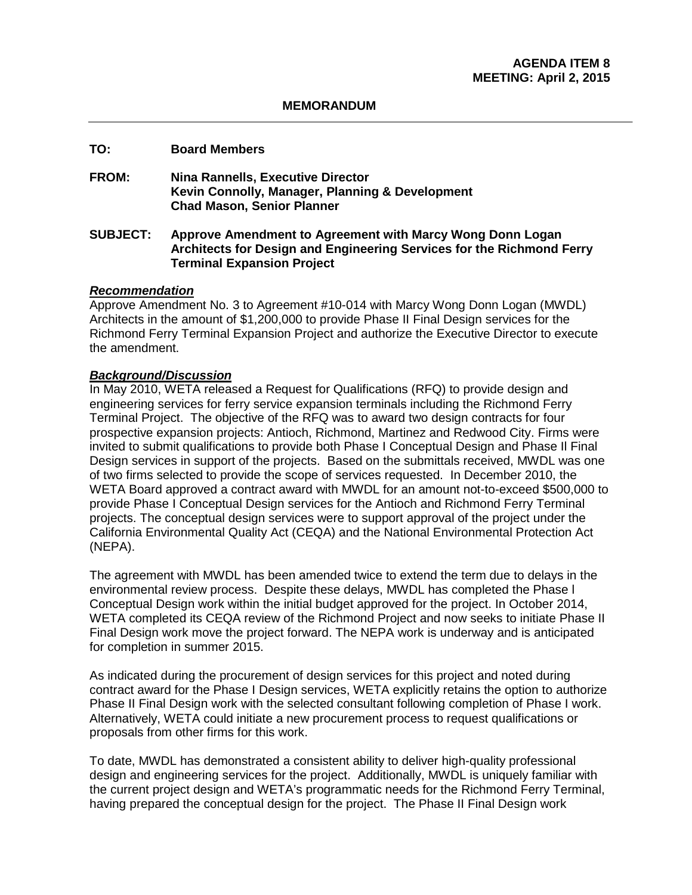**AGENDA ITEM 8**
**MEETING: April 2, 2015**

**MEMORANDUM**

---

**TO:** **Board Members**

**FROM:** **Nina Rannells, Executive Director**
**Kevin Connolly, Manager, Planning & Development**
**Chad Mason, Senior Planner**

**SUBJECT:** **Approve Amendment to Agreement with Marcy Wong Donn Logan Architects for Design and Engineering Services for the Richmond Ferry Terminal Expansion Project**

***Recommendation***

Approve Amendment No. 3 to Agreement #10-014 with Marcy Wong Donn Logan (MWDL) Architects in the amount of $1,200,000 to provide Phase II Final Design services for the Richmond Ferry Terminal Expansion Project and authorize the Executive Director to execute the amendment.

***Background/Discussion***

In May 2010, WETA released a Request for Qualifications (RFQ) to provide design and engineering services for ferry service expansion terminals including the Richmond Ferry Terminal Project. The objective of the RFQ was to award two design contracts for four prospective expansion projects: Antioch, Richmond, Martinez and Redwood City. Firms were invited to submit qualifications to provide both Phase I Conceptual Design and Phase II Final Design services in support of the projects. Based on the submittals received, MWDL was one of two firms selected to provide the scope of services requested. In December 2010, the WETA Board approved a contract award with MWDL for an amount not-to-exceed $500,000 to provide Phase I Conceptual Design services for the Antioch and Richmond Ferry Terminal projects. The conceptual design services were to support approval of the project under the California Environmental Quality Act (CEQA) and the National Environmental Protection Act (NEPA).

The agreement with MWDL has been amended twice to extend the term due to delays in the environmental review process. Despite these delays, MWDL has completed the Phase I Conceptual Design work within the initial budget approved for the project. In October 2014, WETA completed its CEQA review of the Richmond Project and now seeks to initiate Phase II Final Design work move the project forward. The NEPA work is underway and is anticipated for completion in summer 2015.

As indicated during the procurement of design services for this project and noted during contract award for the Phase I Design services, WETA explicitly retains the option to authorize Phase II Final Design work with the selected consultant following completion of Phase I work. Alternatively, WETA could initiate a new procurement process to request qualifications or proposals from other firms for this work.

To date, MWDL has demonstrated a consistent ability to deliver high-quality professional design and engineering services for the project. Additionally, MWDL is uniquely familiar with the current project design and WETA's programmatic needs for the Richmond Ferry Terminal, having prepared the conceptual design for the project. The Phase II Final Design work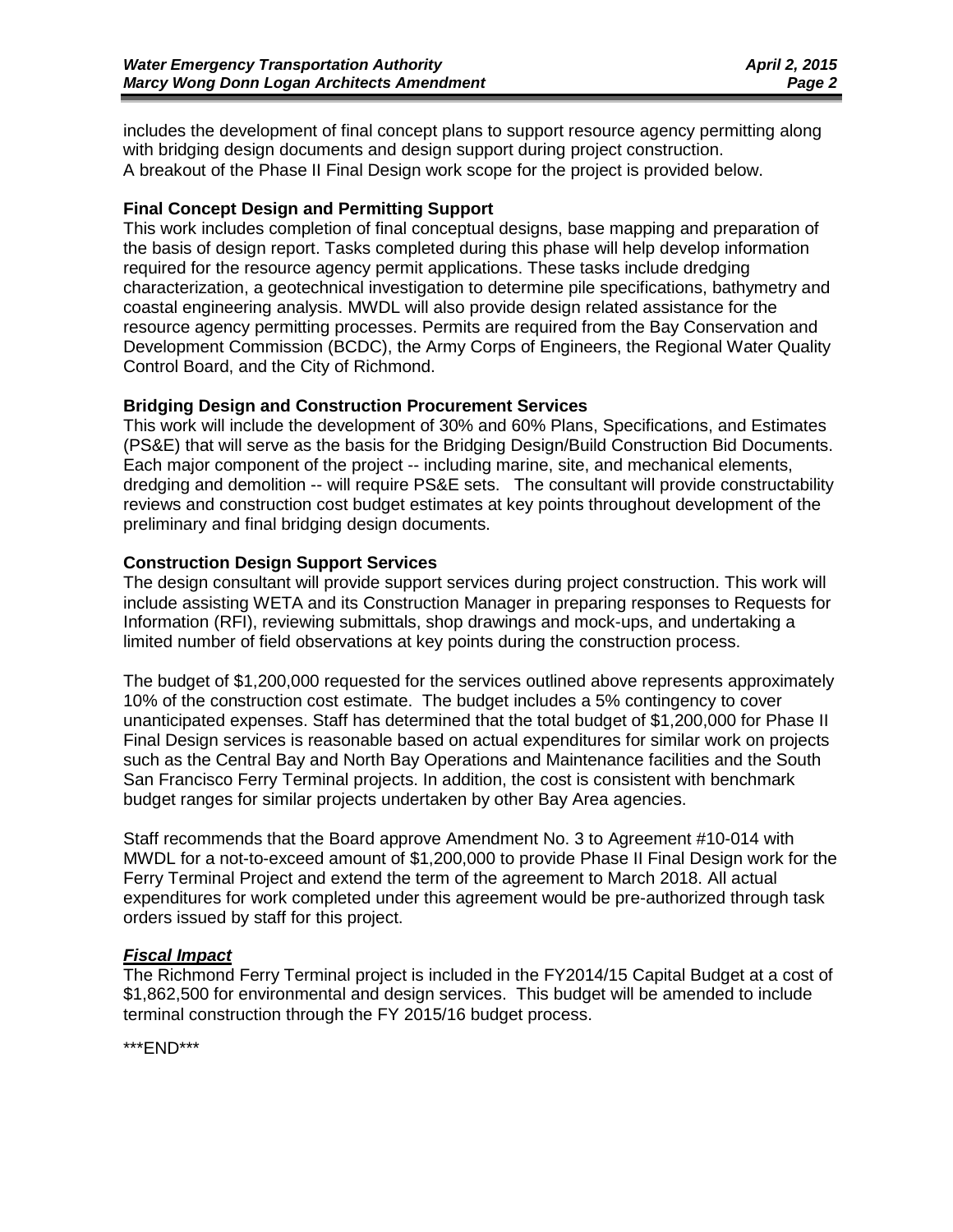includes the development of final concept plans to support resource agency permitting along with bridging design documents and design support during project construction. A breakout of the Phase II Final Design work scope for the project is provided below.

**Final Concept Design and Permitting Support**
This work includes completion of final conceptual designs, base mapping and preparation of the basis of design report. Tasks completed during this phase will help develop information required for the resource agency permit applications. These tasks include dredging characterization, a geotechnical investigation to determine pile specifications, bathymetry and coastal engineering analysis. MWDL will also provide design related assistance for the resource agency permitting processes. Permits are required from the Bay Conservation and Development Commission (BCDC), the Army Corps of Engineers, the Regional Water Quality Control Board, and the City of Richmond.

**Bridging Design and Construction Procurement Services**
This work will include the development of 30% and 60% Plans, Specifications, and Estimates (PS&E) that will serve as the basis for the Bridging Design/Build Construction Bid Documents. Each major component of the project -- including marine, site, and mechanical elements, dredging and demolition -- will require PS&E sets. The consultant will provide constructability reviews and construction cost budget estimates at key points throughout development of the preliminary and final bridging design documents.

**Construction Design Support Services**
The design consultant will provide support services during project construction. This work will include assisting WETA and its Construction Manager in preparing responses to Requests for Information (RFI), reviewing submittals, shop drawings and mock-ups, and undertaking a limited number of field observations at key points during the construction process.

The budget of $1,200,000 requested for the services outlined above represents approximately 10% of the construction cost estimate. The budget includes a 5% contingency to cover unanticipated expenses. Staff has determined that the total budget of $1,200,000 for Phase II Final Design services is reasonable based on actual expenditures for similar work on projects such as the Central Bay and North Bay Operations and Maintenance facilities and the South San Francisco Ferry Terminal projects. In addition, the cost is consistent with benchmark budget ranges for similar projects undertaken by other Bay Area agencies.

Staff recommends that the Board approve Amendment No. 3 to Agreement #10-014 with MWDL for a not-to-exceed amount of $1,200,000 to provide Phase II Final Design work for the Ferry Terminal Project and extend the term of the agreement to March 2018. All actual expenditures for work completed under this agreement would be pre-authorized through task orders issued by staff for this project.

***<u>Fiscal Impact</u>***
The Richmond Ferry Terminal project is included in the FY2014/15 Capital Budget at a cost of $1,862,500 for environmental and design services. This budget will be amended to include terminal construction through the FY 2015/16 budget process.

***END***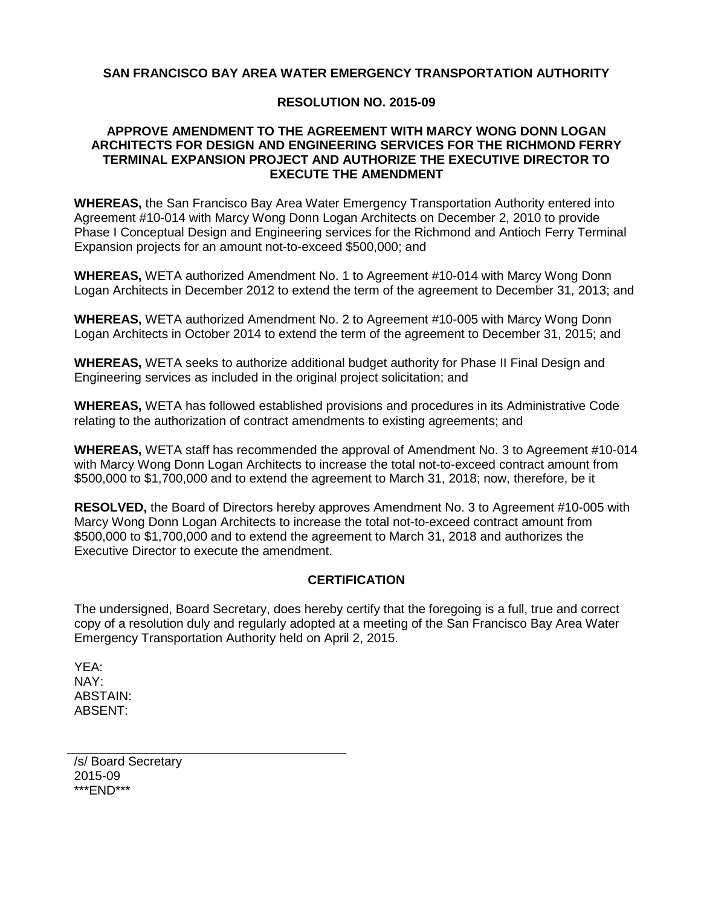**SAN FRANCISCO BAY AREA WATER EMERGENCY TRANSPORTATION AUTHORITY**

**RESOLUTION NO. 2015-09**

**APPROVE AMENDMENT TO THE AGREEMENT WITH MARCY WONG DONN LOGAN ARCHITECTS FOR DESIGN AND ENGINEERING SERVICES FOR THE RICHMOND FERRY TERMINAL EXPANSION PROJECT AND AUTHORIZE THE EXECUTIVE DIRECTOR TO EXECUTE THE AMENDMENT**

**WHEREAS,** the San Francisco Bay Area Water Emergency Transportation Authority entered into Agreement #10-014 with Marcy Wong Donn Logan Architects on December 2, 2010 to provide Phase I Conceptual Design and Engineering services for the Richmond and Antioch Ferry Terminal Expansion projects for an amount not-to-exceed $500,000; and

**WHEREAS,** WETA authorized Amendment No. 1 to Agreement #10-014 with Marcy Wong Donn Logan Architects in December 2012 to extend the term of the agreement to December 31, 2013; and

**WHEREAS,** WETA authorized Amendment No. 2 to Agreement #10-005 with Marcy Wong Donn Logan Architects in October 2014 to extend the term of the agreement to December 31, 2015; and

**WHEREAS,** WETA seeks to authorize additional budget authority for Phase II Final Design and Engineering services as included in the original project solicitation; and

**WHEREAS,** WETA has followed established provisions and procedures in its Administrative Code relating to the authorization of contract amendments to existing agreements; and

**WHEREAS,** WETA staff has recommended the approval of Amendment No. 3 to Agreement #10-014 with Marcy Wong Donn Logan Architects to increase the total not-to-exceed contract amount from $500,000 to $1,700,000 and to extend the agreement to March 31, 2018; now, therefore, be it

**RESOLVED,** the Board of Directors hereby approves Amendment No. 3 to Agreement #10-005 with Marcy Wong Donn Logan Architects to increase the total not-to-exceed contract amount from $500,000 to $1,700,000 and to extend the agreement to March 31, 2018 and authorizes the Executive Director to execute the amendment.

**CERTIFICATION**

The undersigned, Board Secretary, does hereby certify that the foregoing is a full, true and correct copy of a resolution duly and regularly adopted at a meeting of the San Francisco Bay Area Water Emergency Transportation Authority held on April 2, 2015.

YEA:
NAY:
ABSTAIN:
ABSENT:

/s/ Board Secretary
2015-09
***END***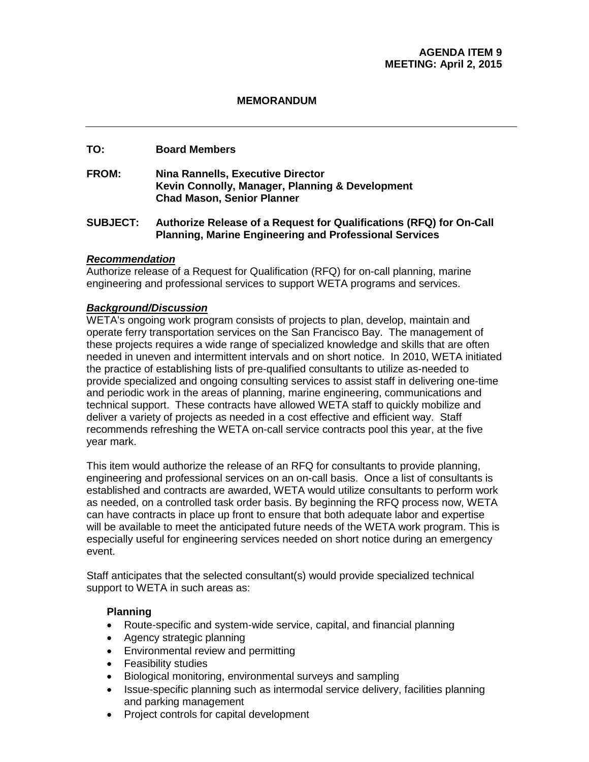**AGENDA ITEM 9**
**MEETING: April 2, 2015**

**MEMORANDUM**

---

**TO:** Board Members

**FROM:** Nina Rannells, Executive Director
Kevin Connolly, Manager, Planning & Development
Chad Mason, Senior Planner

**SUBJECT:** Authorize Release of a Request for Qualifications (RFQ) for On-Call Planning, Marine Engineering and Professional Services

***Recommendation***

Authorize release of a Request for Qualification (RFQ) for on-call planning, marine engineering and professional services to support WETA programs and services.

***Background/Discussion***

WETA's ongoing work program consists of projects to plan, develop, maintain and operate ferry transportation services on the San Francisco Bay. The management of these projects requires a wide range of specialized knowledge and skills that are often needed in uneven and intermittent intervals and on short notice. In 2010, WETA initiated the practice of establishing lists of pre-qualified consultants to utilize as-needed to provide specialized and ongoing consulting services to assist staff in delivering one-time and periodic work in the areas of planning, marine engineering, communications and technical support. These contracts have allowed WETA staff to quickly mobilize and deliver a variety of projects as needed in a cost effective and efficient way. Staff recommends refreshing the WETA on-call service contracts pool this year, at the five year mark.

This item would authorize the release of an RFQ for consultants to provide planning, engineering and professional services on an on-call basis. Once a list of consultants is established and contracts are awarded, WETA would utilize consultants to perform work as needed, on a controlled task order basis. By beginning the RFQ process now, WETA can have contracts in place up front to ensure that both adequate labor and expertise will be available to meet the anticipated future needs of the WETA work program. This is especially useful for engineering services needed on short notice during an emergency event.

Staff anticipates that the selected consultant(s) would provide specialized technical support to WETA in such areas as:

**Planning**

- Route-specific and system-wide service, capital, and financial planning
- Agency strategic planning
- Environmental review and permitting
- Feasibility studies
- Biological monitoring, environmental surveys and sampling
- Issue-specific planning such as intermodal service delivery, facilities planning and parking management
- Project controls for capital development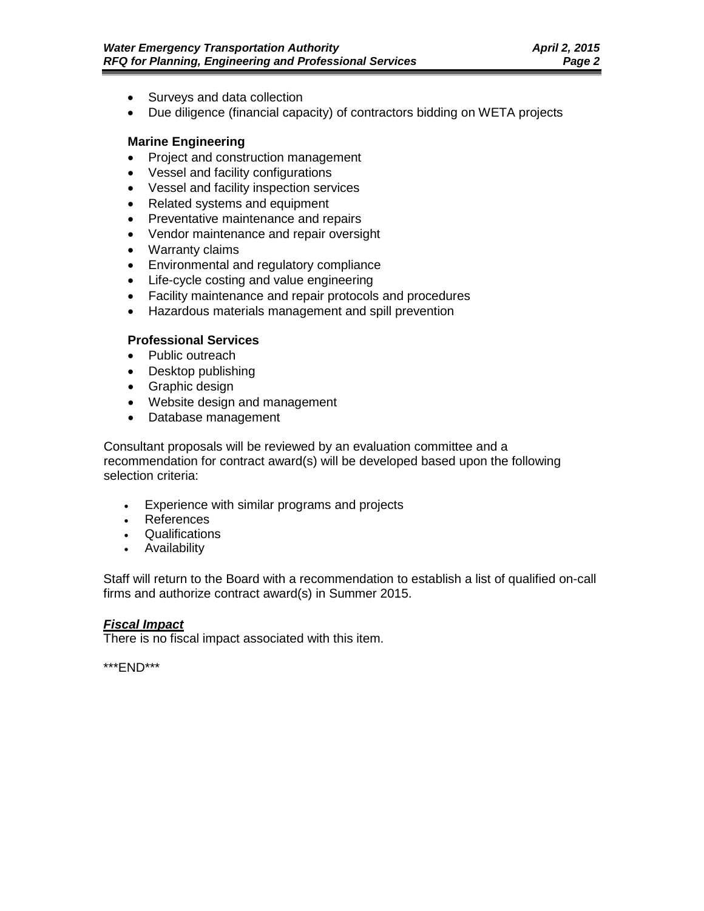- Surveys and data collection
- Due diligence (financial capacity) of contractors bidding on WETA projects

**Marine Engineering**

- Project and construction management
- Vessel and facility configurations
- Vessel and facility inspection services
- Related systems and equipment
- Preventative maintenance and repairs
- Vendor maintenance and repair oversight
- Warranty claims
- Environmental and regulatory compliance
- Life-cycle costing and value engineering
- Facility maintenance and repair protocols and procedures
- Hazardous materials management and spill prevention

**Professional Services**

- Public outreach
- Desktop publishing
- Graphic design
- Website design and management
- Database management

Consultant proposals will be reviewed by an evaluation committee and a recommendation for contract award(s) will be developed based upon the following selection criteria:

- Experience with similar programs and projects
- References
- Qualifications
- Availability

Staff will return to the Board with a recommendation to establish a list of qualified on-call firms and authorize contract award(s) in Summer 2015.

***__Fiscal Impact__***

There is no fiscal impact associated with this item.

***END***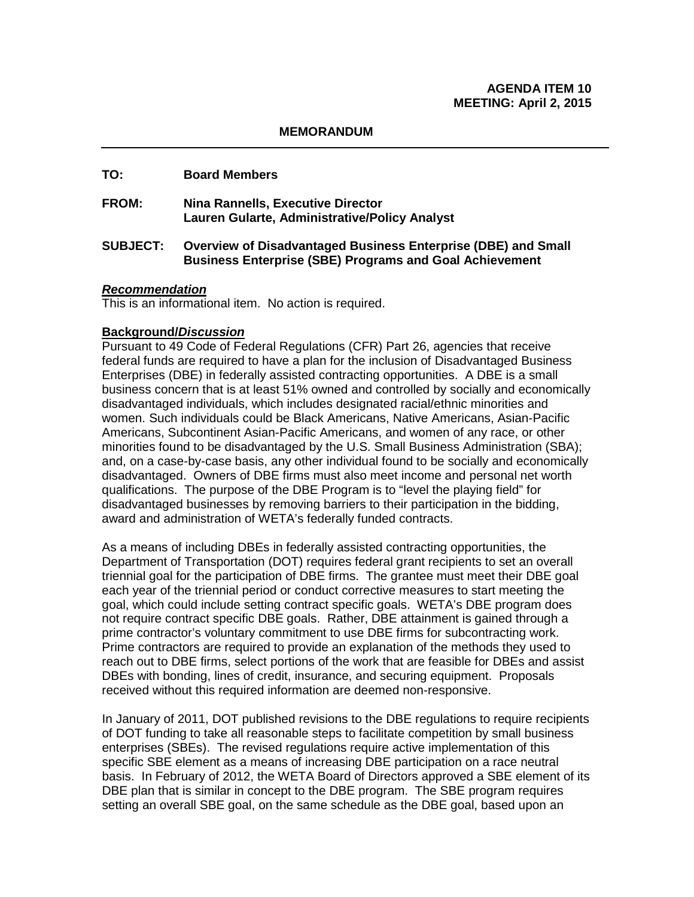**AGENDA ITEM 10**
**MEETING: April 2, 2015**

**MEMORANDUM**

---

**TO:** Board Members

**FROM:** Nina Rannells, Executive Director
Lauren Gularte, Administrative/Policy Analyst

**SUBJECT:** Overview of Disadvantaged Business Enterprise (DBE) and Small Business Enterprise (SBE) Programs and Goal Achievement

***Recommendation***
This is an informational item. No action is required.

**Background/*Discussion***
Pursuant to 49 Code of Federal Regulations (CFR) Part 26, agencies that receive federal funds are required to have a plan for the inclusion of Disadvantaged Business Enterprises (DBE) in federally assisted contracting opportunities. A DBE is a small business concern that is at least 51% owned and controlled by socially and economically disadvantaged individuals, which includes designated racial/ethnic minorities and women. Such individuals could be Black Americans, Native Americans, Asian-Pacific Americans, Subcontinent Asian-Pacific Americans, and women of any race, or other minorities found to be disadvantaged by the U.S. Small Business Administration (SBA); and, on a case-by-case basis, any other individual found to be socially and economically disadvantaged. Owners of DBE firms must also meet income and personal net worth qualifications. The purpose of the DBE Program is to "level the playing field" for disadvantaged businesses by removing barriers to their participation in the bidding, award and administration of WETA's federally funded contracts.

As a means of including DBEs in federally assisted contracting opportunities, the Department of Transportation (DOT) requires federal grant recipients to set an overall triennial goal for the participation of DBE firms. The grantee must meet their DBE goal each year of the triennial period or conduct corrective measures to start meeting the goal, which could include setting contract specific goals. WETA's DBE program does not require contract specific DBE goals. Rather, DBE attainment is gained through a prime contractor's voluntary commitment to use DBE firms for subcontracting work. Prime contractors are required to provide an explanation of the methods they used to reach out to DBE firms, select portions of the work that are feasible for DBEs and assist DBEs with bonding, lines of credit, insurance, and securing equipment. Proposals received without this required information are deemed non-responsive.

In January of 2011, DOT published revisions to the DBE regulations to require recipients of DOT funding to take all reasonable steps to facilitate competition by small business enterprises (SBEs). The revised regulations require active implementation of this specific SBE element as a means of increasing DBE participation on a race neutral basis. In February of 2012, the WETA Board of Directors approved a SBE element of its DBE plan that is similar in concept to the DBE program. The SBE program requires setting an overall SBE goal, on the same schedule as the DBE goal, based upon an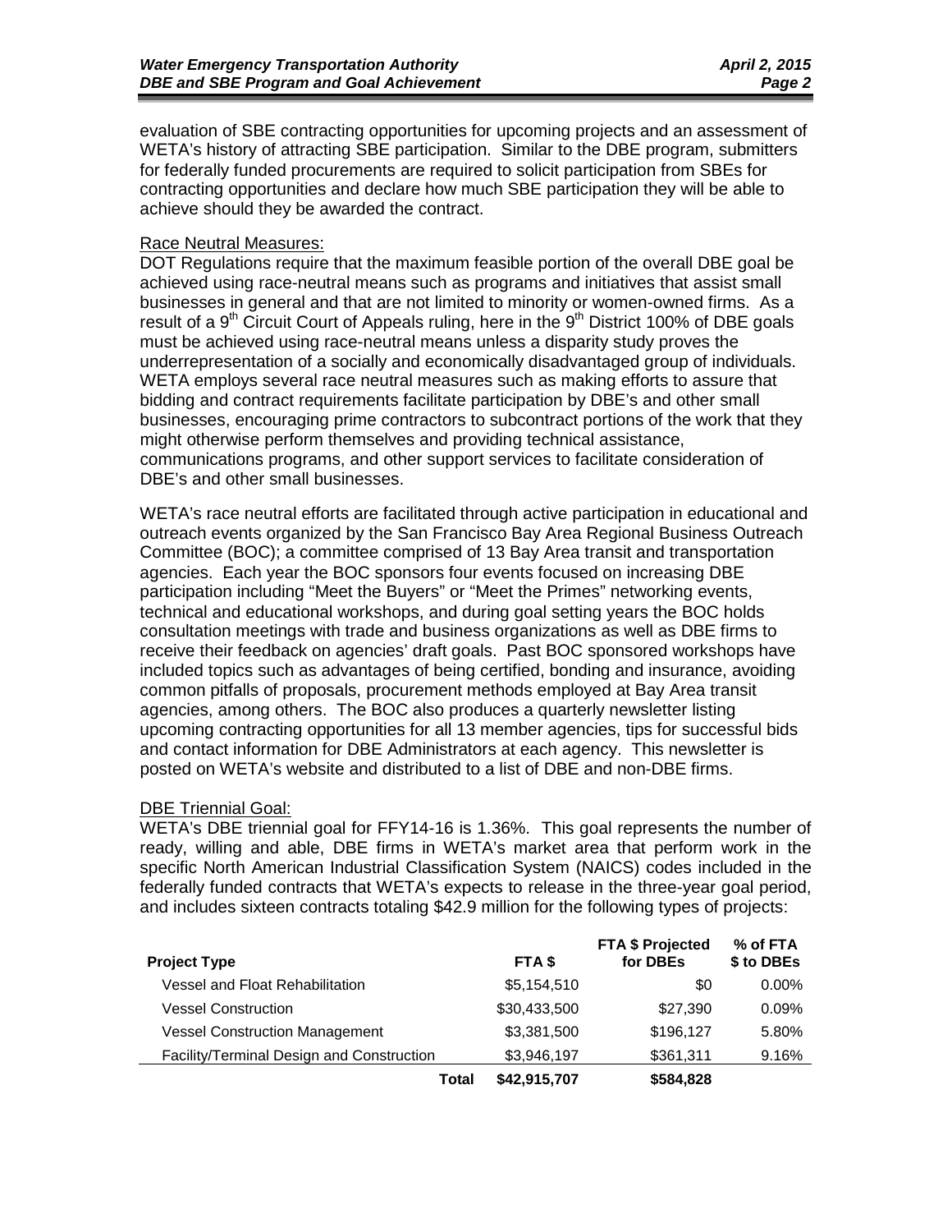evaluation of SBE contracting opportunities for upcoming projects and an assessment of WETA's history of attracting SBE participation. Similar to the DBE program, submitters for federally funded procurements are required to solicit participation from SBEs for contracting opportunities and declare how much SBE participation they will be able to achieve should they be awarded the contract.

Race Neutral Measures:

DOT Regulations require that the maximum feasible portion of the overall DBE goal be achieved using race-neutral means such as programs and initiatives that assist small businesses in general and that are not limited to minority or women-owned firms. As a result of a 9th Circuit Court of Appeals ruling, here in the 9th District 100% of DBE goals must be achieved using race-neutral means unless a disparity study proves the underrepresentation of a socially and economically disadvantaged group of individuals. WETA employs several race neutral measures such as making efforts to assure that bidding and contract requirements facilitate participation by DBE's and other small businesses, encouraging prime contractors to subcontract portions of the work that they might otherwise perform themselves and providing technical assistance, communications programs, and other support services to facilitate consideration of DBE's and other small businesses.

WETA's race neutral efforts are facilitated through active participation in educational and outreach events organized by the San Francisco Bay Area Regional Business Outreach Committee (BOC); a committee comprised of 13 Bay Area transit and transportation agencies. Each year the BOC sponsors four events focused on increasing DBE participation including "Meet the Buyers" or "Meet the Primes" networking events, technical and educational workshops, and during goal setting years the BOC holds consultation meetings with trade and business organizations as well as DBE firms to receive their feedback on agencies' draft goals. Past BOC sponsored workshops have included topics such as advantages of being certified, bonding and insurance, avoiding common pitfalls of proposals, procurement methods employed at Bay Area transit agencies, among others. The BOC also produces a quarterly newsletter listing upcoming contracting opportunities for all 13 member agencies, tips for successful bids and contact information for DBE Administrators at each agency. This newsletter is posted on WETA's website and distributed to a list of DBE and non-DBE firms.

DBE Triennial Goal:

WETA's DBE triennial goal for FFY14-16 is 1.36%. This goal represents the number of ready, willing and able, DBE firms in WETA's market area that perform work in the specific North American Industrial Classification System (NAICS) codes included in the federally funded contracts that WETA's expects to release in the three-year goal period, and includes sixteen contracts totaling $42.9 million for the following types of projects:

| Project Type | FTA $ | FTA $ Projected for DBEs | % of FTA $ to DBEs |
|---|---|---|---|
| Vessel and Float Rehabilitation | $5,154,510 | $0 | 0.00% |
| Vessel Construction | $30,433,500 | $27,390 | 0.09% |
| Vessel Construction Management | $3,381,500 | $196,127 | 5.80% |
| Facility/Terminal Design and Construction | $3,946,197 | $361,311 | 9.16% |
| **Total** | **$42,915,707** | **$584,828** | |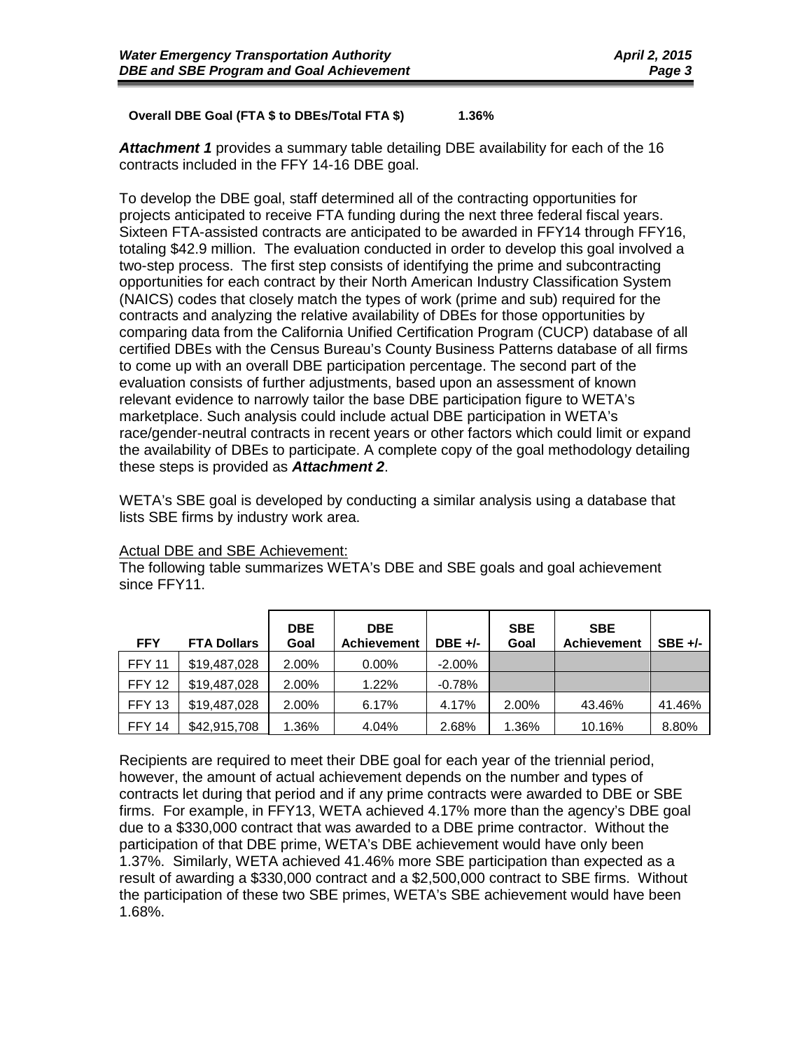**Overall DBE Goal (FTA $ to DBEs/Total FTA $) 1.36%**

***Attachment 1*** provides a summary table detailing DBE availability for each of the 16 contracts included in the FFY 14-16 DBE goal.

To develop the DBE goal, staff determined all of the contracting opportunities for projects anticipated to receive FTA funding during the next three federal fiscal years. Sixteen FTA-assisted contracts are anticipated to be awarded in FFY14 through FFY16, totaling $42.9 million. The evaluation conducted in order to develop this goal involved a two-step process. The first step consists of identifying the prime and subcontracting opportunities for each contract by their North American Industry Classification System (NAICS) codes that closely match the types of work (prime and sub) required for the contracts and analyzing the relative availability of DBEs for those opportunities by comparing data from the California Unified Certification Program (CUCP) database of all certified DBEs with the Census Bureau's County Business Patterns database of all firms to come up with an overall DBE participation percentage. The second part of the evaluation consists of further adjustments, based upon an assessment of known relevant evidence to narrowly tailor the base DBE participation figure to WETA's marketplace. Such analysis could include actual DBE participation in WETA's race/gender-neutral contracts in recent years or other factors which could limit or expand the availability of DBEs to participate. A complete copy of the goal methodology detailing these steps is provided as ***Attachment 2***.

WETA's SBE goal is developed by conducting a similar analysis using a database that lists SBE firms by industry work area.

<u>Actual DBE and SBE Achievement:</u>
The following table summarizes WETA's DBE and SBE goals and goal achievement since FFY11.

| FFY | FTA Dollars | DBE Goal | DBE Achievement | DBE +/- | SBE Goal | SBE Achievement | SBE +/- |
|---|---|---|---|---|---|---|---|
| FFY 11 | $19,487,028 | 2.00% | 0.00% | -2.00% | | | |
| FFY 12 | $19,487,028 | 2.00% | 1.22% | -0.78% | | | |
| FFY 13 | $19,487,028 | 2.00% | 6.17% | 4.17% | 2.00% | 43.46% | 41.46% |
| FFY 14 | $42,915,708 | 1.36% | 4.04% | 2.68% | 1.36% | 10.16% | 8.80% |

Recipients are required to meet their DBE goal for each year of the triennial period, however, the amount of actual achievement depends on the number and types of contracts let during that period and if any prime contracts were awarded to DBE or SBE firms. For example, in FFY13, WETA achieved 4.17% more than the agency's DBE goal due to a $330,000 contract that was awarded to a DBE prime contractor. Without the participation of that DBE prime, WETA's DBE achievement would have only been 1.37%. Similarly, WETA achieved 41.46% more SBE participation than expected as a result of awarding a $330,000 contract and a $2,500,000 contract to SBE firms. Without the participation of these two SBE primes, WETA's SBE achievement would have been 1.68%.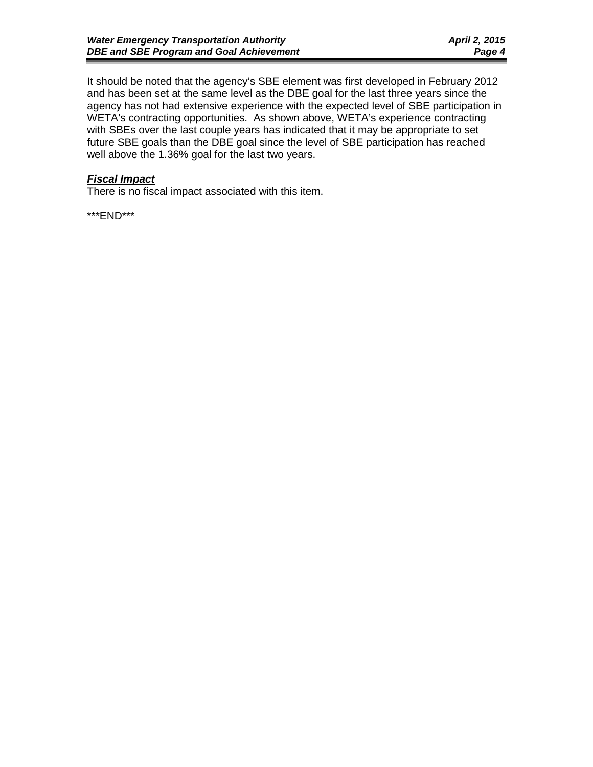It should be noted that the agency's SBE element was first developed in February 2012 and has been set at the same level as the DBE goal for the last three years since the agency has not had extensive experience with the expected level of SBE participation in WETA's contracting opportunities. As shown above, WETA's experience contracting with SBEs over the last couple years has indicated that it may be appropriate to set future SBE goals than the DBE goal since the level of SBE participation has reached well above the 1.36% goal for the last two years.

***Fiscal Impact***

There is no fiscal impact associated with this item.

***END***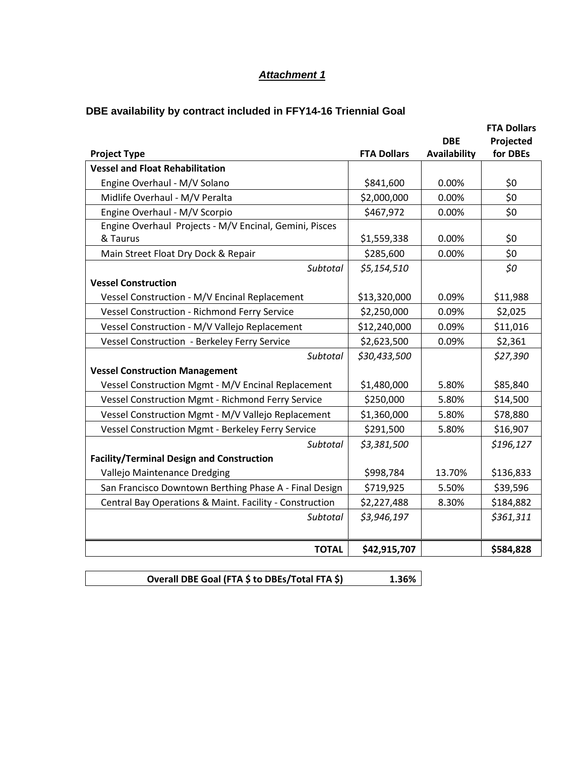***Attachment 1***

## DBE availability by contract included in FFY14-16 Triennial Goal

| Project Type | FTA Dollars | DBE Availability | FTA Dollars Projected for DBEs |
|---|---|---|---|
| **Vessel and Float Rehabilitation** | | | |
| Engine Overhaul - M/V Solano | $841,600 | 0.00% | $0 |
| Midlife Overhaul - M/V Peralta | $2,000,000 | 0.00% | $0 |
| Engine Overhaul - M/V Scorpio | $467,972 | 0.00% | $0 |
| Engine Overhaul Projects - M/V Encinal, Gemini, Pisces & Taurus | $1,559,338 | 0.00% | $0 |
| Main Street Float Dry Dock & Repair | $285,600 | 0.00% | $0 |
| *Subtotal* | *$5,154,510* | | *$0* |
| **Vessel Construction** | | | |
| Vessel Construction - M/V Encinal Replacement | $13,320,000 | 0.09% | $11,988 |
| Vessel Construction - Richmond Ferry Service | $2,250,000 | 0.09% | $2,025 |
| Vessel Construction - M/V Vallejo Replacement | $12,240,000 | 0.09% | $11,016 |
| Vessel Construction - Berkeley Ferry Service | $2,623,500 | 0.09% | $2,361 |
| *Subtotal* | *$30,433,500* | | *$27,390* |
| **Vessel Construction Management** | | | |
| Vessel Construction Mgmt - M/V Encinal Replacement | $1,480,000 | 5.80% | $85,840 |
| Vessel Construction Mgmt - Richmond Ferry Service | $250,000 | 5.80% | $14,500 |
| Vessel Construction Mgmt - M/V Vallejo Replacement | $1,360,000 | 5.80% | $78,880 |
| Vessel Construction Mgmt - Berkeley Ferry Service | $291,500 | 5.80% | $16,907 |
| *Subtotal* | *$3,381,500* | | *$196,127* |
| **Facility/Terminal Design and Construction** | | | |
| Vallejo Maintenance Dredging | $998,784 | 13.70% | $136,833 |
| San Francisco Downtown Berthing Phase A - Final Design | $719,925 | 5.50% | $39,596 |
| Central Bay Operations & Maint. Facility - Construction | $2,227,488 | 8.30% | $184,882 |
| *Subtotal* | *$3,946,197* | | *$361,311* |
| **TOTAL** | **$42,915,707** | | **$584,828** |

| Overall DBE Goal (FTA $ to DBEs/Total FTA $) | 1.36% |
|---|---|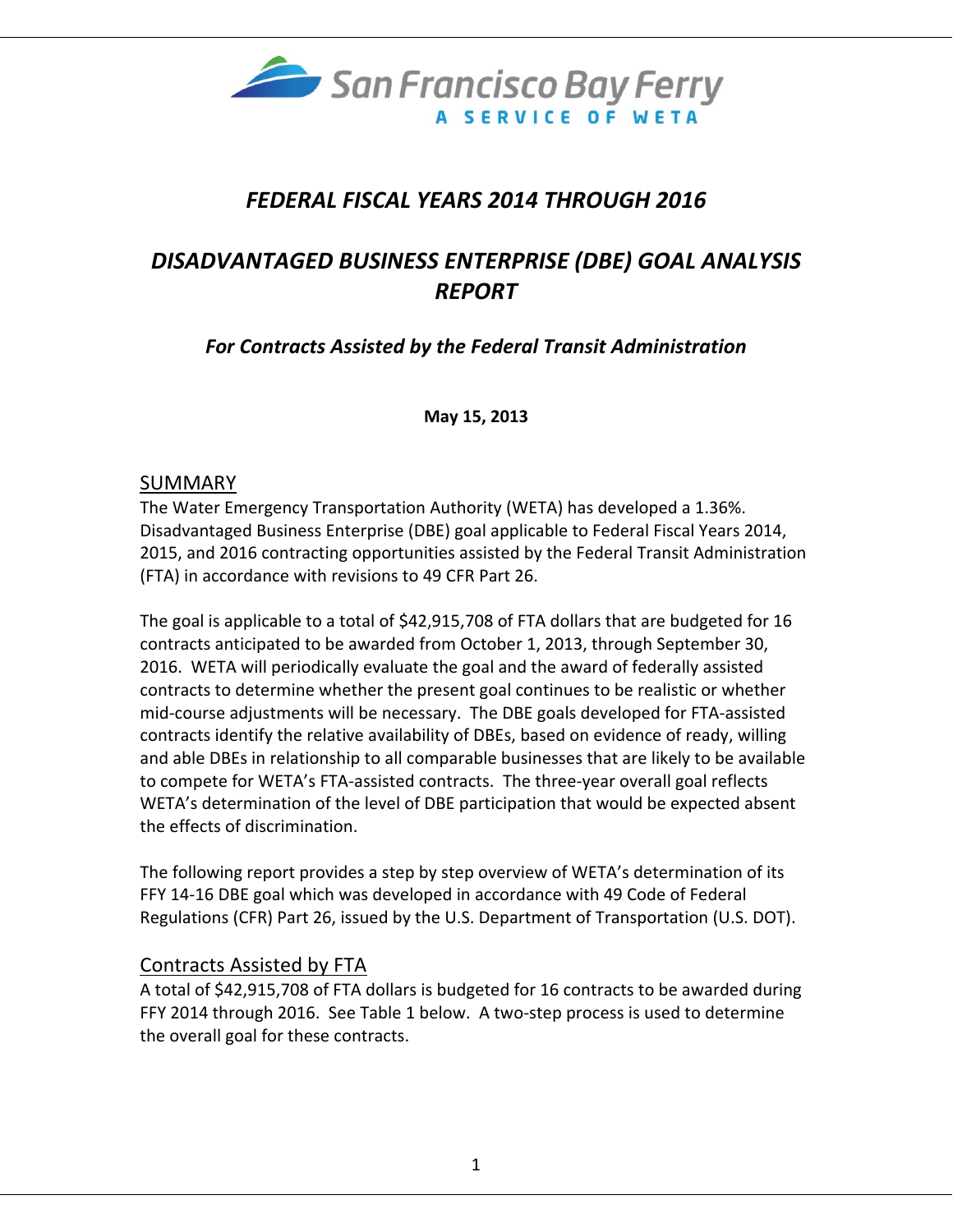San Francisco Bay Ferry

A SERVICE OF WETA

# *FEDERAL FISCAL YEARS 2014 THROUGH 2016*

# *DISADVANTAGED BUSINESS ENTERPRISE (DBE) GOAL ANALYSIS REPORT*

### *For Contracts Assisted by the Federal Transit Administration*

**May 15, 2013**

## SUMMARY

The Water Emergency Transportation Authority (WETA) has developed a 1.36%. Disadvantaged Business Enterprise (DBE) goal applicable to Federal Fiscal Years 2014, 2015, and 2016 contracting opportunities assisted by the Federal Transit Administration (FTA) in accordance with revisions to 49 CFR Part 26.

The goal is applicable to a total of $42,915,708 of FTA dollars that are budgeted for 16 contracts anticipated to be awarded from October 1, 2013, through September 30, 2016. WETA will periodically evaluate the goal and the award of federally assisted contracts to determine whether the present goal continues to be realistic or whether mid-course adjustments will be necessary. The DBE goals developed for FTA-assisted contracts identify the relative availability of DBEs, based on evidence of ready, willing and able DBEs in relationship to all comparable businesses that are likely to be available to compete for WETA's FTA-assisted contracts. The three-year overall goal reflects WETA's determination of the level of DBE participation that would be expected absent the effects of discrimination.

The following report provides a step by step overview of WETA's determination of its FFY 14-16 DBE goal which was developed in accordance with 49 Code of Federal Regulations (CFR) Part 26, issued by the U.S. Department of Transportation (U.S. DOT).

## Contracts Assisted by FTA

A total of $42,915,708 of FTA dollars is budgeted for 16 contracts to be awarded during FFY 2014 through 2016. See Table 1 below. A two-step process is used to determine the overall goal for these contracts.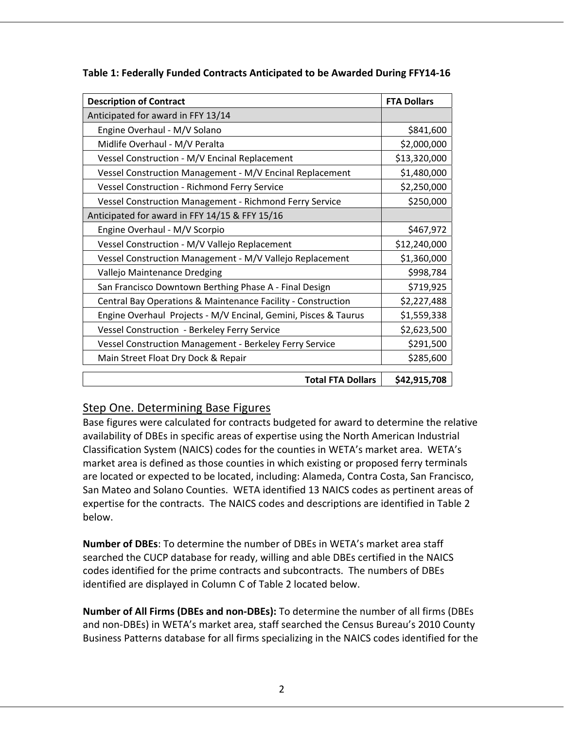**Table 1: Federally Funded Contracts Anticipated to be Awarded During FFY14-16**

| Description of Contract | FTA Dollars |
|---|---|
| Anticipated for award in FFY 13/14 | |
| Engine Overhaul - M/V Solano | $841,600 |
| Midlife Overhaul - M/V Peralta | $2,000,000 |
| Vessel Construction - M/V Encinal Replacement | $13,320,000 |
| Vessel Construction Management - M/V Encinal Replacement | $1,480,000 |
| Vessel Construction - Richmond Ferry Service | $2,250,000 |
| Vessel Construction Management - Richmond Ferry Service | $250,000 |
| Anticipated for award in FFY 14/15 & FFY 15/16 | |
| Engine Overhaul - M/V Scorpio | $467,972 |
| Vessel Construction - M/V Vallejo Replacement | $12,240,000 |
| Vessel Construction Management - M/V Vallejo Replacement | $1,360,000 |
| Vallejo Maintenance Dredging | $998,784 |
| San Francisco Downtown Berthing Phase A - Final Design | $719,925 |
| Central Bay Operations & Maintenance Facility - Construction | $2,227,488 |
| Engine Overhaul Projects - M/V Encinal, Gemini, Pisces & Taurus | $1,559,338 |
| Vessel Construction - Berkeley Ferry Service | $2,623,500 |
| Vessel Construction Management - Berkeley Ferry Service | $291,500 |
| Main Street Float Dry Dock & Repair | $285,600 |
| **Total FTA Dollars** | **$42,915,708** |

## Step One. Determining Base Figures

Base figures were calculated for contracts budgeted for award to determine the relative availability of DBEs in specific areas of expertise using the North American Industrial Classification System (NAICS) codes for the counties in WETA's market area. WETA's market area is defined as those counties in which existing or proposed ferry terminals are located or expected to be located, including: Alameda, Contra Costa, San Francisco, San Mateo and Solano Counties. WETA identified 13 NAICS codes as pertinent areas of expertise for the contracts. The NAICS codes and descriptions are identified in Table 2 below.

**Number of DBEs**: To determine the number of DBEs in WETA's market area staff searched the CUCP database for ready, willing and able DBEs certified in the NAICS codes identified for the prime contracts and subcontracts. The numbers of DBEs identified are displayed in Column C of Table 2 located below.

**Number of All Firms (DBEs and non-DBEs):** To determine the number of all firms (DBEs and non-DBEs) in WETA's market area, staff searched the Census Bureau's 2010 County Business Patterns database for all firms specializing in the NAICS codes identified for the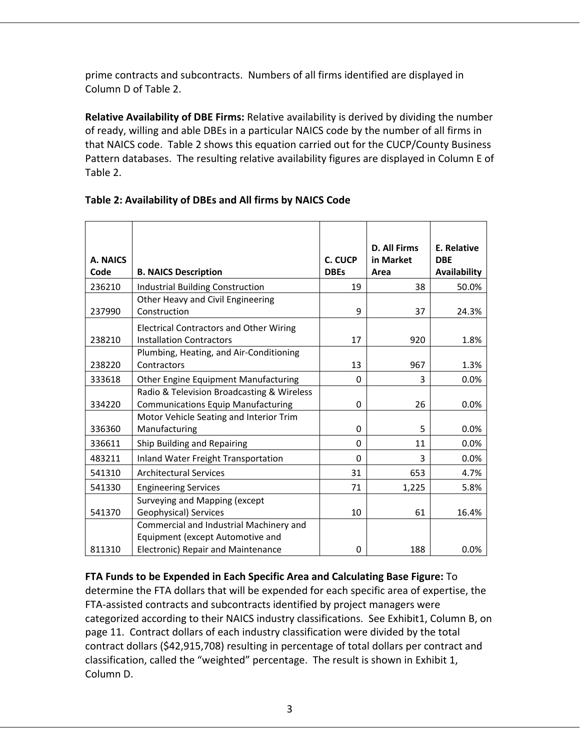prime contracts and subcontracts. Numbers of all firms identified are displayed in Column D of Table 2.

**Relative Availability of DBE Firms:** Relative availability is derived by dividing the number of ready, willing and able DBEs in a particular NAICS code by the number of all firms in that NAICS code. Table 2 shows this equation carried out for the CUCP/County Business Pattern databases. The resulting relative availability figures are displayed in Column E of Table 2.

**Table 2: Availability of DBEs and All firms by NAICS Code**

| A. NAICS Code | B. NAICS Description | C. CUCP DBEs | D. All Firms in Market Area | E. Relative DBE Availability |
|---|---|---|---|---|
| 236210 | Industrial Building Construction | 19 | 38 | 50.0% |
| 237990 | Other Heavy and Civil Engineering Construction | 9 | 37 | 24.3% |
| 238210 | Electrical Contractors and Other Wiring Installation Contractors | 17 | 920 | 1.8% |
| 238220 | Plumbing, Heating, and Air-Conditioning Contractors | 13 | 967 | 1.3% |
| 333618 | Other Engine Equipment Manufacturing | 0 | 3 | 0.0% |
| 334220 | Radio & Television Broadcasting & Wireless Communications Equip Manufacturing | 0 | 26 | 0.0% |
| 336360 | Motor Vehicle Seating and Interior Trim Manufacturing | 0 | 5 | 0.0% |
| 336611 | Ship Building and Repairing | 0 | 11 | 0.0% |
| 483211 | Inland Water Freight Transportation | 0 | 3 | 0.0% |
| 541310 | Architectural Services | 31 | 653 | 4.7% |
| 541330 | Engineering Services | 71 | 1,225 | 5.8% |
| 541370 | Surveying and Mapping (except Geophysical) Services | 10 | 61 | 16.4% |
| 811310 | Commercial and Industrial Machinery and Equipment (except Automotive and Electronic) Repair and Maintenance | 0 | 188 | 0.0% |

**FTA Funds to be Expended in Each Specific Area and Calculating Base Figure:** To determine the FTA dollars that will be expended for each specific area of expertise, the FTA-assisted contracts and subcontracts identified by project managers were categorized according to their NAICS industry classifications. See Exhibit1, Column B, on page 11. Contract dollars of each industry classification were divided by the total contract dollars ($42,915,708) resulting in percentage of total dollars per contract and classification, called the "weighted" percentage. The result is shown in Exhibit 1, Column D.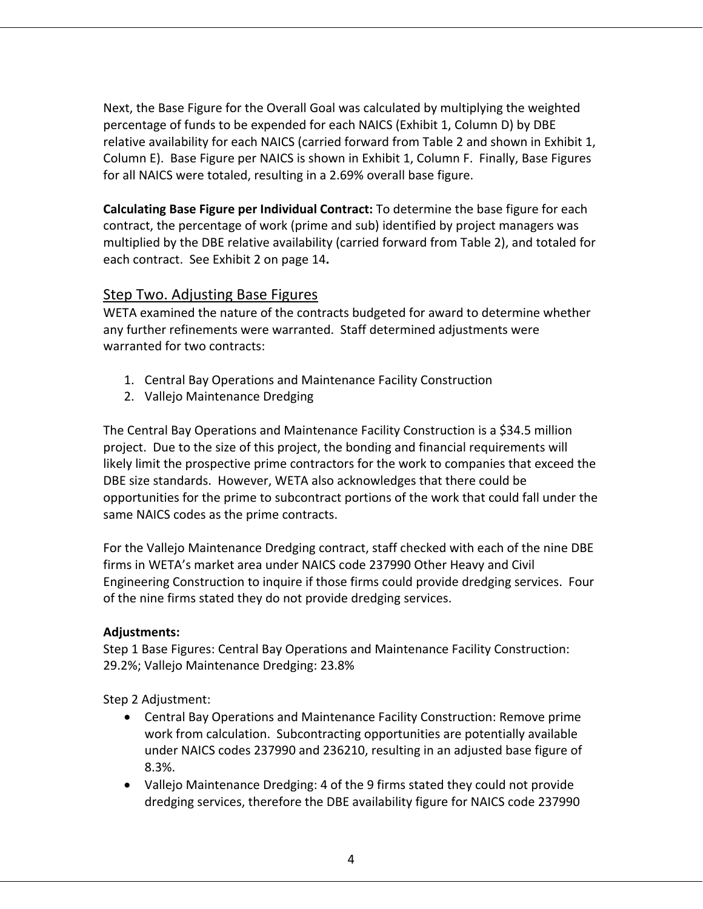Next, the Base Figure for the Overall Goal was calculated by multiplying the weighted percentage of funds to be expended for each NAICS (Exhibit 1, Column D) by DBE relative availability for each NAICS (carried forward from Table 2 and shown in Exhibit 1, Column E). Base Figure per NAICS is shown in Exhibit 1, Column F. Finally, Base Figures for all NAICS were totaled, resulting in a 2.69% overall base figure.

**Calculating Base Figure per Individual Contract:** To determine the base figure for each contract, the percentage of work (prime and sub) identified by project managers was multiplied by the DBE relative availability (carried forward from Table 2), and totaled for each contract. See Exhibit 2 on page 14**.**

## Step Two. Adjusting Base Figures

WETA examined the nature of the contracts budgeted for award to determine whether any further refinements were warranted. Staff determined adjustments were warranted for two contracts:

1. Central Bay Operations and Maintenance Facility Construction
2. Vallejo Maintenance Dredging

The Central Bay Operations and Maintenance Facility Construction is a $34.5 million project. Due to the size of this project, the bonding and financial requirements will likely limit the prospective prime contractors for the work to companies that exceed the DBE size standards. However, WETA also acknowledges that there could be opportunities for the prime to subcontract portions of the work that could fall under the same NAICS codes as the prime contracts.

For the Vallejo Maintenance Dredging contract, staff checked with each of the nine DBE firms in WETA's market area under NAICS code 237990 Other Heavy and Civil Engineering Construction to inquire if those firms could provide dredging services. Four of the nine firms stated they do not provide dredging services.

**Adjustments:**

Step 1 Base Figures: Central Bay Operations and Maintenance Facility Construction: 29.2%; Vallejo Maintenance Dredging: 23.8%

Step 2 Adjustment:

- Central Bay Operations and Maintenance Facility Construction: Remove prime work from calculation. Subcontracting opportunities are potentially available under NAICS codes 237990 and 236210, resulting in an adjusted base figure of 8.3%.
- Vallejo Maintenance Dredging: 4 of the 9 firms stated they could not provide dredging services, therefore the DBE availability figure for NAICS code 237990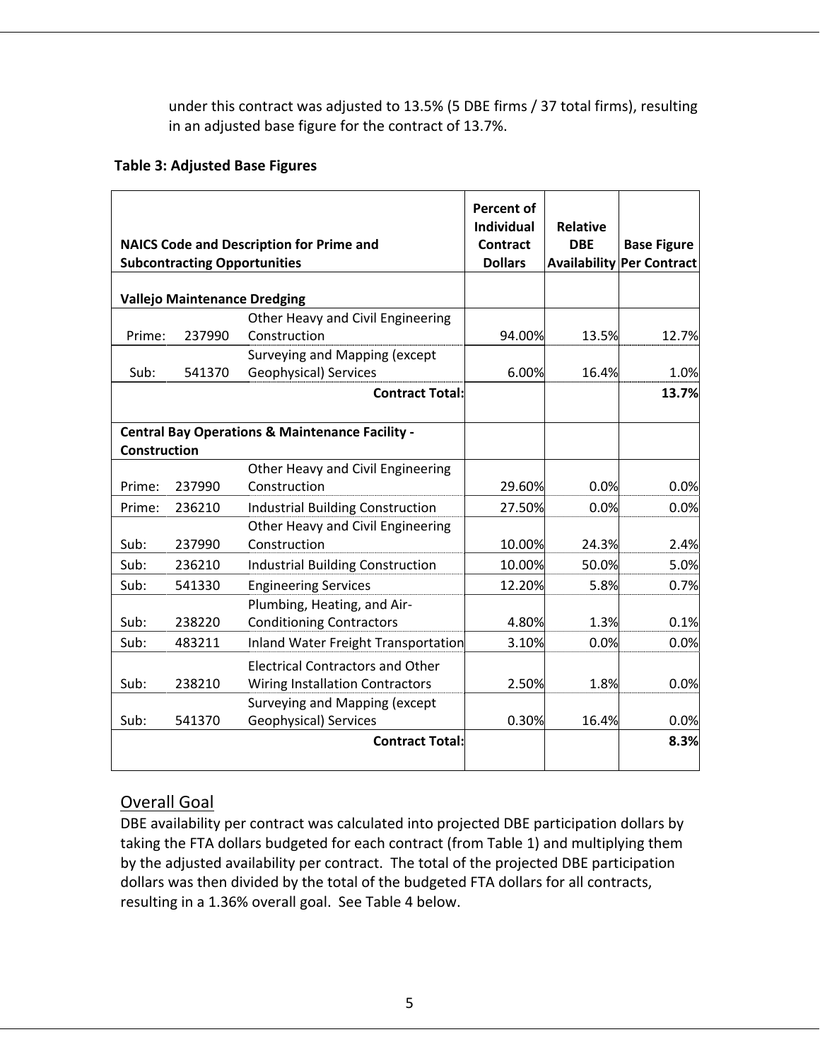under this contract was adjusted to 13.5% (5 DBE firms / 37 total firms), resulting in an adjusted base figure for the contract of 13.7%.

**Table 3: Adjusted Base Figures**

| NAICS Code and Description for Prime and Subcontracting Opportunities | | | Percent of Individual Contract Dollars | Relative DBE Availability | Base Figure Per Contract |
|---|---|---|---|---|---|
| **Vallejo Maintenance Dredging** | | | | | |
| Prime: | 237990 | Other Heavy and Civil Engineering Construction | 94.00% | 13.5% | 12.7% |
| Sub: | 541370 | Surveying and Mapping (except Geophysical) Services | 6.00% | 16.4% | 1.0% |
| | | **Contract Total:** | | | **13.7%** |
| **Central Bay Operations & Maintenance Facility - Construction** | | | | | |
| Prime: | 237990 | Other Heavy and Civil Engineering Construction | 29.60% | 0.0% | 0.0% |
| Prime: | 236210 | Industrial Building Construction | 27.50% | 0.0% | 0.0% |
| Sub: | 237990 | Other Heavy and Civil Engineering Construction | 10.00% | 24.3% | 2.4% |
| Sub: | 236210 | Industrial Building Construction | 10.00% | 50.0% | 5.0% |
| Sub: | 541330 | Engineering Services | 12.20% | 5.8% | 0.7% |
| Sub: | 238220 | Plumbing, Heating, and Air-Conditioning Contractors | 4.80% | 1.3% | 0.1% |
| Sub: | 483211 | Inland Water Freight Transportation | 3.10% | 0.0% | 0.0% |
| Sub: | 238210 | Electrical Contractors and Other Wiring Installation Contractors | 2.50% | 1.8% | 0.0% |
| Sub: | 541370 | Surveying and Mapping (except Geophysical) Services | 0.30% | 16.4% | 0.0% |
| | | **Contract Total:** | | | **8.3%** |

## Overall Goal

DBE availability per contract was calculated into projected DBE participation dollars by taking the FTA dollars budgeted for each contract (from Table 1) and multiplying them by the adjusted availability per contract. The total of the projected DBE participation dollars was then divided by the total of the budgeted FTA dollars for all contracts, resulting in a 1.36% overall goal. See Table 4 below.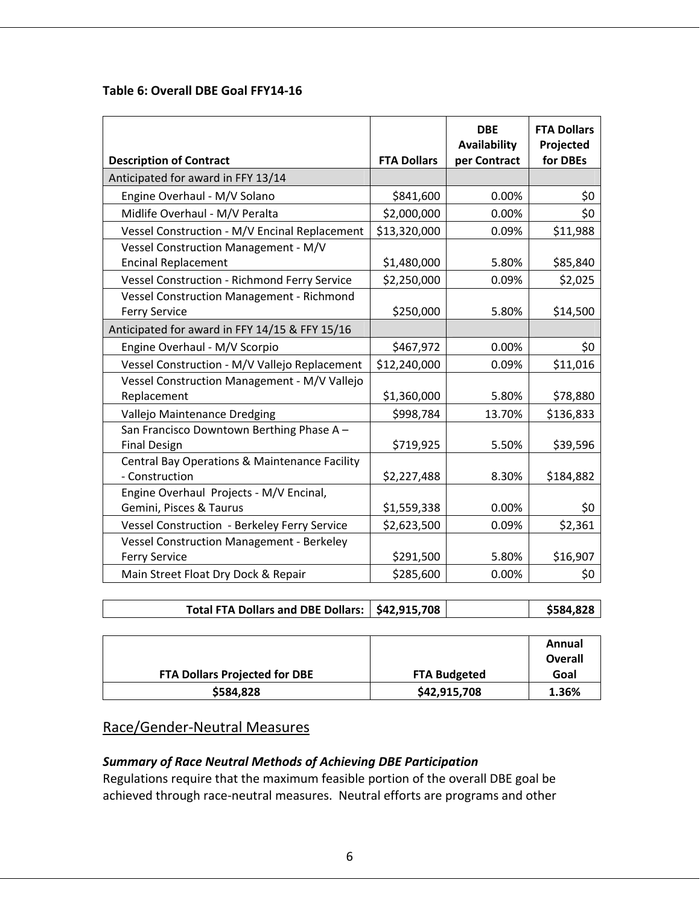**Table 6: Overall DBE Goal FFY14-16**

| Description of Contract | FTA Dollars | DBE Availability per Contract | FTA Dollars Projected for DBEs |
|---|---|---|---|
| Anticipated for award in FFY 13/14 | | | |
| Engine Overhaul - M/V Solano | $841,600 | 0.00% | $0 |
| Midlife Overhaul - M/V Peralta | $2,000,000 | 0.00% | $0 |
| Vessel Construction - M/V Encinal Replacement | $13,320,000 | 0.09% | $11,988 |
| Vessel Construction Management - M/V Encinal Replacement | $1,480,000 | 5.80% | $85,840 |
| Vessel Construction - Richmond Ferry Service | $2,250,000 | 0.09% | $2,025 |
| Vessel Construction Management - Richmond Ferry Service | $250,000 | 5.80% | $14,500 |
| Anticipated for award in FFY 14/15 & FFY 15/16 | | | |
| Engine Overhaul - M/V Scorpio | $467,972 | 0.00% | $0 |
| Vessel Construction - M/V Vallejo Replacement | $12,240,000 | 0.09% | $11,016 |
| Vessel Construction Management - M/V Vallejo Replacement | $1,360,000 | 5.80% | $78,880 |
| Vallejo Maintenance Dredging | $998,784 | 13.70% | $136,833 |
| San Francisco Downtown Berthing Phase A – Final Design | $719,925 | 5.50% | $39,596 |
| Central Bay Operations & Maintenance Facility - Construction | $2,227,488 | 8.30% | $184,882 |
| Engine Overhaul Projects - M/V Encinal, Gemini, Pisces & Taurus | $1,559,338 | 0.00% | $0 |
| Vessel Construction - Berkeley Ferry Service | $2,623,500 | 0.09% | $2,361 |
| Vessel Construction Management - Berkeley Ferry Service | $291,500 | 5.80% | $16,907 |
| Main Street Float Dry Dock & Repair | $285,600 | 0.00% | $0 |
| **Total FTA Dollars and DBE Dollars:** | **$42,915,708** | | **$584,828** |

| FTA Dollars Projected for DBE | FTA Budgeted | Annual Overall Goal |
|---|---|---|
| **$584,828** | **$42,915,708** | **1.36%** |

## Race/Gender-Neutral Measures

***Summary of Race Neutral Methods of Achieving DBE Participation***

Regulations require that the maximum feasible portion of the overall DBE goal be achieved through race-neutral measures. Neutral efforts are programs and other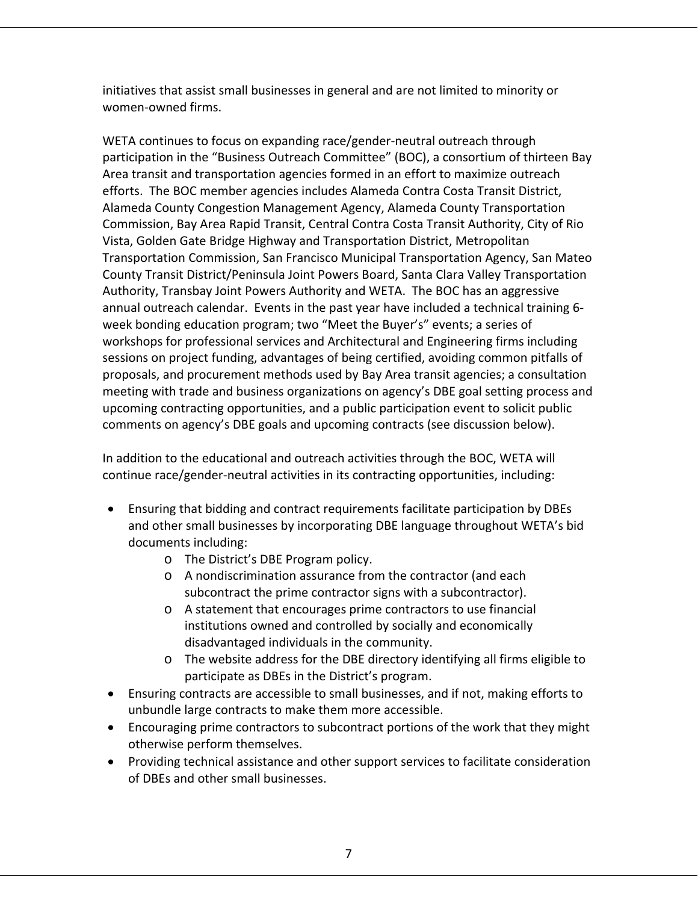initiatives that assist small businesses in general and are not limited to minority or women-owned firms.

WETA continues to focus on expanding race/gender-neutral outreach through participation in the "Business Outreach Committee" (BOC), a consortium of thirteen Bay Area transit and transportation agencies formed in an effort to maximize outreach efforts. The BOC member agencies includes Alameda Contra Costa Transit District, Alameda County Congestion Management Agency, Alameda County Transportation Commission, Bay Area Rapid Transit, Central Contra Costa Transit Authority, City of Rio Vista, Golden Gate Bridge Highway and Transportation District, Metropolitan Transportation Commission, San Francisco Municipal Transportation Agency, San Mateo County Transit District/Peninsula Joint Powers Board, Santa Clara Valley Transportation Authority, Transbay Joint Powers Authority and WETA. The BOC has an aggressive annual outreach calendar. Events in the past year have included a technical training 6-week bonding education program; two "Meet the Buyer's" events; a series of workshops for professional services and Architectural and Engineering firms including sessions on project funding, advantages of being certified, avoiding common pitfalls of proposals, and procurement methods used by Bay Area transit agencies; a consultation meeting with trade and business organizations on agency's DBE goal setting process and upcoming contracting opportunities, and a public participation event to solicit public comments on agency's DBE goals and upcoming contracts (see discussion below).

In addition to the educational and outreach activities through the BOC, WETA will continue race/gender-neutral activities in its contracting opportunities, including:

- Ensuring that bidding and contract requirements facilitate participation by DBEs and other small businesses by incorporating DBE language throughout WETA's bid documents including:
  - The District's DBE Program policy.
  - A nondiscrimination assurance from the contractor (and each subcontract the prime contractor signs with a subcontractor).
  - A statement that encourages prime contractors to use financial institutions owned and controlled by socially and economically disadvantaged individuals in the community.
  - The website address for the DBE directory identifying all firms eligible to participate as DBEs in the District's program.
- Ensuring contracts are accessible to small businesses, and if not, making efforts to unbundle large contracts to make them more accessible.
- Encouraging prime contractors to subcontract portions of the work that they might otherwise perform themselves.
- Providing technical assistance and other support services to facilitate consideration of DBEs and other small businesses.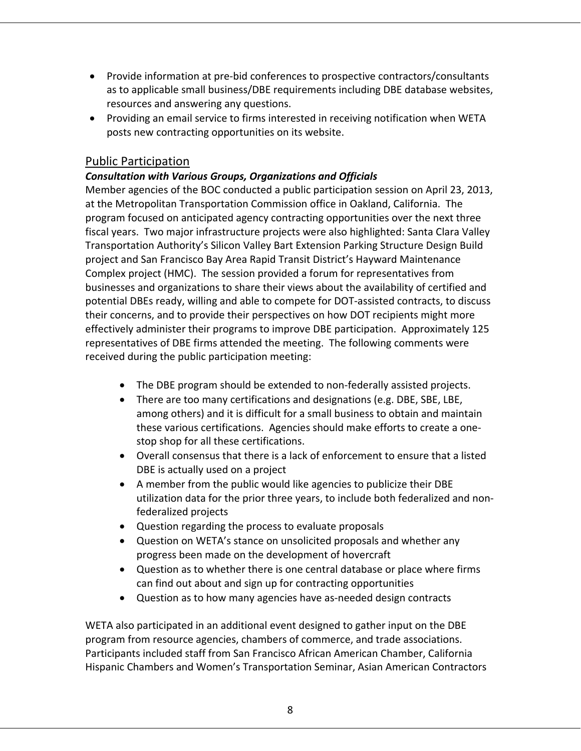- Provide information at pre-bid conferences to prospective contractors/consultants as to applicable small business/DBE requirements including DBE database websites, resources and answering any questions.
- Providing an email service to firms interested in receiving notification when WETA posts new contracting opportunities on its website.

## Public Participation

***Consultation with Various Groups, Organizations and Officials***

Member agencies of the BOC conducted a public participation session on April 23, 2013, at the Metropolitan Transportation Commission office in Oakland, California. The program focused on anticipated agency contracting opportunities over the next three fiscal years. Two major infrastructure projects were also highlighted: Santa Clara Valley Transportation Authority's Silicon Valley Bart Extension Parking Structure Design Build project and San Francisco Bay Area Rapid Transit District's Hayward Maintenance Complex project (HMC). The session provided a forum for representatives from businesses and organizations to share their views about the availability of certified and potential DBEs ready, willing and able to compete for DOT-assisted contracts, to discuss their concerns, and to provide their perspectives on how DOT recipients might more effectively administer their programs to improve DBE participation. Approximately 125 representatives of DBE firms attended the meeting. The following comments were received during the public participation meeting:

- The DBE program should be extended to non-federally assisted projects.
- There are too many certifications and designations (e.g. DBE, SBE, LBE, among others) and it is difficult for a small business to obtain and maintain these various certifications. Agencies should make efforts to create a one-stop shop for all these certifications.
- Overall consensus that there is a lack of enforcement to ensure that a listed DBE is actually used on a project
- A member from the public would like agencies to publicize their DBE utilization data for the prior three years, to include both federalized and non-federalized projects
- Question regarding the process to evaluate proposals
- Question on WETA's stance on unsolicited proposals and whether any progress been made on the development of hovercraft
- Question as to whether there is one central database or place where firms can find out about and sign up for contracting opportunities
- Question as to how many agencies have as-needed design contracts

WETA also participated in an additional event designed to gather input on the DBE program from resource agencies, chambers of commerce, and trade associations. Participants included staff from San Francisco African American Chamber, California Hispanic Chambers and Women's Transportation Seminar, Asian American Contractors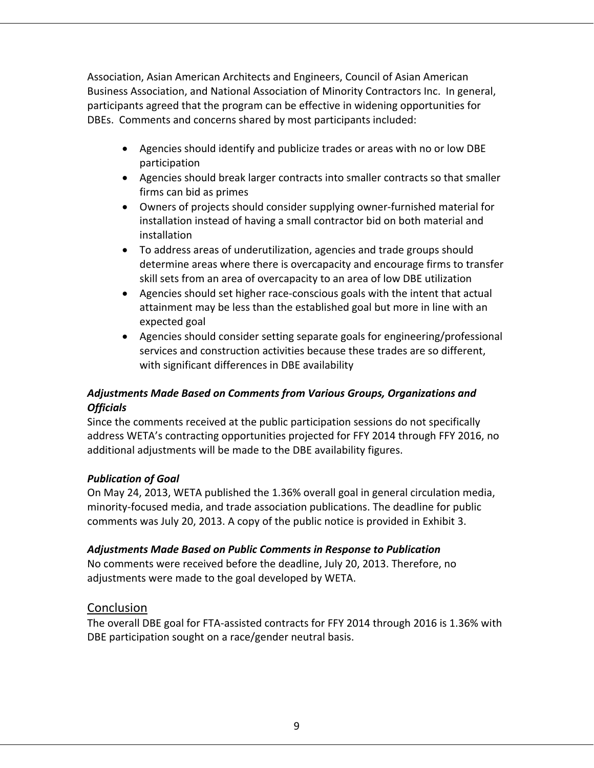Association, Asian American Architects and Engineers, Council of Asian American Business Association, and National Association of Minority Contractors Inc. In general, participants agreed that the program can be effective in widening opportunities for DBEs. Comments and concerns shared by most participants included:

- Agencies should identify and publicize trades or areas with no or low DBE participation
- Agencies should break larger contracts into smaller contracts so that smaller firms can bid as primes
- Owners of projects should consider supplying owner-furnished material for installation instead of having a small contractor bid on both material and installation
- To address areas of underutilization, agencies and trade groups should determine areas where there is overcapacity and encourage firms to transfer skill sets from an area of overcapacity to an area of low DBE utilization
- Agencies should set higher race-conscious goals with the intent that actual attainment may be less than the established goal but more in line with an expected goal
- Agencies should consider setting separate goals for engineering/professional services and construction activities because these trades are so different, with significant differences in DBE availability

***Adjustments Made Based on Comments from Various Groups, Organizations and Officials***

Since the comments received at the public participation sessions do not specifically address WETA's contracting opportunities projected for FFY 2014 through FFY 2016, no additional adjustments will be made to the DBE availability figures.

***Publication of Goal***

On May 24, 2013, WETA published the 1.36% overall goal in general circulation media, minority-focused media, and trade association publications. The deadline for public comments was July 20, 2013. A copy of the public notice is provided in Exhibit 3.

***Adjustments Made Based on Public Comments in Response to Publication***

No comments were received before the deadline, July 20, 2013. Therefore, no adjustments were made to the goal developed by WETA.

## Conclusion

The overall DBE goal for FTA-assisted contracts for FFY 2014 through 2016 is 1.36% with DBE participation sought on a race/gender neutral basis.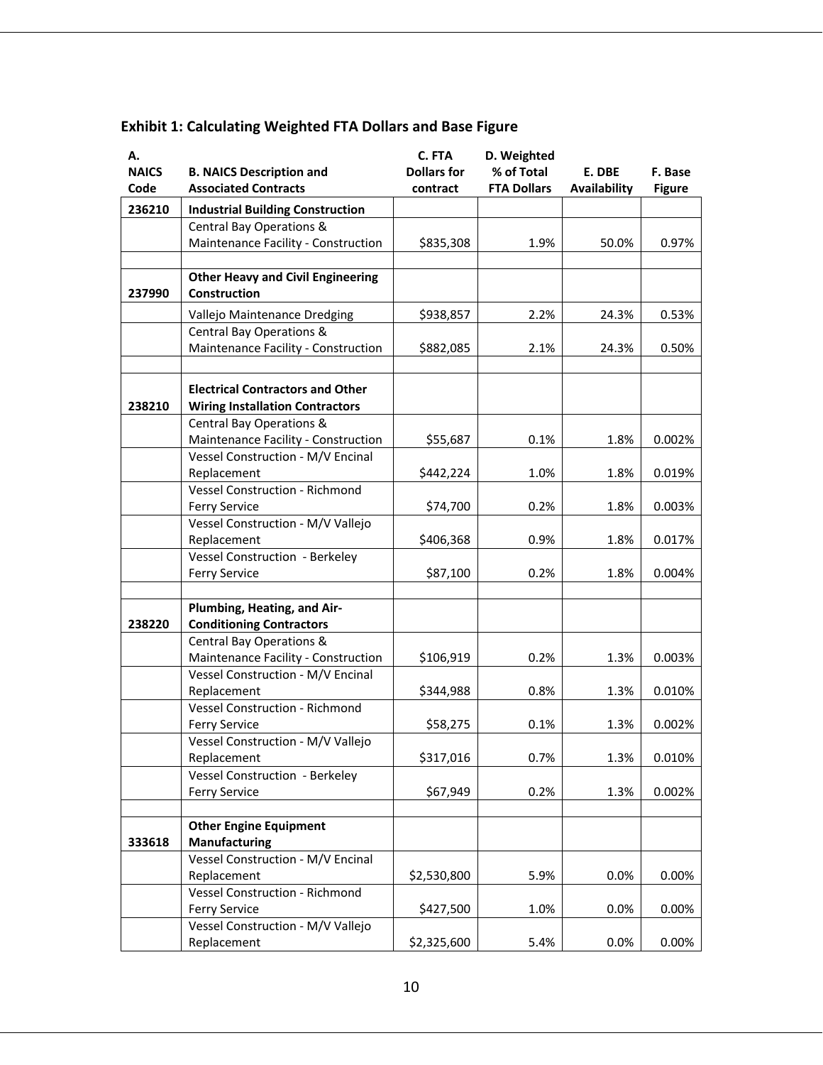**Exhibit 1: Calculating Weighted FTA Dollars and Base Figure**

| A. NAICS Code | B. NAICS Description and Associated Contracts | C. FTA Dollars for contract | D. Weighted % of Total FTA Dollars | E. DBE Availability | F. Base Figure |
|---|---|---|---|---|---|
| 236210 | **Industrial Building Construction** | | | | |
| | Central Bay Operations & Maintenance Facility - Construction | $835,308 | 1.9% | 50.0% | 0.97% |
| | | | | | |
| 237990 | **Other Heavy and Civil Engineering Construction** | | | | |
| | Vallejo Maintenance Dredging | $938,857 | 2.2% | 24.3% | 0.53% |
| | Central Bay Operations & Maintenance Facility - Construction | $882,085 | 2.1% | 24.3% | 0.50% |
| | | | | | |
| 238210 | **Electrical Contractors and Other Wiring Installation Contractors** | | | | |
| | Central Bay Operations & Maintenance Facility - Construction | $55,687 | 0.1% | 1.8% | 0.002% |
| | Vessel Construction - M/V Encinal Replacement | $442,224 | 1.0% | 1.8% | 0.019% |
| | Vessel Construction - Richmond Ferry Service | $74,700 | 0.2% | 1.8% | 0.003% |
| | Vessel Construction - M/V Vallejo Replacement | $406,368 | 0.9% | 1.8% | 0.017% |
| | Vessel Construction - Berkeley Ferry Service | $87,100 | 0.2% | 1.8% | 0.004% |
| | | | | | |
| 238220 | **Plumbing, Heating, and Air-Conditioning Contractors** | | | | |
| | Central Bay Operations & Maintenance Facility - Construction | $106,919 | 0.2% | 1.3% | 0.003% |
| | Vessel Construction - M/V Encinal Replacement | $344,988 | 0.8% | 1.3% | 0.010% |
| | Vessel Construction - Richmond Ferry Service | $58,275 | 0.1% | 1.3% | 0.002% |
| | Vessel Construction - M/V Vallejo Replacement | $317,016 | 0.7% | 1.3% | 0.010% |
| | Vessel Construction - Berkeley Ferry Service | $67,949 | 0.2% | 1.3% | 0.002% |
| | | | | | |
| 333618 | **Other Engine Equipment Manufacturing** | | | | |
| | Vessel Construction - M/V Encinal Replacement | $2,530,800 | 5.9% | 0.0% | 0.00% |
| | Vessel Construction - Richmond Ferry Service | $427,500 | 1.0% | 0.0% | 0.00% |
| | Vessel Construction - M/V Vallejo Replacement | $2,325,600 | 5.4% | 0.0% | 0.00% |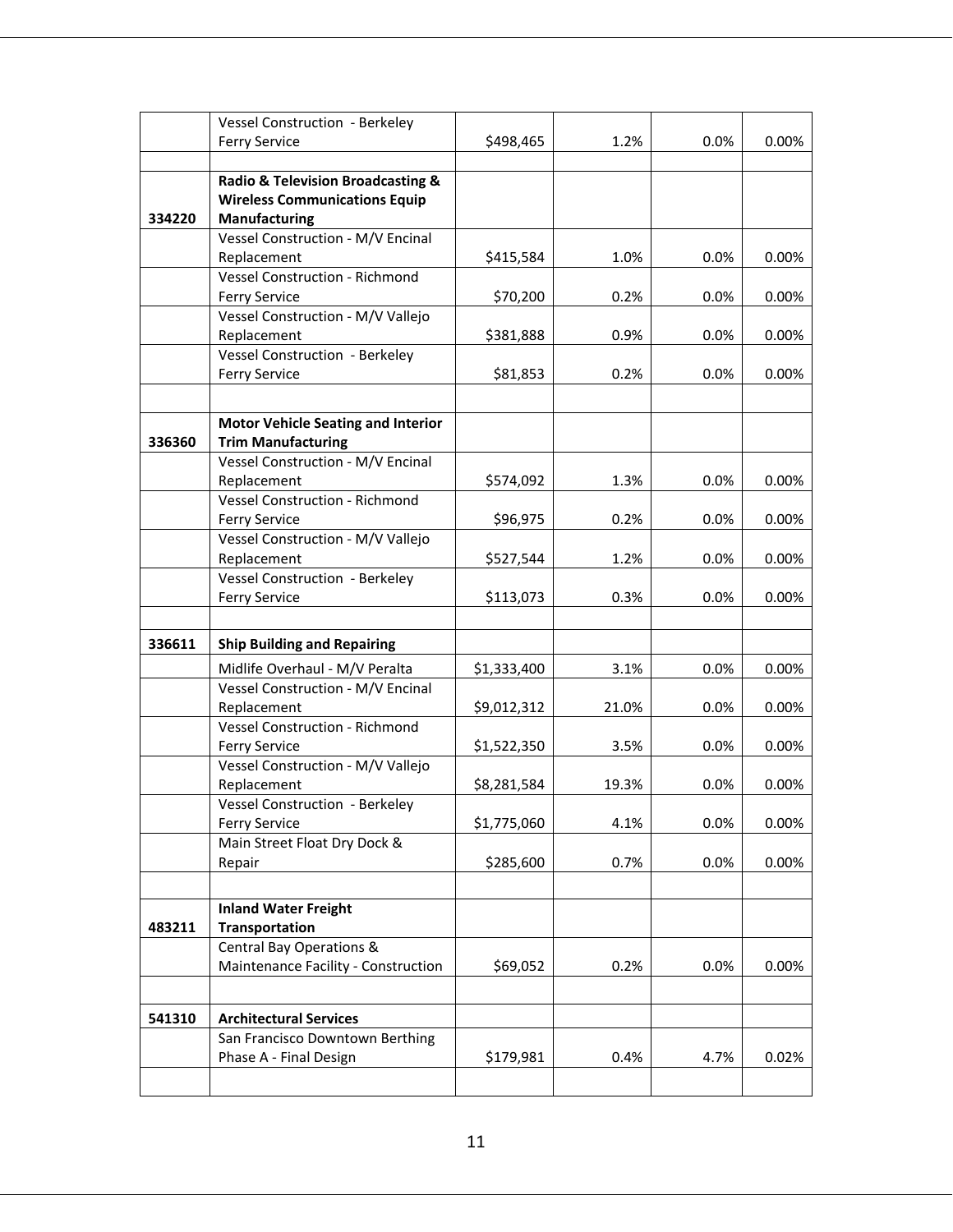| | | | | | |
|---|---|---|---|---|---|
| | Vessel Construction - Berkeley Ferry Service | $498,465 | 1.2% | 0.0% | 0.00% |
| | | | | | |
| 334220 | **Radio & Television Broadcasting & Wireless Communications Equip Manufacturing** | | | | |
| | Vessel Construction - M/V Encinal Replacement | $415,584 | 1.0% | 0.0% | 0.00% |
| | Vessel Construction - Richmond Ferry Service | $70,200 | 0.2% | 0.0% | 0.00% |
| | Vessel Construction - M/V Vallejo Replacement | $381,888 | 0.9% | 0.0% | 0.00% |
| | Vessel Construction - Berkeley Ferry Service | $81,853 | 0.2% | 0.0% | 0.00% |
| | | | | | |
| 336360 | **Motor Vehicle Seating and Interior Trim Manufacturing** | | | | |
| | Vessel Construction - M/V Encinal Replacement | $574,092 | 1.3% | 0.0% | 0.00% |
| | Vessel Construction - Richmond Ferry Service | $96,975 | 0.2% | 0.0% | 0.00% |
| | Vessel Construction - M/V Vallejo Replacement | $527,544 | 1.2% | 0.0% | 0.00% |
| | Vessel Construction - Berkeley Ferry Service | $113,073 | 0.3% | 0.0% | 0.00% |
| | | | | | |
| 336611 | **Ship Building and Repairing** | | | | |
| | Midlife Overhaul - M/V Peralta | $1,333,400 | 3.1% | 0.0% | 0.00% |
| | Vessel Construction - M/V Encinal Replacement | $9,012,312 | 21.0% | 0.0% | 0.00% |
| | Vessel Construction - Richmond Ferry Service | $1,522,350 | 3.5% | 0.0% | 0.00% |
| | Vessel Construction - M/V Vallejo Replacement | $8,281,584 | 19.3% | 0.0% | 0.00% |
| | Vessel Construction - Berkeley Ferry Service | $1,775,060 | 4.1% | 0.0% | 0.00% |
| | Main Street Float Dry Dock & Repair | $285,600 | 0.7% | 0.0% | 0.00% |
| | | | | | |
| 483211 | **Inland Water Freight Transportation** | | | | |
| | Central Bay Operations & Maintenance Facility - Construction | $69,052 | 0.2% | 0.0% | 0.00% |
| | | | | | |
| 541310 | **Architectural Services** | | | | |
| | San Francisco Downtown Berthing Phase A - Final Design | $179,981 | 0.4% | 4.7% | 0.02% |
| | | | | | |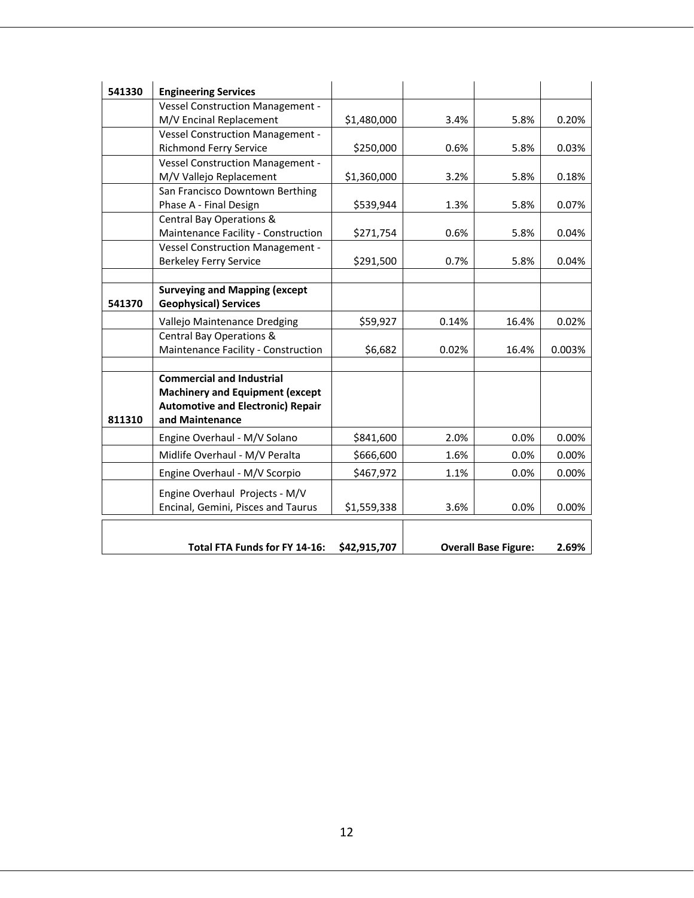| | | | | | |
|---|---|---|---|---|---|
| 541330 | **Engineering Services** | | | | |
| | Vessel Construction Management - M/V Encinal Replacement | $1,480,000 | 3.4% | 5.8% | 0.20% |
| | Vessel Construction Management - Richmond Ferry Service | $250,000 | 0.6% | 5.8% | 0.03% |
| | Vessel Construction Management - M/V Vallejo Replacement | $1,360,000 | 3.2% | 5.8% | 0.18% |
| | San Francisco Downtown Berthing Phase A - Final Design | $539,944 | 1.3% | 5.8% | 0.07% |
| | Central Bay Operations & Maintenance Facility - Construction | $271,754 | 0.6% | 5.8% | 0.04% |
| | Vessel Construction Management - Berkeley Ferry Service | $291,500 | 0.7% | 5.8% | 0.04% |
| | | | | | |
| 541370 | **Surveying and Mapping (except Geophysical) Services** | | | | |
| | Vallejo Maintenance Dredging | $59,927 | 0.14% | 16.4% | 0.02% |
| | Central Bay Operations & Maintenance Facility - Construction | $6,682 | 0.02% | 16.4% | 0.003% |
| | | | | | |
| 811310 | **Commercial and Industrial Machinery and Equipment (except Automotive and Electronic) Repair and Maintenance** | | | | |
| | Engine Overhaul - M/V Solano | $841,600 | 2.0% | 0.0% | 0.00% |
| | Midlife Overhaul - M/V Peralta | $666,600 | 1.6% | 0.0% | 0.00% |
| | Engine Overhaul - M/V Scorpio | $467,972 | 1.1% | 0.0% | 0.00% |
| | Engine Overhaul Projects - M/V Encinal, Gemini, Pisces and Taurus | $1,559,338 | 3.6% | 0.0% | 0.00% |
| | | | | | |
| | **Total FTA Funds for FY 14-16:** | **$42,915,707** | | **Overall Base Figure:** | **2.69%** |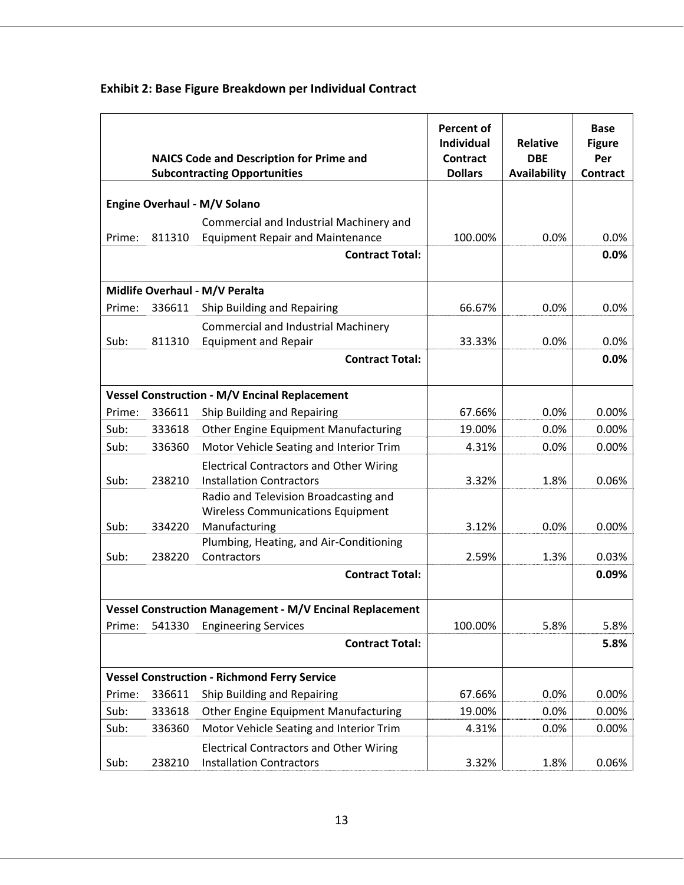**Exhibit 2: Base Figure Breakdown per Individual Contract**

| | | NAICS Code and Description for Prime and Subcontracting Opportunities | Percent of Individual Contract Dollars | Relative DBE Availability | Base Figure Per Contract |
|---|---|---|---|---|---|
| **Engine Overhaul - M/V Solano** | | | | | |
| Prime: | 811310 | Commercial and Industrial Machinery and Equipment Repair and Maintenance | 100.00% | 0.0% | 0.0% |
| | | **Contract Total:** | | | **0.0%** |
| **Midlife Overhaul - M/V Peralta** | | | | | |
| Prime: | 336611 | Ship Building and Repairing | 66.67% | 0.0% | 0.0% |
| Sub: | 811310 | Commercial and Industrial Machinery Equipment and Repair | 33.33% | 0.0% | 0.0% |
| | | **Contract Total:** | | | **0.0%** |
| **Vessel Construction - M/V Encinal Replacement** | | | | | |
| Prime: | 336611 | Ship Building and Repairing | 67.66% | 0.0% | 0.00% |
| Sub: | 333618 | Other Engine Equipment Manufacturing | 19.00% | 0.0% | 0.00% |
| Sub: | 336360 | Motor Vehicle Seating and Interior Trim | 4.31% | 0.0% | 0.00% |
| Sub: | 238210 | Electrical Contractors and Other Wiring Installation Contractors | 3.32% | 1.8% | 0.06% |
| Sub: | 334220 | Radio and Television Broadcasting and Wireless Communications Equipment Manufacturing | 3.12% | 0.0% | 0.00% |
| Sub: | 238220 | Plumbing, Heating, and Air-Conditioning Contractors | 2.59% | 1.3% | 0.03% |
| | | **Contract Total:** | | | **0.09%** |
| **Vessel Construction Management - M/V Encinal Replacement** | | | | | |
| Prime: | 541330 | Engineering Services | 100.00% | 5.8% | 5.8% |
| | | **Contract Total:** | | | **5.8%** |
| **Vessel Construction - Richmond Ferry Service** | | | | | |
| Prime: | 336611 | Ship Building and Repairing | 67.66% | 0.0% | 0.00% |
| Sub: | 333618 | Other Engine Equipment Manufacturing | 19.00% | 0.0% | 0.00% |
| Sub: | 336360 | Motor Vehicle Seating and Interior Trim | 4.31% | 0.0% | 0.00% |
| Sub: | 238210 | Electrical Contractors and Other Wiring Installation Contractors | 3.32% | 1.8% | 0.06% |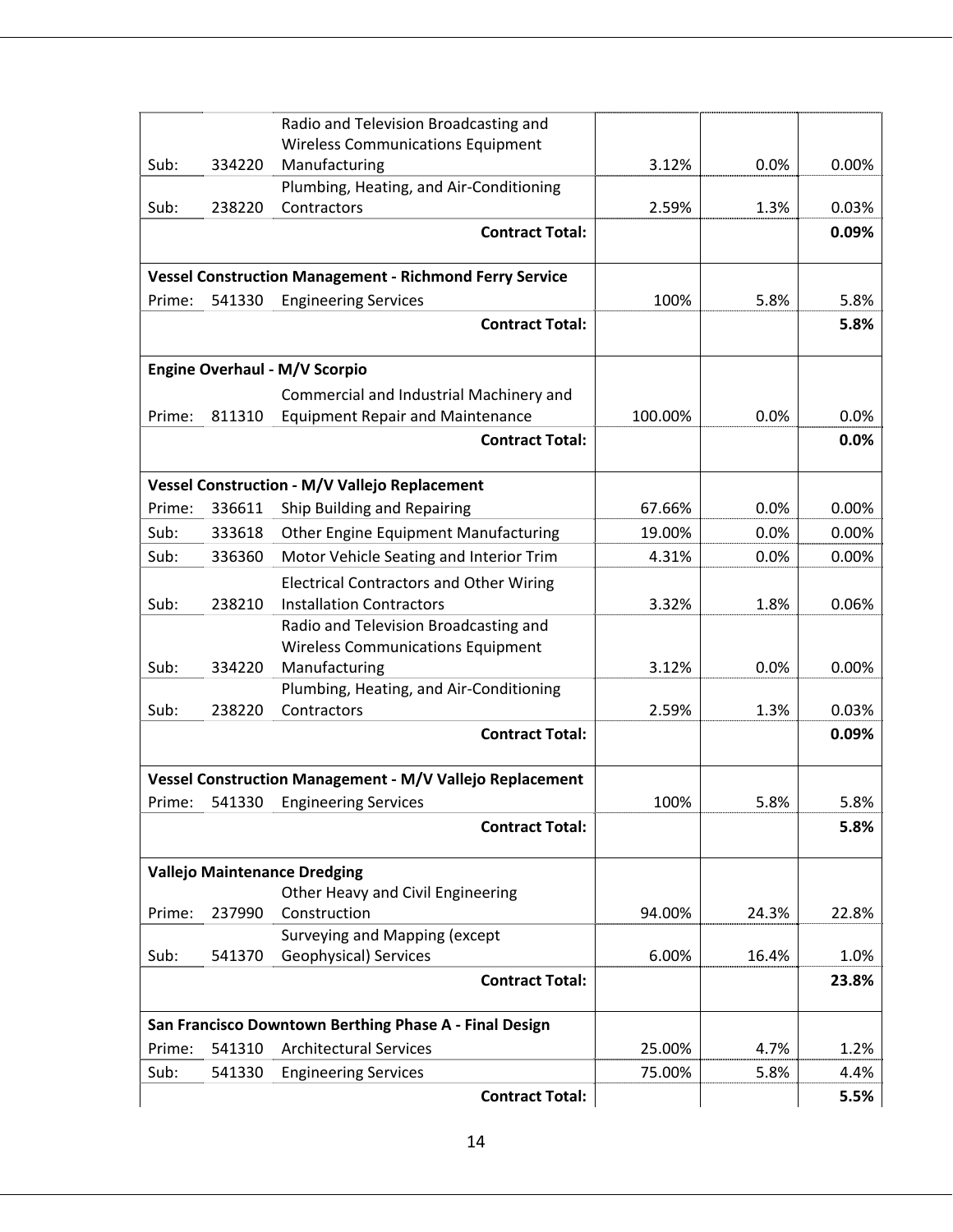| | | | | | |
|---|---|---|---|---|---|
| Sub: | 334220 | Radio and Television Broadcasting and Wireless Communications Equipment Manufacturing | 3.12% | 0.0% | 0.00% |
| Sub: | 238220 | Plumbing, Heating, and Air-Conditioning Contractors | 2.59% | 1.3% | 0.03% |
| | | **Contract Total:** | | | **0.09%** |
| **Vessel Construction Management - Richmond Ferry Service** | | | | | |
| Prime: | 541330 | Engineering Services | 100% | 5.8% | 5.8% |
| | | **Contract Total:** | | | **5.8%** |
| **Engine Overhaul - M/V Scorpio** | | | | | |
| Prime: | 811310 | Commercial and Industrial Machinery and Equipment Repair and Maintenance | 100.00% | 0.0% | 0.0% |
| | | **Contract Total:** | | | **0.0%** |
| **Vessel Construction - M/V Vallejo Replacement** | | | | | |
| Prime: | 336611 | Ship Building and Repairing | 67.66% | 0.0% | 0.00% |
| Sub: | 333618 | Other Engine Equipment Manufacturing | 19.00% | 0.0% | 0.00% |
| Sub: | 336360 | Motor Vehicle Seating and Interior Trim | 4.31% | 0.0% | 0.00% |
| Sub: | 238210 | Electrical Contractors and Other Wiring Installation Contractors | 3.32% | 1.8% | 0.06% |
| Sub: | 334220 | Radio and Television Broadcasting and Wireless Communications Equipment Manufacturing | 3.12% | 0.0% | 0.00% |
| Sub: | 238220 | Plumbing, Heating, and Air-Conditioning Contractors | 2.59% | 1.3% | 0.03% |
| | | **Contract Total:** | | | **0.09%** |
| **Vessel Construction Management - M/V Vallejo Replacement** | | | | | |
| Prime: | 541330 | Engineering Services | 100% | 5.8% | 5.8% |
| | | **Contract Total:** | | | **5.8%** |
| **Vallejo Maintenance Dredging** | | | | | |
| Prime: | 237990 | Other Heavy and Civil Engineering Construction | 94.00% | 24.3% | 22.8% |
| Sub: | 541370 | Surveying and Mapping (except Geophysical) Services | 6.00% | 16.4% | 1.0% |
| | | **Contract Total:** | | | **23.8%** |
| **San Francisco Downtown Berthing Phase A - Final Design** | | | | | |
| Prime: | 541310 | Architectural Services | 25.00% | 4.7% | 1.2% |
| Sub: | 541330 | Engineering Services | 75.00% | 5.8% | 4.4% |
| | | **Contract Total:** | | | **5.5%** |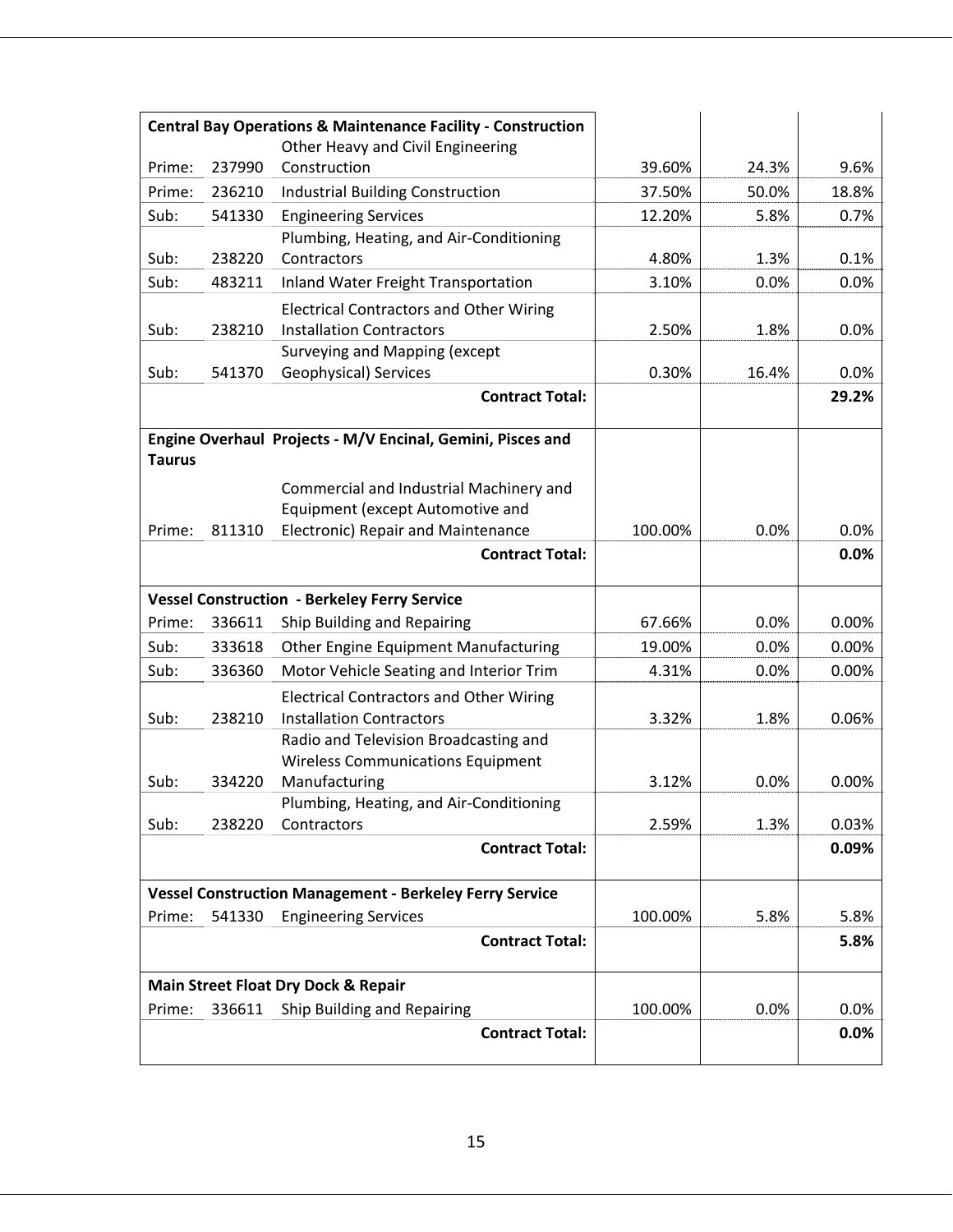| | | | | | |
|---|---|---|---|---|---|
| **Central Bay Operations & Maintenance Facility - Construction** | | | | | |
| Prime: | 237990 | Other Heavy and Civil Engineering Construction | 39.60% | 24.3% | 9.6% |
| Prime: | 236210 | Industrial Building Construction | 37.50% | 50.0% | 18.8% |
| Sub: | 541330 | Engineering Services | 12.20% | 5.8% | 0.7% |
| Sub: | 238220 | Plumbing, Heating, and Air-Conditioning Contractors | 4.80% | 1.3% | 0.1% |
| Sub: | 483211 | Inland Water Freight Transportation | 3.10% | 0.0% | 0.0% |
| Sub: | 238210 | Electrical Contractors and Other Wiring Installation Contractors | 2.50% | 1.8% | 0.0% |
| Sub: | 541370 | Surveying and Mapping (except Geophysical) Services | 0.30% | 16.4% | 0.0% |
| | | **Contract Total:** | | | **29.2%** |
| **Engine Overhaul Projects - M/V Encinal, Gemini, Pisces and Taurus** | | | | | |
| Prime: | 811310 | Commercial and Industrial Machinery and Equipment (except Automotive and Electronic) Repair and Maintenance | 100.00% | 0.0% | 0.0% |
| | | **Contract Total:** | | | **0.0%** |
| **Vessel Construction - Berkeley Ferry Service** | | | | | |
| Prime: | 336611 | Ship Building and Repairing | 67.66% | 0.0% | 0.00% |
| Sub: | 333618 | Other Engine Equipment Manufacturing | 19.00% | 0.0% | 0.00% |
| Sub: | 336360 | Motor Vehicle Seating and Interior Trim | 4.31% | 0.0% | 0.00% |
| Sub: | 238210 | Electrical Contractors and Other Wiring Installation Contractors | 3.32% | 1.8% | 0.06% |
| Sub: | 334220 | Radio and Television Broadcasting and Wireless Communications Equipment Manufacturing | 3.12% | 0.0% | 0.00% |
| Sub: | 238220 | Plumbing, Heating, and Air-Conditioning Contractors | 2.59% | 1.3% | 0.03% |
| | | **Contract Total:** | | | **0.09%** |
| **Vessel Construction Management - Berkeley Ferry Service** | | | | | |
| Prime: | 541330 | Engineering Services | 100.00% | 5.8% | 5.8% |
| | | **Contract Total:** | | | **5.8%** |
| **Main Street Float Dry Dock & Repair** | | | | | |
| Prime: | 336611 | Ship Building and Repairing | 100.00% | 0.0% | 0.0% |
| | | **Contract Total:** | | | **0.0%** |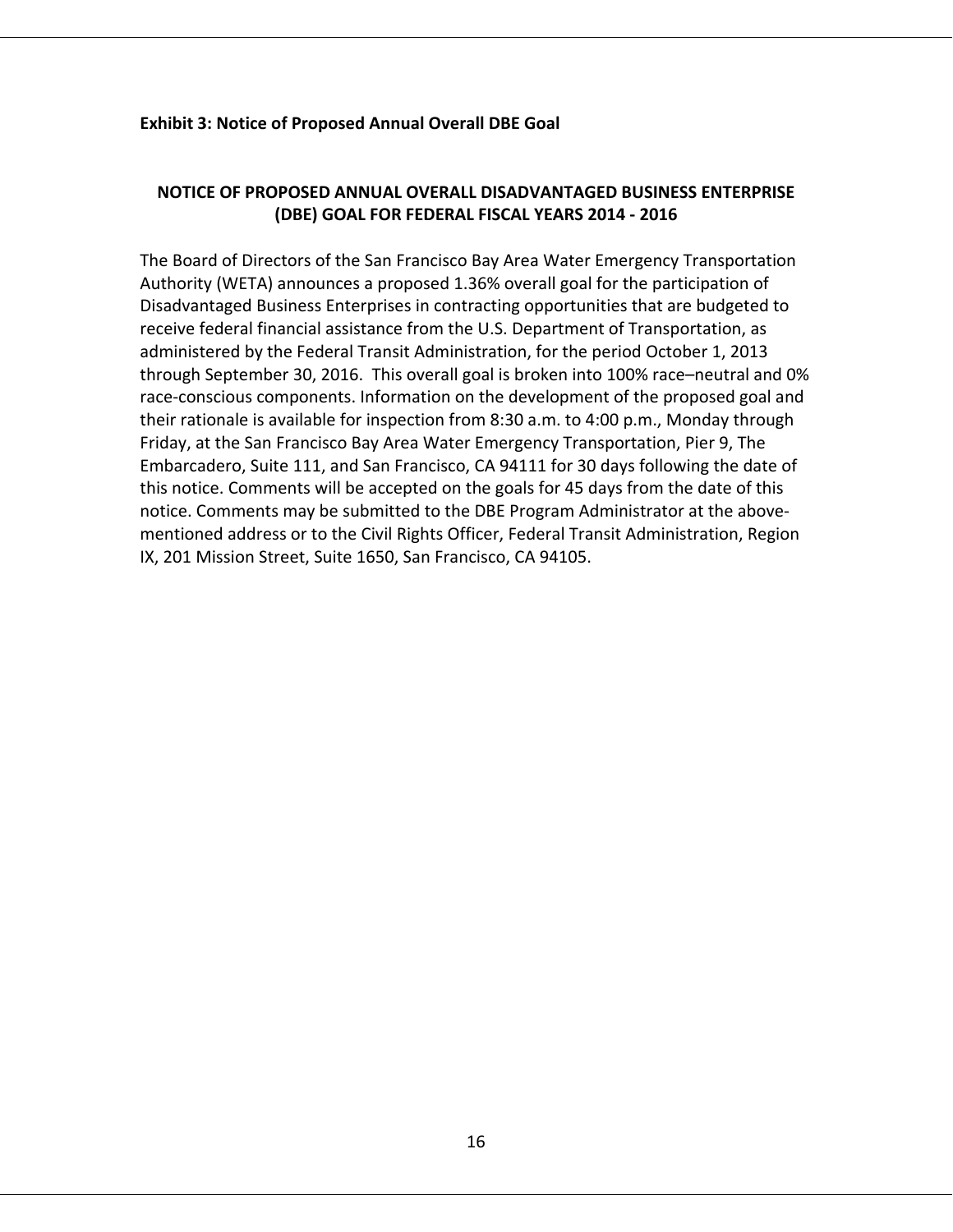**Exhibit 3: Notice of Proposed Annual Overall DBE Goal**

## NOTICE OF PROPOSED ANNUAL OVERALL DISADVANTAGED BUSINESS ENTERPRISE (DBE) GOAL FOR FEDERAL FISCAL YEARS 2014 - 2016

The Board of Directors of the San Francisco Bay Area Water Emergency Transportation Authority (WETA) announces a proposed 1.36% overall goal for the participation of Disadvantaged Business Enterprises in contracting opportunities that are budgeted to receive federal financial assistance from the U.S. Department of Transportation, as administered by the Federal Transit Administration, for the period October 1, 2013 through September 30, 2016. This overall goal is broken into 100% race–neutral and 0% race-conscious components. Information on the development of the proposed goal and their rationale is available for inspection from 8:30 a.m. to 4:00 p.m., Monday through Friday, at the San Francisco Bay Area Water Emergency Transportation, Pier 9, The Embarcadero, Suite 111, and San Francisco, CA 94111 for 30 days following the date of this notice. Comments will be accepted on the goals for 45 days from the date of this notice. Comments may be submitted to the DBE Program Administrator at the above-mentioned address or to the Civil Rights Officer, Federal Transit Administration, Region IX, 201 Mission Street, Suite 1650, San Francisco, CA 94105.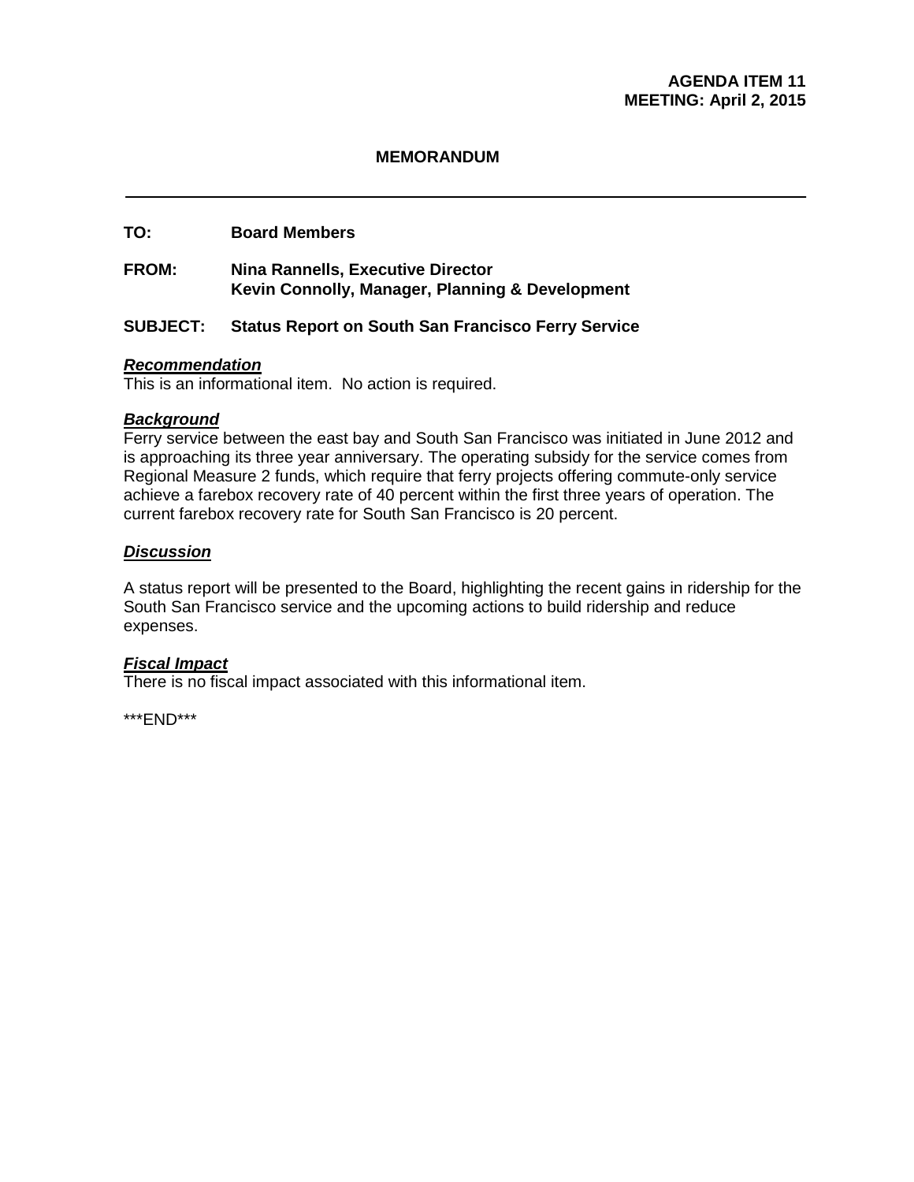**AGENDA ITEM 11**
**MEETING: April 2, 2015**

**MEMORANDUM**

---

**TO:** Board Members

**FROM:** Nina Rannells, Executive Director
Kevin Connolly, Manager, Planning & Development

**SUBJECT:** Status Report on South San Francisco Ferry Service

***Recommendation***

This is an informational item. No action is required.

***Background***

Ferry service between the east bay and South San Francisco was initiated in June 2012 and is approaching its three year anniversary. The operating subsidy for the service comes from Regional Measure 2 funds, which require that ferry projects offering commute-only service achieve a farebox recovery rate of 40 percent within the first three years of operation. The current farebox recovery rate for South San Francisco is 20 percent.

***Discussion***

A status report will be presented to the Board, highlighting the recent gains in ridership for the South San Francisco service and the upcoming actions to build ridership and reduce expenses.

***Fiscal Impact***

There is no fiscal impact associated with this informational item.

***END***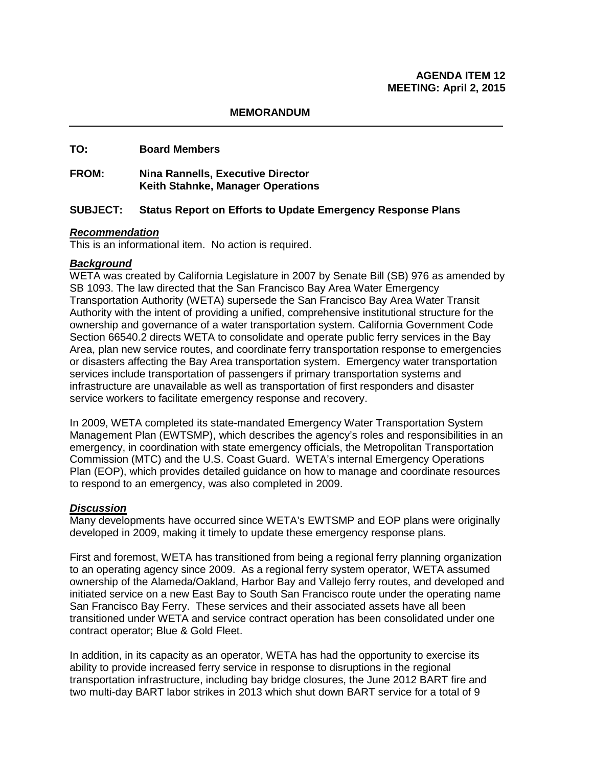**AGENDA ITEM 12**
**MEETING: April 2, 2015**

**MEMORANDUM**

---

**TO:** Board Members

**FROM:** Nina Rannells, Executive Director
Keith Stahnke, Manager Operations

**SUBJECT: Status Report on Efforts to Update Emergency Response Plans**

***Recommendation***

This is an informational item. No action is required.

***Background***

WETA was created by California Legislature in 2007 by Senate Bill (SB) 976 as amended by SB 1093. The law directed that the San Francisco Bay Area Water Emergency Transportation Authority (WETA) supersede the San Francisco Bay Area Water Transit Authority with the intent of providing a unified, comprehensive institutional structure for the ownership and governance of a water transportation system. California Government Code Section 66540.2 directs WETA to consolidate and operate public ferry services in the Bay Area, plan new service routes, and coordinate ferry transportation response to emergencies or disasters affecting the Bay Area transportation system. Emergency water transportation services include transportation of passengers if primary transportation systems and infrastructure are unavailable as well as transportation of first responders and disaster service workers to facilitate emergency response and recovery.

In 2009, WETA completed its state-mandated Emergency Water Transportation System Management Plan (EWTSMP), which describes the agency's roles and responsibilities in an emergency, in coordination with state emergency officials, the Metropolitan Transportation Commission (MTC) and the U.S. Coast Guard. WETA's internal Emergency Operations Plan (EOP), which provides detailed guidance on how to manage and coordinate resources to respond to an emergency, was also completed in 2009.

***Discussion***

Many developments have occurred since WETA's EWTSMP and EOP plans were originally developed in 2009, making it timely to update these emergency response plans.

First and foremost, WETA has transitioned from being a regional ferry planning organization to an operating agency since 2009. As a regional ferry system operator, WETA assumed ownership of the Alameda/Oakland, Harbor Bay and Vallejo ferry routes, and developed and initiated service on a new East Bay to South San Francisco route under the operating name San Francisco Bay Ferry. These services and their associated assets have all been transitioned under WETA and service contract operation has been consolidated under one contract operator; Blue & Gold Fleet.

In addition, in its capacity as an operator, WETA has had the opportunity to exercise its ability to provide increased ferry service in response to disruptions in the regional transportation infrastructure, including bay bridge closures, the June 2012 BART fire and two multi-day BART labor strikes in 2013 which shut down BART service for a total of 9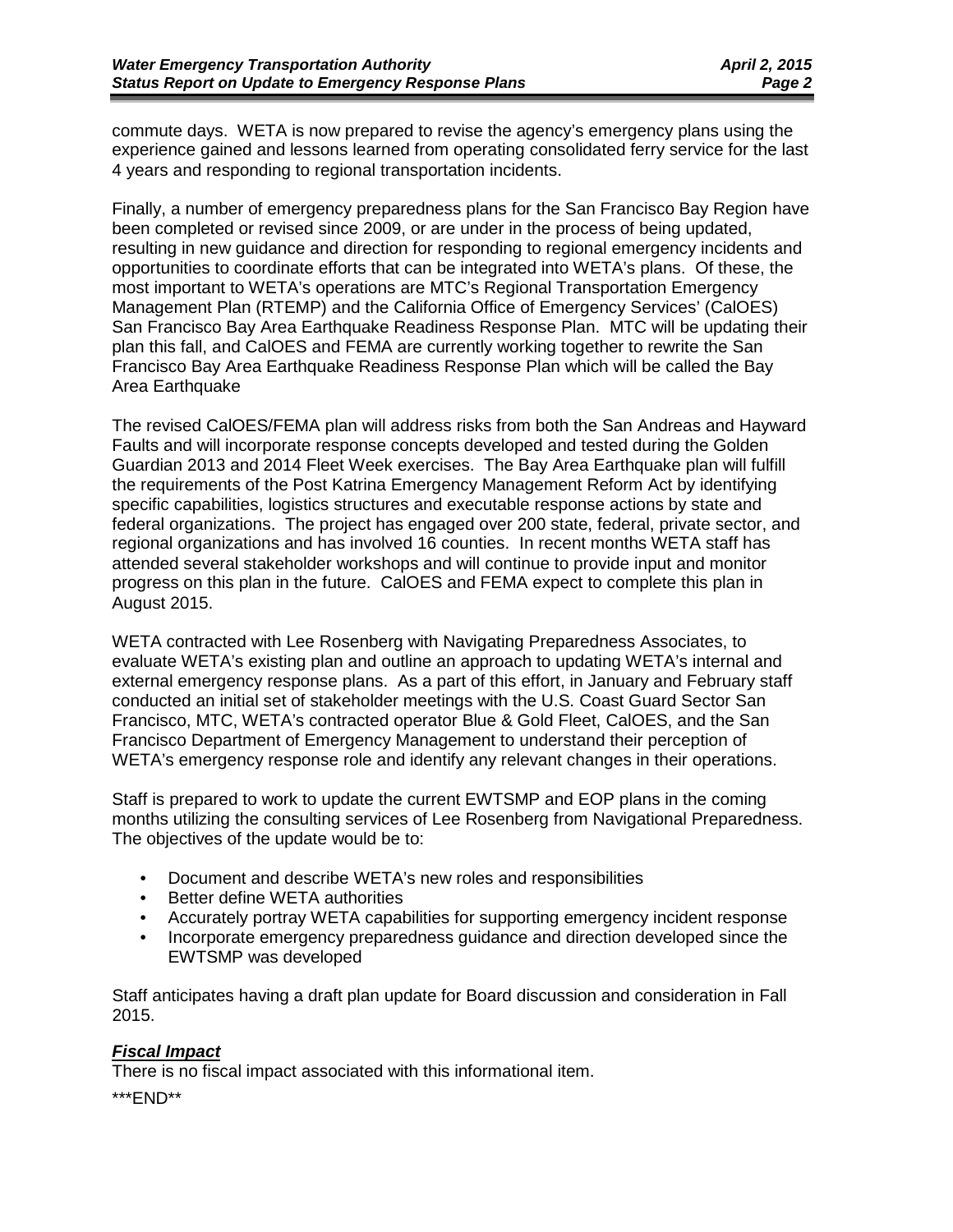commute days. WETA is now prepared to revise the agency's emergency plans using the experience gained and lessons learned from operating consolidated ferry service for the last 4 years and responding to regional transportation incidents.

Finally, a number of emergency preparedness plans for the San Francisco Bay Region have been completed or revised since 2009, or are under in the process of being updated, resulting in new guidance and direction for responding to regional emergency incidents and opportunities to coordinate efforts that can be integrated into WETA's plans. Of these, the most important to WETA's operations are MTC's Regional Transportation Emergency Management Plan (RTEMP) and the California Office of Emergency Services' (CalOES) San Francisco Bay Area Earthquake Readiness Response Plan. MTC will be updating their plan this fall, and CalOES and FEMA are currently working together to rewrite the San Francisco Bay Area Earthquake Readiness Response Plan which will be called the Bay Area Earthquake

The revised CalOES/FEMA plan will address risks from both the San Andreas and Hayward Faults and will incorporate response concepts developed and tested during the Golden Guardian 2013 and 2014 Fleet Week exercises. The Bay Area Earthquake plan will fulfill the requirements of the Post Katrina Emergency Management Reform Act by identifying specific capabilities, logistics structures and executable response actions by state and federal organizations. The project has engaged over 200 state, federal, private sector, and regional organizations and has involved 16 counties. In recent months WETA staff has attended several stakeholder workshops and will continue to provide input and monitor progress on this plan in the future. CalOES and FEMA expect to complete this plan in August 2015.

WETA contracted with Lee Rosenberg with Navigating Preparedness Associates, to evaluate WETA's existing plan and outline an approach to updating WETA's internal and external emergency response plans. As a part of this effort, in January and February staff conducted an initial set of stakeholder meetings with the U.S. Coast Guard Sector San Francisco, MTC, WETA's contracted operator Blue & Gold Fleet, CalOES, and the San Francisco Department of Emergency Management to understand their perception of WETA's emergency response role and identify any relevant changes in their operations.

Staff is prepared to work to update the current EWTSMP and EOP plans in the coming months utilizing the consulting services of Lee Rosenberg from Navigational Preparedness. The objectives of the update would be to:

- Document and describe WETA's new roles and responsibilities
- Better define WETA authorities
- Accurately portray WETA capabilities for supporting emergency incident response
- Incorporate emergency preparedness guidance and direction developed since the EWTSMP was developed

Staff anticipates having a draft plan update for Board discussion and consideration in Fall 2015.

***Fiscal Impact***

There is no fiscal impact associated with this informational item.

\*\*\*END\*\*